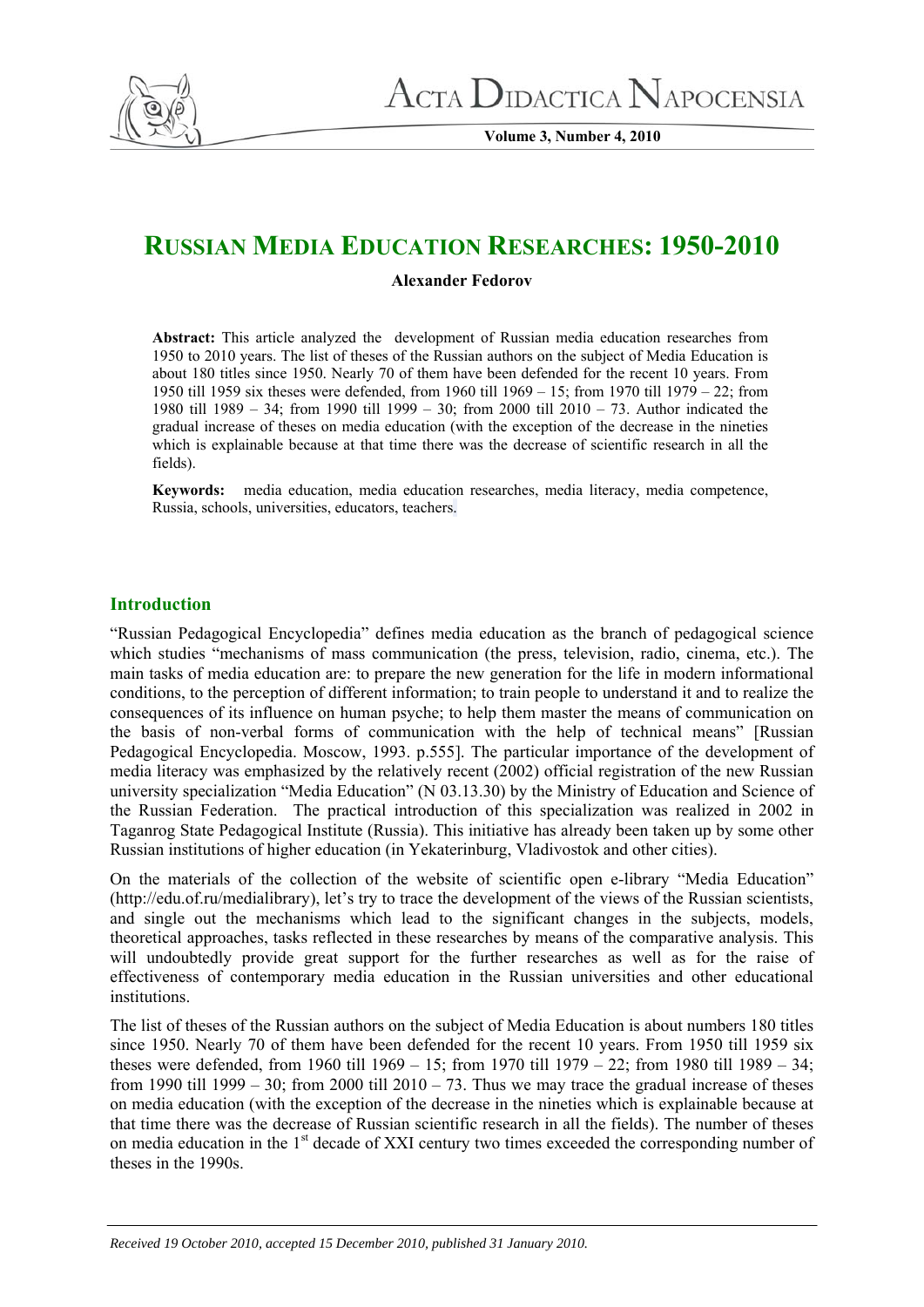# RUSSIAN MEDIA EDUCATION RESEARCHES: 1950-2010

**Alexander Fedorov**

**Abstract:** This article analyzed the development of Russian media education researches from 1950 to 2010 years. The list of theses of the Russian authors on the subject of Media Education is about 180 titles since 1950. Nearly 70 of them have been defended for the recent 10 years. From 1950 till 1959 six theses were defended, from 1960 till 1969 – 15; from 1970 till 1979 – 22; from 1980 till 1989 – 34; from 1990 till 1999 – 30; from 2000 till 2010 – 73. Author indicated the gradual increase of theses on media education (with the exception of the decrease in the nineties which is explainable because at that time there was the decrease of scientific research in all the fields).

**Keywords:** media education, media education researches, media literacy, media competence, Russia, schools, universities, educators, teachers.

## Introduction

"Russian Pedagogical Encyclopedia" defines media education as the branch of pedagogical science which studies "mechanisms of mass communication (the press, television, radio, cinema, etc.). The main tasks of media education are: to prepare the new generation for the life in modern informational conditions, to the perception of different information; to train people to understand it and to realize the consequences of its influence on human psyche; to help them master the means of communication on the basis of non-verbal forms of communication with the help of technical means" [Russian Pedagogical Encyclopedia. Moscow, 1993. p.555]. The particular importance of the development of media literacy was emphasized by the relatively recent (2002) official registration of the new Russian university specialization "Media Education" (N 03.13.30) by the Ministry of Education and Science of the Russian Federation. The practical introduction of this specialization was realized in 2002 in Taganrog State Pedagogical Institute (Russia). This initiative has already been taken up by some other Russian institutions of higher education (in Yekaterinburg, Vladivostok and other cities).

On the materials of the collection of the website of scientific open e-library "Media Education" (http://edu.of.ru/medialibrary), let's try to trace the development of the views of the Russian scientists, and single out the mechanisms which lead to the significant changes in the subjects, models, theoretical approaches, tasks reflected in these researches by means of the comparative analysis. This will undoubtedly provide great support for the further researches as well as for the raise of effectiveness of contemporary media education in the Russian universities and other educational institutions.

The list of theses of the Russian authors on the subject of Media Education is about numbers 180 titles since 1950. Nearly 70 of them have been defended for the recent 10 years. From 1950 till 1959 six theses were defended, from 1960 till 1969 – 15; from 1970 till 1979 – 22; from 1980 till 1989 – 34; from 1990 till 1999 – 30; from 2000 till 2010 – 73. Thus we may trace the gradual increase of theses on media education (with the exception of the decrease in the nineties which is explainable because at that time there was the decrease of Russian scientific research in all the fields). The number of theses on media education in the 1st decade of XXI century two times exceeded the corresponding number of theses in the 1990s.

*Received 19 October 2010, accepted 15 December 2010, published 31 January 2010.*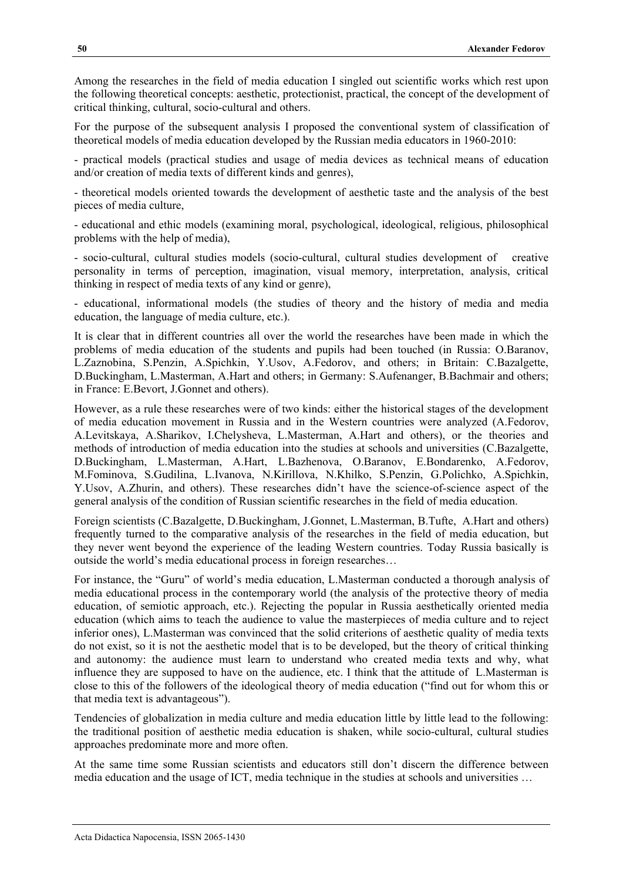Among the researches in the field of media education I singled out scientific works which rest upon the following theoretical concepts: aesthetic, protectionist, practical, the concept of the development of critical thinking, cultural, socio-cultural and others.

For the purpose of the subsequent analysis I proposed the conventional system of classification of theoretical models of media education developed by the Russian media educators in 1960-2010:

- practical models (practical studies and usage of media devices as technical means of education and/or creation of media texts of different kinds and genres),

- theoretical models oriented towards the development of aesthetic taste and the analysis of the best pieces of media culture,

- educational and ethic models (examining moral, psychological, ideological, religious, philosophical problems with the help of media),

- socio-cultural, cultural studies models (socio-cultural, cultural studies development of creative personality in terms of perception, imagination, visual memory, interpretation, analysis, critical thinking in respect of media texts of any kind or genre),

- educational, informational models (the studies of theory and the history of media and media education, the language of media culture, etc.).

It is clear that in different countries all over the world the researches have been made in which the problems of media education of the students and pupils had been touched (in Russia: O.Baranov, L.Zaznobina, S.Penzin, A.Spichkin, Y.Usov, A.Fedorov, and others; in Britain: C.Bazalgette, D.Buckingham, L.Masterman, A.Hart and others; in Germany: S.Aufenanger, B.Bachmair and others; in France: E.Bevort, J.Gonnet and others).

However, as a rule these researches were of two kinds: either the historical stages of the development of media education movement in Russia and in the Western countries were analyzed (A.Fedorov, A.Levitskaya, A.Sharikov, I.Chelysheva, L.Masterman, A.Hart and others), or the theories and methods of introduction of media education into the studies at schools and universities (C.Bazalgette, D.Buckingham, L.Masterman, A.Hart, L.Bazhenova, O.Baranov, E.Bondarenko, A.Fedorov, M.Fominova, S.Gudilina, L.Ivanova, N.Kirillova, N.Khilko, S.Penzin, G.Polichko, A.Spichkin, Y.Usov, A.Zhurin, and others). These researches didn't have the science-of-science aspect of the general analysis of the condition of Russian scientific researches in the field of media education.

Foreign scientists (C.Bazalgette, D.Buckingham, J.Gonnet, L.Masterman, B.Tufte, A.Hart and others) frequently turned to the comparative analysis of the researches in the field of media education, but they never went beyond the experience of the leading Western countries. Today Russia basically is outside the world's media educational process in foreign researches…

For instance, the "Guru" of world's media education, L.Masterman conducted a thorough analysis of media educational process in the contemporary world (the analysis of the protective theory of media education, of semiotic approach, etc.). Rejecting the popular in Russia aesthetically oriented media education (which aims to teach the audience to value the masterpieces of media culture and to reject inferior ones), L.Masterman was convinced that the solid criterions of aesthetic quality of media texts do not exist, so it is not the aesthetic model that is to be developed, but the theory of critical thinking and autonomy: the audience must learn to understand who created media texts and why, what influence they are supposed to have on the audience, etc. I think that the attitude of L.Masterman is close to this of the followers of the ideological theory of media education ("find out for whom this or that media text is advantageous").

Tendencies of globalization in media culture and media education little by little lead to the following: the traditional position of aesthetic media education is shaken, while socio-cultural, cultural studies approaches predominate more and more often.

At the same time some Russian scientists and educators still don't discern the difference between media education and the usage of ICT, media technique in the studies at schools and universities …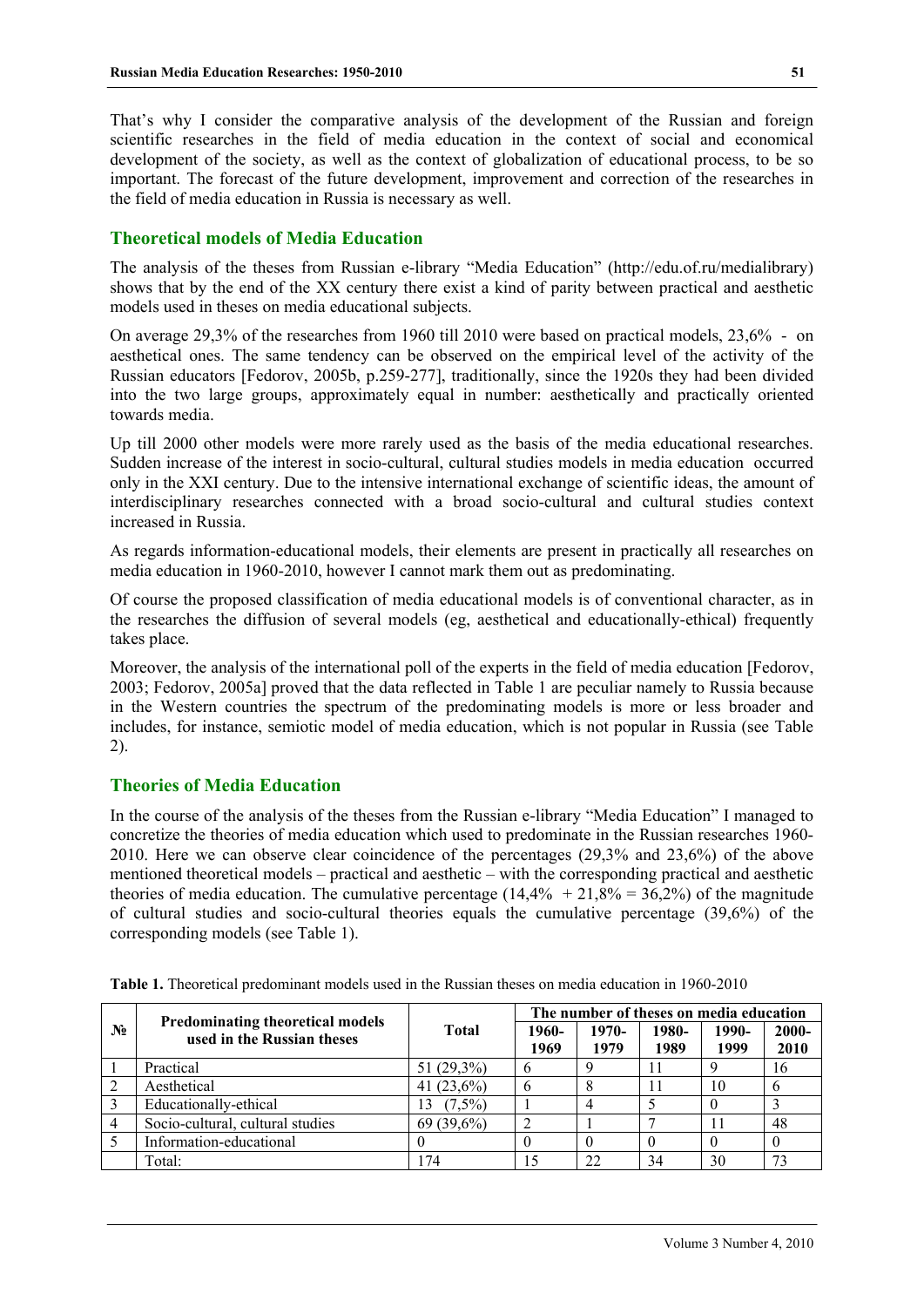That's why I consider the comparative analysis of the development of the Russian and foreign scientific researches in the field of media education in the context of social and economical development of the society, as well as the context of globalization of educational process, to be so important. The forecast of the future development, improvement and correction of the researches in the field of media education in Russia is necessary as well.

## Theoretical models of Media Education

The analysis of the theses from Russian e-library "Media Education" (http://edu.of.ru/medialibrary) shows that by the end of the XX century there exist a kind of parity between practical and aesthetic models used in theses on media educational subjects.

On average 29,3% of the researches from 1960 till 2010 were based on practical models, 23,6% - on aesthetical ones. The same tendency can be observed on the empirical level of the activity of the Russian educators [Fedorov, 2005b, p.259-277], traditionally, since the 1920s they had been divided into the two large groups, approximately equal in number: aesthetically and practically oriented towards media.

Up till 2000 other models were more rarely used as the basis of the media educational researches. Sudden increase of the interest in socio-cultural, cultural studies models in media education occurred only in the XXI century. Due to the intensive international exchange of scientific ideas, the amount of interdisciplinary researches connected with a broad socio-cultural and cultural studies context increased in Russia.

As regards information-educational models, their elements are present in practically all researches on media education in 1960-2010, however I cannot mark them out as predominating.

Of course the proposed classification of media educational models is of conventional character, as in the researches the diffusion of several models (eg, aesthetical and educationally-ethical) frequently takes place.

Moreover, the analysis of the international poll of the experts in the field of media education [Fedorov, 2003; Fedorov, 2005a] proved that the data reflected in Table 1 are peculiar namely to Russia because in the Western countries the spectrum of the predominating models is more or less broader and includes, for instance, semiotic model of media education, which is not popular in Russia (see Table 2).

## Theories of Media Education

In the course of the analysis of the theses from the Russian e-library "Media Education" I managed to concretize the theories of media education which used to predominate in the Russian researches 1960-2010. Here we can observe clear coincidence of the percentages (29,3% and 23,6%) of the above mentioned theoretical models – practical and aesthetic – with the corresponding practical and aesthetic theories of media education. The cumulative percentage (14,4% + 21,8% = 36,2%) of the magnitude of cultural studies and socio-cultural theories equals the cumulative percentage (39,6%) of the corresponding models (see Table 1).

**Table 1.** Theoretical predominant models used in the Russian theses on media education in 1960-2010

| № | Predominating theoretical models used in the Russian theses | Total | The number of theses on media education | | | | |
|---|---|---|---|---|---|---|---|
| | | | 1960-1969 | 1970-1979 | 1980-1989 | 1990-1999 | 2000-2010 |
| 1 | Practical | 51 (29,3%) | 6 | 9 | 11 | 9 | 16 |
| 2 | Aesthetical | 41 (23,6%) | 6 | 8 | 11 | 10 | 6 |
| 3 | Educationally-ethical | 13 (7,5%) | 1 | 4 | 5 | 0 | 3 |
| 4 | Socio-cultural, cultural studies | 69 (39,6%) | 2 | 1 | 7 | 11 | 48 |
| 5 | Information-educational | 0 | 0 | 0 | 0 | 0 | 0 |
| | Total: | 174 | 15 | 22 | 34 | 30 | 73 |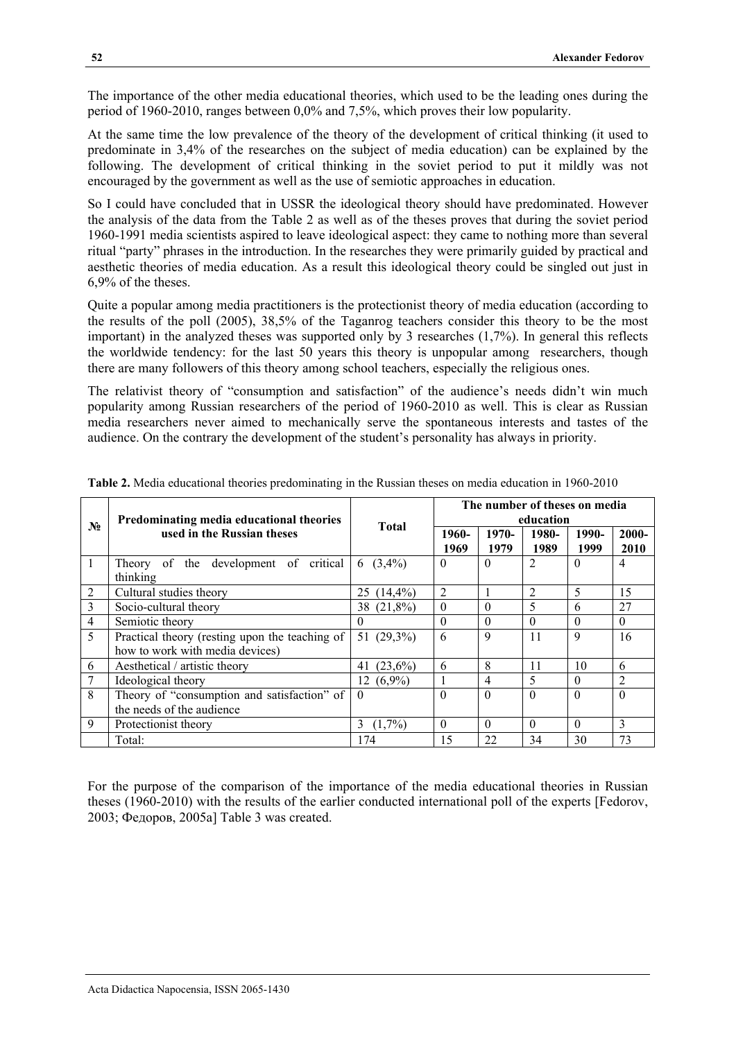The importance of the other media educational theories, which used to be the leading ones during the period of 1960-2010, ranges between 0,0% and 7,5%, which proves their low popularity.

At the same time the low prevalence of the theory of the development of critical thinking (it used to predominate in 3,4% of the researches on the subject of media education) can be explained by the following. The development of critical thinking in the soviet period to put it mildly was not encouraged by the government as well as the use of semiotic approaches in education.

So I could have concluded that in USSR the ideological theory should have predominated. However the analysis of the data from the Table 2 as well as of the theses proves that during the soviet period 1960-1991 media scientists aspired to leave ideological aspect: they came to nothing more than several ritual "party" phrases in the introduction. In the researches they were primarily guided by practical and aesthetic theories of media education. As a result this ideological theory could be singled out just in 6,9% of the theses.

Quite a popular among media practitioners is the protectionist theory of media education (according to the results of the poll (2005), 38,5% of the Taganrog teachers consider this theory to be the most important) in the analyzed theses was supported only by 3 researches (1,7%). In general this reflects the worldwide tendency: for the last 50 years this theory is unpopular among researchers, though there are many followers of this theory among school teachers, especially the religious ones.

The relativist theory of "consumption and satisfaction" of the audience's needs didn't win much popularity among Russian researchers of the period of 1960-2010 as well. This is clear as Russian media researchers never aimed to mechanically serve the spontaneous interests and tastes of the audience. On the contrary the development of the student's personality has always in priority.

**Table 2.** Media educational theories predominating in the Russian theses on media education in 1960-2010

| № | Predominating media educational theories used in the Russian theses | Total | The number of theses on media education | | | | |
|---|---|---|---|---|---|---|---|
| | | | 1960-1969 | 1970-1979 | 1980-1989 | 1990-1999 | 2000-2010 |
| 1 | Theory of the development of critical thinking | 6 (3,4%) | 0 | 0 | 2 | 0 | 4 |
| 2 | Cultural studies theory | 25 (14,4%) | 2 | 1 | 2 | 5 | 15 |
| 3 | Socio-cultural theory | 38 (21,8%) | 0 | 0 | 5 | 6 | 27 |
| 4 | Semiotic theory | 0 | 0 | 0 | 0 | 0 | 0 |
| 5 | Practical theory (resting upon the teaching of how to work with media devices) | 51 (29,3%) | 6 | 9 | 11 | 9 | 16 |
| 6 | Aesthetical / artistic theory | 41 (23,6%) | 6 | 8 | 11 | 10 | 6 |
| 7 | Ideological theory | 12 (6,9%) | 1 | 4 | 5 | 0 | 2 |
| 8 | Theory of "consumption and satisfaction" of the needs of the audience | 0 | 0 | 0 | 0 | 0 | 0 |
| 9 | Protectionist theory | 3 (1,7%) | 0 | 0 | 0 | 0 | 3 |
| | Total: | 174 | 15 | 22 | 34 | 30 | 73 |

For the purpose of the comparison of the importance of the media educational theories in Russian theses (1960-2010) with the results of the earlier conducted international poll of the experts [Fedorov, 2003; Федоров, 2005a] Table 3 was created.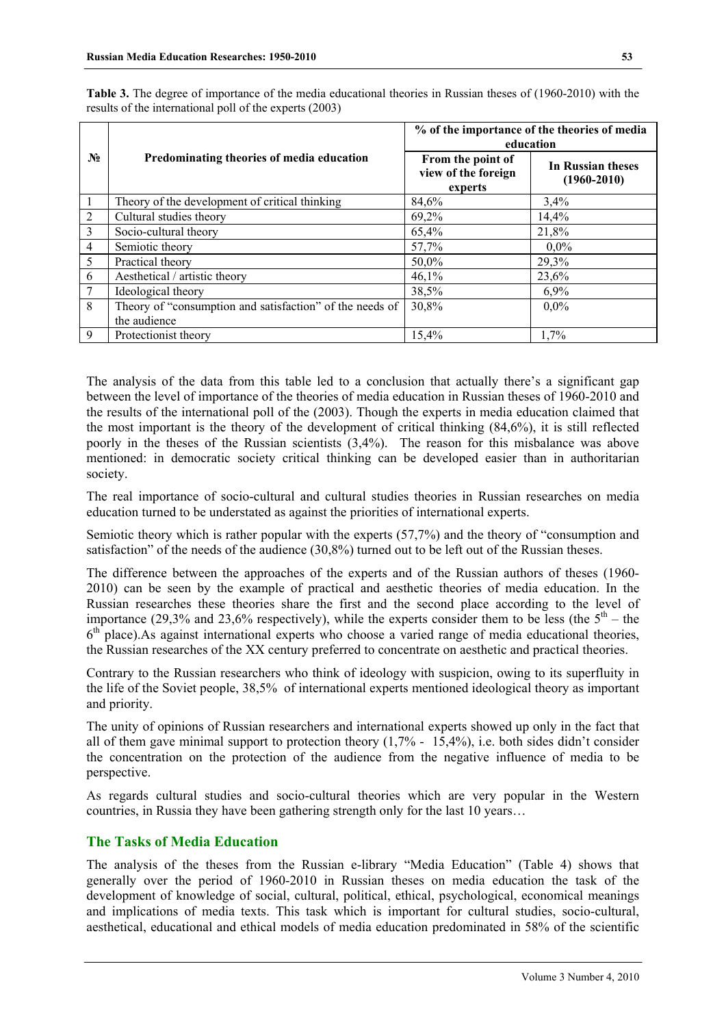**Table 3.** The degree of importance of the media educational theories in Russian theses of (1960-2010) with the results of the international poll of the experts (2003)

| № | Predominating theories of media education | % of the importance of the theories of media education | |
|---|---|---|---|
| | | From the point of view of the foreign experts | In Russian theses (1960-2010) |
| 1 | Theory of the development of critical thinking | 84,6% | 3,4% |
| 2 | Cultural studies theory | 69,2% | 14,4% |
| 3 | Socio-cultural theory | 65,4% | 21,8% |
| 4 | Semiotic theory | 57,7% | 0,0% |
| 5 | Practical theory | 50,0% | 29,3% |
| 6 | Aesthetical / artistic theory | 46,1% | 23,6% |
| 7 | Ideological theory | 38,5% | 6,9% |
| 8 | Theory of "consumption and satisfaction" of the needs of the audience | 30,8% | 0,0% |
| 9 | Protectionist theory | 15,4% | 1,7% |

The analysis of the data from this table led to a conclusion that actually there's a significant gap between the level of importance of the theories of media education in Russian theses of 1960-2010 and the results of the international poll of the (2003). Though the experts in media education claimed that the most important is the theory of the development of critical thinking (84,6%), it is still reflected poorly in the theses of the Russian scientists (3,4%). The reason for this misbalance was above mentioned: in democratic society critical thinking can be developed easier than in authoritarian society.

The real importance of socio-cultural and cultural studies theories in Russian researches on media education turned to be understated as against the priorities of international experts.

Semiotic theory which is rather popular with the experts (57,7%) and the theory of "consumption and satisfaction" of the needs of the audience (30,8%) turned out to be left out of the Russian theses.

The difference between the approaches of the experts and of the Russian authors of theses (1960-2010) can be seen by the example of practical and aesthetic theories of media education. In the Russian researches these theories share the first and the second place according to the level of importance (29,3% and 23,6% respectively), while the experts consider them to be less (the 5th – the 6th place).As against international experts who choose a varied range of media educational theories, the Russian researches of the XX century preferred to concentrate on aesthetic and practical theories.

Contrary to the Russian researchers who think of ideology with suspicion, owing to its superfluity in the life of the Soviet people, 38,5% of international experts mentioned ideological theory as important and priority.

The unity of opinions of Russian researchers and international experts showed up only in the fact that all of them gave minimal support to protection theory (1,7% - 15,4%), i.e. both sides didn't consider the concentration on the protection of the audience from the negative influence of media to be perspective.

As regards cultural studies and socio-cultural theories which are very popular in the Western countries, in Russia they have been gathering strength only for the last 10 years…

## The Tasks of Media Education

The analysis of the theses from the Russian e-library "Media Education" (Table 4) shows that generally over the period of 1960-2010 in Russian theses on media education the task of the development of knowledge of social, cultural, political, ethical, psychological, economical meanings and implications of media texts. This task which is important for cultural studies, socio-cultural, aesthetical, educational and ethical models of media education predominated in 58% of the scientific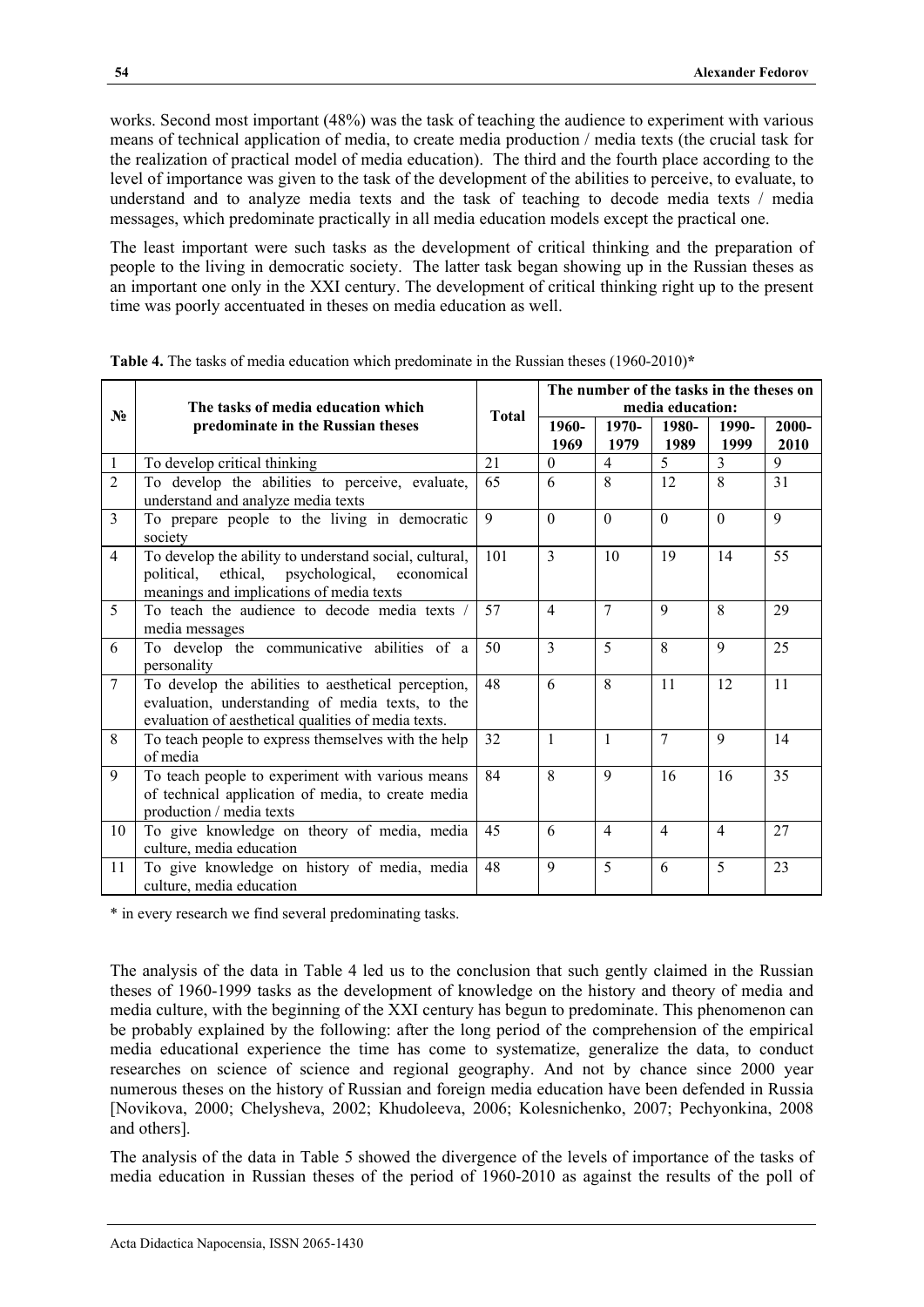works. Second most important (48%) was the task of teaching the audience to experiment with various means of technical application of media, to create media production / media texts (the crucial task for the realization of practical model of media education). The third and the fourth place according to the level of importance was given to the task of the development of the abilities to perceive, to evaluate, to understand and to analyze media texts and the task of teaching to decode media texts / media messages, which predominate practically in all media education models except the practical one.

The least important were such tasks as the development of critical thinking and the preparation of people to the living in democratic society. The latter task began showing up in the Russian theses as an important one only in the XXI century. The development of critical thinking right up to the present time was poorly accentuated in theses on media education as well.

**Table 4.** The tasks of media education which predominate in the Russian theses (1960-2010)*

| № | The tasks of media education which predominate in the Russian theses | Total | The number of the tasks in the theses on media education: | | | | |
|---|---|---|---|---|---|---|---|
| | | | 1960-1969 | 1970-1979 | 1980-1989 | 1990-1999 | 2000-2010 |
| 1 | To develop critical thinking | 21 | 0 | 4 | 5 | 3 | 9 |
| 2 | To develop the abilities to perceive, evaluate, understand and analyze media texts | 65 | 6 | 8 | 12 | 8 | 31 |
| 3 | To prepare people to the living in democratic society | 9 | 0 | 0 | 0 | 0 | 9 |
| 4 | To develop the ability to understand social, cultural, political, ethical, psychological, economical meanings and implications of media texts | 101 | 3 | 10 | 19 | 14 | 55 |
| 5 | To teach the audience to decode media texts / media messages | 57 | 4 | 7 | 9 | 8 | 29 |
| 6 | To develop the communicative abilities of a personality | 50 | 3 | 5 | 8 | 9 | 25 |
| 7 | To develop the abilities to aesthetical perception, evaluation, understanding of media texts, to the evaluation of aesthetical qualities of media texts. | 48 | 6 | 8 | 11 | 12 | 11 |
| 8 | To teach people to express themselves with the help of media | 32 | 1 | 1 | 7 | 9 | 14 |
| 9 | To teach people to experiment with various means of technical application of media, to create media production / media texts | 84 | 8 | 9 | 16 | 16 | 35 |
| 10 | To give knowledge on theory of media, media culture, media education | 45 | 6 | 4 | 4 | 4 | 27 |
| 11 | To give knowledge on history of media, media culture, media education | 48 | 9 | 5 | 6 | 5 | 23 |

* in every research we find several predominating tasks.

The analysis of the data in Table 4 led us to the conclusion that such gently claimed in the Russian theses of 1960-1999 tasks as the development of knowledge on the history and theory of media and media culture, with the beginning of the XXI century has begun to predominate. This phenomenon can be probably explained by the following: after the long period of the comprehension of the empirical media educational experience the time has come to systematize, generalize the data, to conduct researches on science of science and regional geography. And not by chance since 2000 year numerous theses on the history of Russian and foreign media education have been defended in Russia [Novikova, 2000; Chelysheva, 2002; Khudoleeva, 2006; Kolesnichenko, 2007; Pechyonkina, 2008 and others].

The analysis of the data in Table 5 showed the divergence of the levels of importance of the tasks of media education in Russian theses of the period of 1960-2010 as against the results of the poll of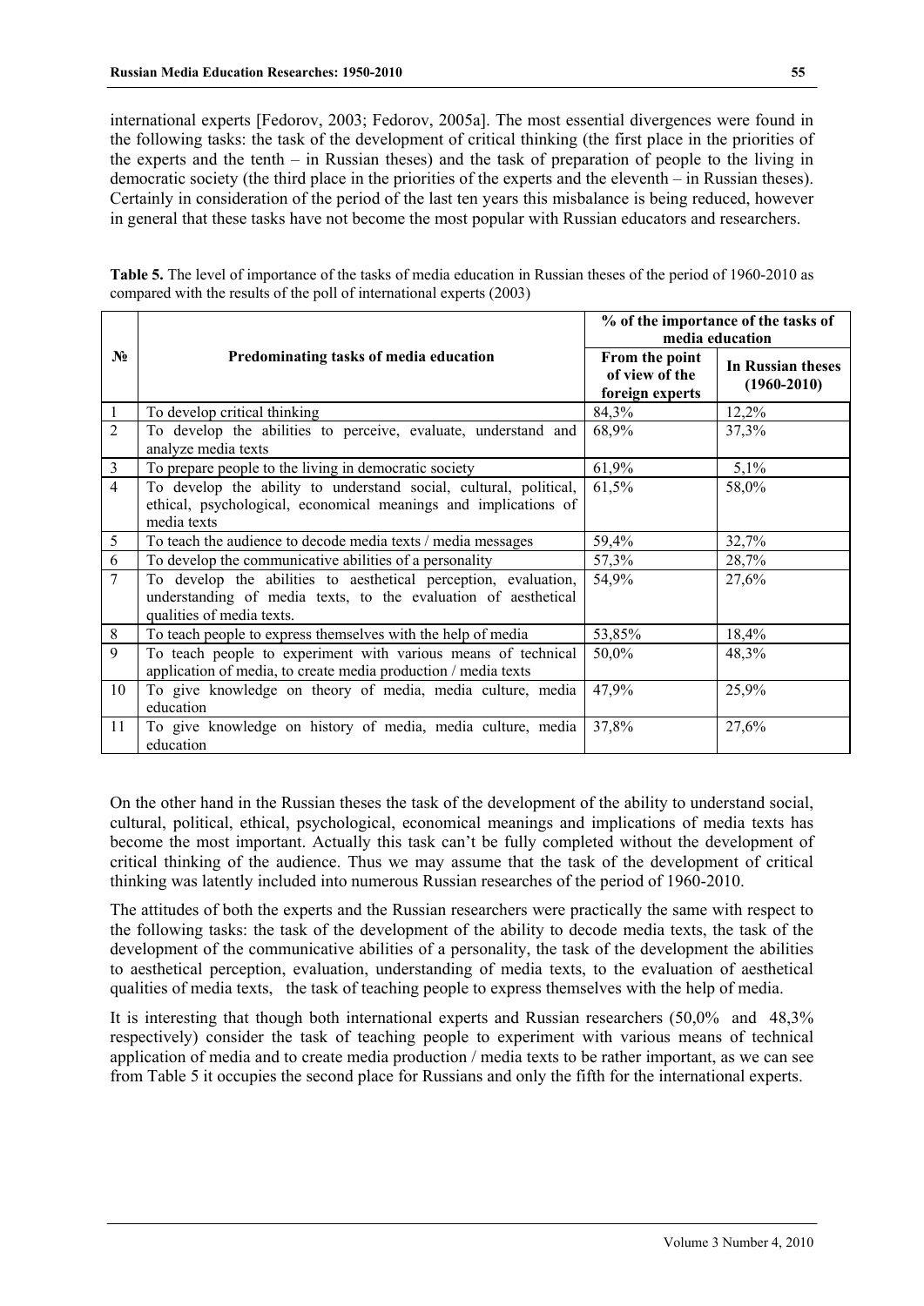international experts [Fedorov, 2003; Fedorov, 2005a]. The most essential divergences were found in the following tasks: the task of the development of critical thinking (the first place in the priorities of the experts and the tenth – in Russian theses) and the task of preparation of people to the living in democratic society (the third place in the priorities of the experts and the eleventh – in Russian theses). Certainly in consideration of the period of the last ten years this misbalance is being reduced, however in general that these tasks have not become the most popular with Russian educators and researchers.

**Table 5.** The level of importance of the tasks of media education in Russian theses of the period of 1960-2010 as compared with the results of the poll of international experts (2003)

| № | Predominating tasks of media education | % of the importance of the tasks of media education | |
|---|---|---|---|
| | | From the point of view of the foreign experts | In Russian theses (1960-2010) |
| 1 | To develop critical thinking | 84,3% | 12,2% |
| 2 | To develop the abilities to perceive, evaluate, understand and analyze media texts | 68,9% | 37,3% |
| 3 | To prepare people to the living in democratic society | 61,9% | 5,1% |
| 4 | To develop the ability to understand social, cultural, political, ethical, psychological, economical meanings and implications of media texts | 61,5% | 58,0% |
| 5 | To teach the audience to decode media texts / media messages | 59,4% | 32,7% |
| 6 | To develop the communicative abilities of a personality | 57,3% | 28,7% |
| 7 | To develop the abilities to aesthetical perception, evaluation, understanding of media texts, to the evaluation of aesthetical qualities of media texts. | 54,9% | 27,6% |
| 8 | To teach people to express themselves with the help of media | 53,85% | 18,4% |
| 9 | To teach people to experiment with various means of technical application of media, to create media production / media texts | 50,0% | 48,3% |
| 10 | To give knowledge on theory of media, media culture, media education | 47,9% | 25,9% |
| 11 | To give knowledge on history of media, media culture, media education | 37,8% | 27,6% |

On the other hand in the Russian theses the task of the development of the ability to understand social, cultural, political, ethical, psychological, economical meanings and implications of media texts has become the most important. Actually this task can't be fully completed without the development of critical thinking of the audience. Thus we may assume that the task of the development of critical thinking was latently included into numerous Russian researches of the period of 1960-2010.

The attitudes of both the experts and the Russian researchers were practically the same with respect to the following tasks: the task of the development of the ability to decode media texts, the task of the development of the communicative abilities of a personality, the task of the development the abilities to aesthetical perception, evaluation, understanding of media texts, to the evaluation of aesthetical qualities of media texts, the task of teaching people to express themselves with the help of media.

It is interesting that though both international experts and Russian researchers (50,0% and 48,3% respectively) consider the task of teaching people to experiment with various means of technical application of media and to create media production / media texts to be rather important, as we can see from Table 5 it occupies the second place for Russians and only the fifth for the international experts.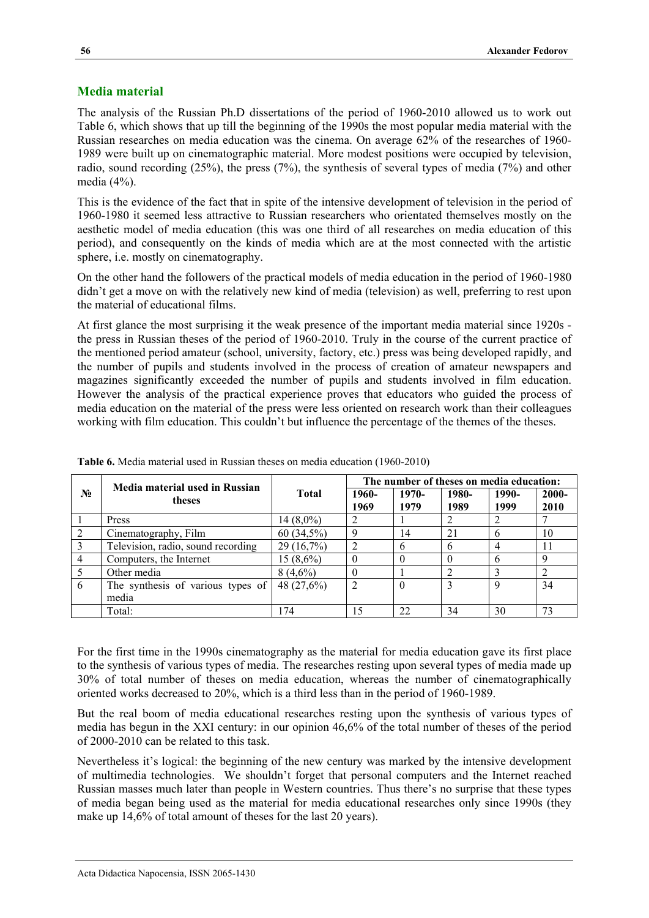## Media material

The analysis of the Russian Ph.D dissertations of the period of 1960-2010 allowed us to work out Table 6, which shows that up till the beginning of the 1990s the most popular media material with the Russian researches on media education was the cinema. On average 62% of the researches of 1960-1989 were built up on cinematographic material. More modest positions were occupied by television, radio, sound recording (25%), the press (7%), the synthesis of several types of media (7%) and other media (4%).

This is the evidence of the fact that in spite of the intensive development of television in the period of 1960-1980 it seemed less attractive to Russian researchers who orientated themselves mostly on the aesthetic model of media education (this was one third of all researches on media education of this period), and consequently on the kinds of media which are at the most connected with the artistic sphere, i.e. mostly on cinematography.

On the other hand the followers of the practical models of media education in the period of 1960-1980 didn't get a move on with the relatively new kind of media (television) as well, preferring to rest upon the material of educational films.

At first glance the most surprising it the weak presence of the important media material since 1920s - the press in Russian theses of the period of 1960-2010. Truly in the course of the current practice of the mentioned period amateur (school, university, factory, etc.) press was being developed rapidly, and the number of pupils and students involved in the process of creation of amateur newspapers and magazines significantly exceeded the number of pupils and students involved in film education. However the analysis of the practical experience proves that educators who guided the process of media education on the material of the press were less oriented on research work than their colleagues working with film education. This couldn't but influence the percentage of the themes of the theses.

**Table 6.** Media material used in Russian theses on media education (1960-2010)

| № | Media material used in Russian theses | Total | The number of theses on media education: | | | | |
|---|---|---|---|---|---|---|---|
| | | | 1960-1969 | 1970-1979 | 1980-1989 | 1990-1999 | 2000-2010 |
| 1 | Press | 14 (8,0%) | 2 | 1 | 2 | 2 | 7 |
| 2 | Cinematography, Film | 60 (34,5%) | 9 | 14 | 21 | 6 | 10 |
| 3 | Television, radio, sound recording | 29 (16,7%) | 2 | 6 | 6 | 4 | 11 |
| 4 | Computers, the Internet | 15 (8,6%) | 0 | 0 | 0 | 6 | 9 |
| 5 | Other media | 8 (4,6%) | 0 | 1 | 2 | 3 | 2 |
| 6 | The synthesis of various types of media | 48 (27,6%) | 2 | 0 | 3 | 9 | 34 |
| | Total: | 174 | 15 | 22 | 34 | 30 | 73 |

For the first time in the 1990s cinematography as the material for media education gave its first place to the synthesis of various types of media. The researches resting upon several types of media made up 30% of total number of theses on media education, whereas the number of cinematographically oriented works decreased to 20%, which is a third less than in the period of 1960-1989.

But the real boom of media educational researches resting upon the synthesis of various types of media has begun in the XXI century: in our opinion 46,6% of the total number of theses of the period of 2000-2010 can be related to this task.

Nevertheless it's logical: the beginning of the new century was marked by the intensive development of multimedia technologies. We shouldn't forget that personal computers and the Internet reached Russian masses much later than people in Western countries. Thus there's no surprise that these types of media began being used as the material for media educational researches only since 1990s (they make up 14,6% of total amount of theses for the last 20 years).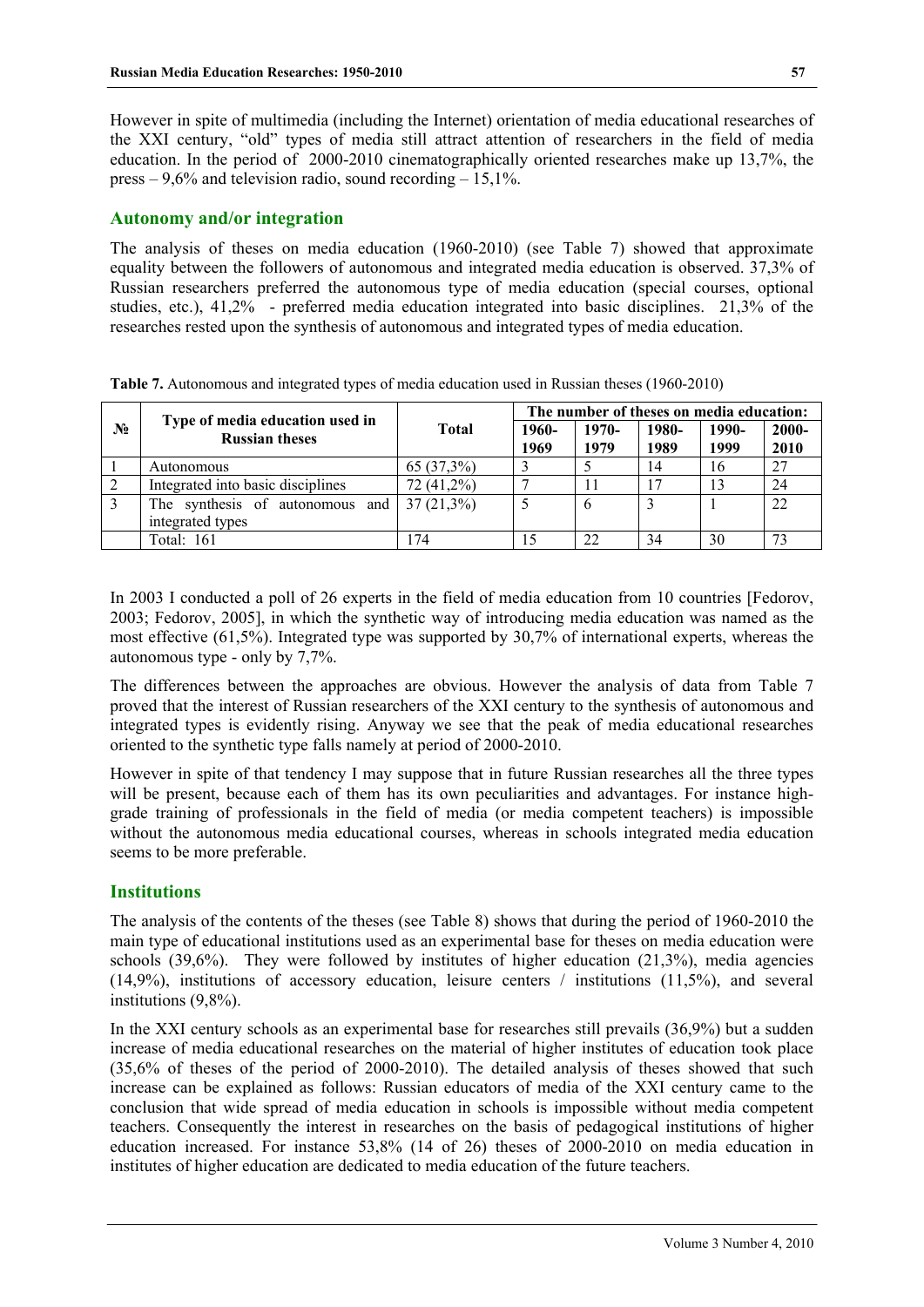However in spite of multimedia (including the Internet) orientation of media educational researches of the XXI century, "old" types of media still attract attention of researchers in the field of media education. In the period of 2000-2010 cinematographically oriented researches make up 13,7%, the press – 9,6% and television radio, sound recording – 15,1%.

## Autonomy and/or integration

The analysis of theses on media education (1960-2010) (see Table 7) showed that approximate equality between the followers of autonomous and integrated media education is observed. 37,3% of Russian researchers preferred the autonomous type of media education (special courses, optional studies, etc.), 41,2% - preferred media education integrated into basic disciplines. 21,3% of the researches rested upon the synthesis of autonomous and integrated types of media education.

**Table 7.** Autonomous and integrated types of media education used in Russian theses (1960-2010)

| № | Type of media education used in Russian theses | Total | The number of theses on media education: | | | | |
|---|---|---|---|---|---|---|---|
| | | | 1960-1969 | 1970-1979 | 1980-1989 | 1990-1999 | 2000-2010 |
| 1 | Autonomous | 65 (37,3%) | 3 | 5 | 14 | 16 | 27 |
| 2 | Integrated into basic disciplines | 72 (41,2%) | 7 | 11 | 17 | 13 | 24 |
| 3 | The synthesis of autonomous and integrated types | 37 (21,3%) | 5 | 6 | 3 | 1 | 22 |
| | Total: 161 | 174 | 15 | 22 | 34 | 30 | 73 |

In 2003 I conducted a poll of 26 experts in the field of media education from 10 countries [Fedorov, 2003; Fedorov, 2005], in which the synthetic way of introducing media education was named as the most effective (61,5%). Integrated type was supported by 30,7% of international experts, whereas the autonomous type - only by 7,7%.

The differences between the approaches are obvious. However the analysis of data from Table 7 proved that the interest of Russian researchers of the XXI century to the synthesis of autonomous and integrated types is evidently rising. Anyway we see that the peak of media educational researches oriented to the synthetic type falls namely at period of 2000-2010.

However in spite of that tendency I may suppose that in future Russian researches all the three types will be present, because each of them has its own peculiarities and advantages. For instance high-grade training of professionals in the field of media (or media competent teachers) is impossible without the autonomous media educational courses, whereas in schools integrated media education seems to be more preferable.

## Institutions

The analysis of the contents of the theses (see Table 8) shows that during the period of 1960-2010 the main type of educational institutions used as an experimental base for theses on media education were schools (39,6%). They were followed by institutes of higher education (21,3%), media agencies (14,9%), institutions of accessory education, leisure centers / institutions (11,5%), and several institutions (9,8%).

In the XXI century schools as an experimental base for researches still prevails (36,9%) but a sudden increase of media educational researches on the material of higher institutes of education took place (35,6% of theses of the period of 2000-2010). The detailed analysis of theses showed that such increase can be explained as follows: Russian educators of media of the XXI century came to the conclusion that wide spread of media education in schools is impossible without media competent teachers. Consequently the interest in researches on the basis of pedagogical institutions of higher education increased. For instance 53,8% (14 of 26) theses of 2000-2010 on media education in institutes of higher education are dedicated to media education of the future teachers.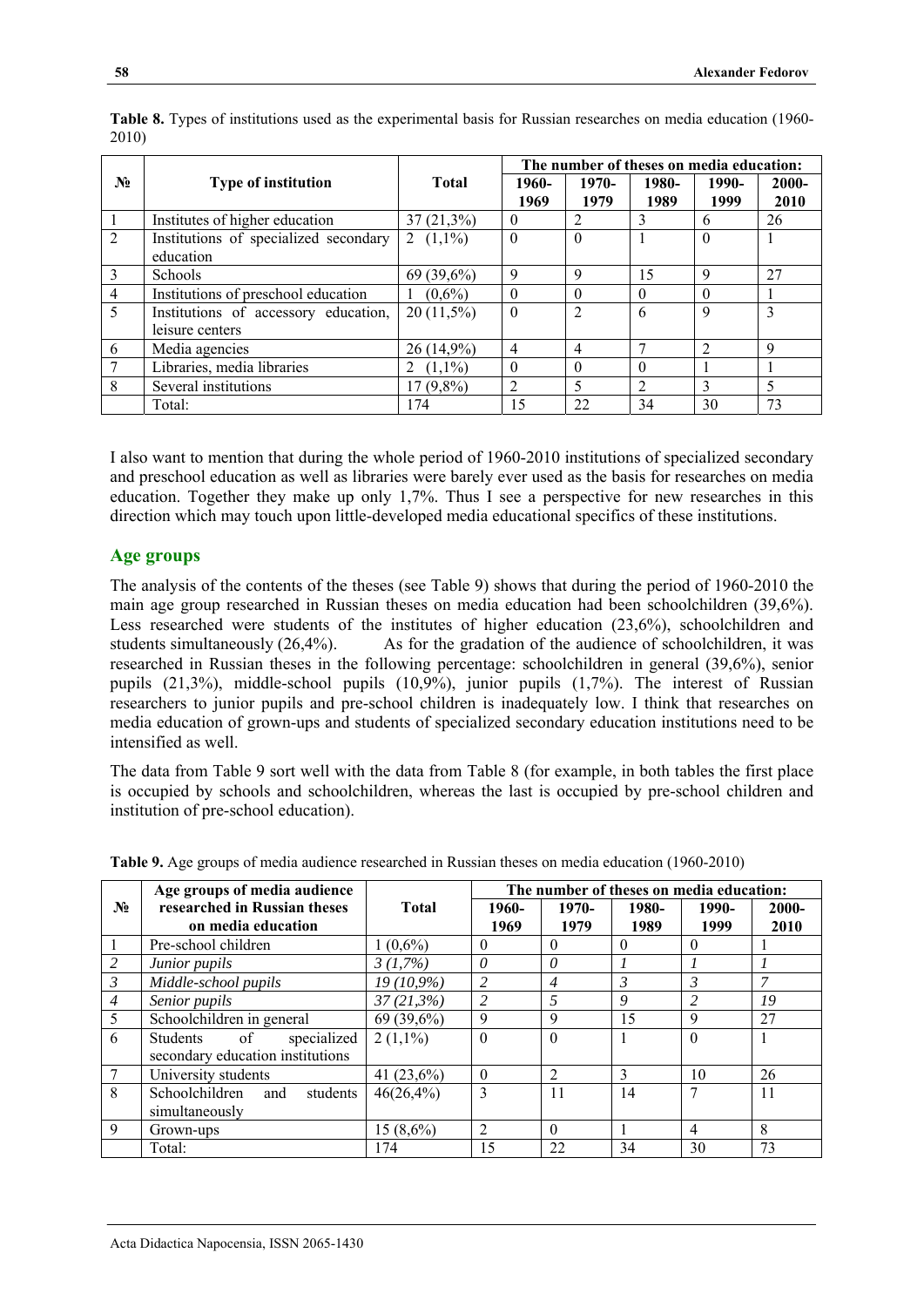**Table 8.** Types of institutions used as the experimental basis for Russian researches on media education (1960-2010)

| № | Type of institution | Total | The number of theses on media education: | | | | |
|---|---|---|---|---|---|---|---|
| | | | 1960-1969 | 1970-1979 | 1980-1989 | 1990-1999 | 2000-2010 |
| 1 | Institutes of higher education | 37 (21,3%) | 0 | 2 | 3 | 6 | 26 |
| 2 | Institutions of specialized secondary education | 2 (1,1%) | 0 | 0 | 1 | 0 | 1 |
| 3 | Schools | 69 (39,6%) | 9 | 9 | 15 | 9 | 27 |
| 4 | Institutions of preschool education | 1 (0,6%) | 0 | 0 | 0 | 0 | 1 |
| 5 | Institutions of accessory education, leisure centers | 20 (11,5%) | 0 | 2 | 6 | 9 | 3 |
| 6 | Media agencies | 26 (14,9%) | 4 | 4 | 7 | 2 | 9 |
| 7 | Libraries, media libraries | 2 (1,1%) | 0 | 0 | 0 | 1 | 1 |
| 8 | Several institutions | 17 (9,8%) | 2 | 5 | 2 | 3 | 5 |
| | Total: | 174 | 15 | 22 | 34 | 30 | 73 |

I also want to mention that during the whole period of 1960-2010 institutions of specialized secondary and preschool education as well as libraries were barely ever used as the basis for researches on media education. Together they make up only 1,7%. Thus I see a perspective for new researches in this direction which may touch upon little-developed media educational specifics of these institutions.

## Age groups

The analysis of the contents of the theses (see Table 9) shows that during the period of 1960-2010 the main age group researched in Russian theses on media education had been schoolchildren (39,6%). Less researched were students of the institutes of higher education (23,6%), schoolchildren and students simultaneously (26,4%). As for the gradation of the audience of schoolchildren, it was researched in Russian theses in the following percentage: schoolchildren in general (39,6%), senior pupils (21,3%), middle-school pupils (10,9%), junior pupils (1,7%). The interest of Russian researchers to junior pupils and pre-school children is inadequately low. I think that researches on media education of grown-ups and students of specialized secondary education institutions need to be intensified as well.

The data from Table 9 sort well with the data from Table 8 (for example, in both tables the first place is occupied by schools and schoolchildren, whereas the last is occupied by pre-school children and institution of pre-school education).

**Table 9.** Age groups of media audience researched in Russian theses on media education (1960-2010)

| № | Age groups of media audience researched in Russian theses on media education | Total | The number of theses on media education: | | | | |
|---|---|---|---|---|---|---|---|
| | | | 1960-1969 | 1970-1979 | 1980-1989 | 1990-1999 | 2000-2010 |
| 1 | Pre-school children | 1 (0,6%) | 0 | 0 | 0 | 0 | 1 |
| *2* | *Junior pupils* | *3 (1,7%)* | *0* | *0* | *1* | *1* | *1* |
| *3* | *Middle-school pupils* | *19 (10,9%)* | *2* | *4* | *3* | *3* | *7* |
| *4* | *Senior pupils* | *37 (21,3%)* | *2* | *5* | *9* | *2* | *19* |
| 5 | Schoolchildren in general | 69 (39,6%) | 9 | 9 | 15 | 9 | 27 |
| 6 | Students of specialized secondary education institutions | 2 (1,1%) | 0 | 0 | 1 | 0 | 1 |
| 7 | University students | 41 (23,6%) | 0 | 2 | 3 | 10 | 26 |
| 8 | Schoolchildren and students simultaneously | 46(26,4%) | 3 | 11 | 14 | 7 | 11 |
| 9 | Grown-ups | 15 (8,6%) | 2 | 0 | 1 | 4 | 8 |
| | Total: | 174 | 15 | 22 | 34 | 30 | 73 |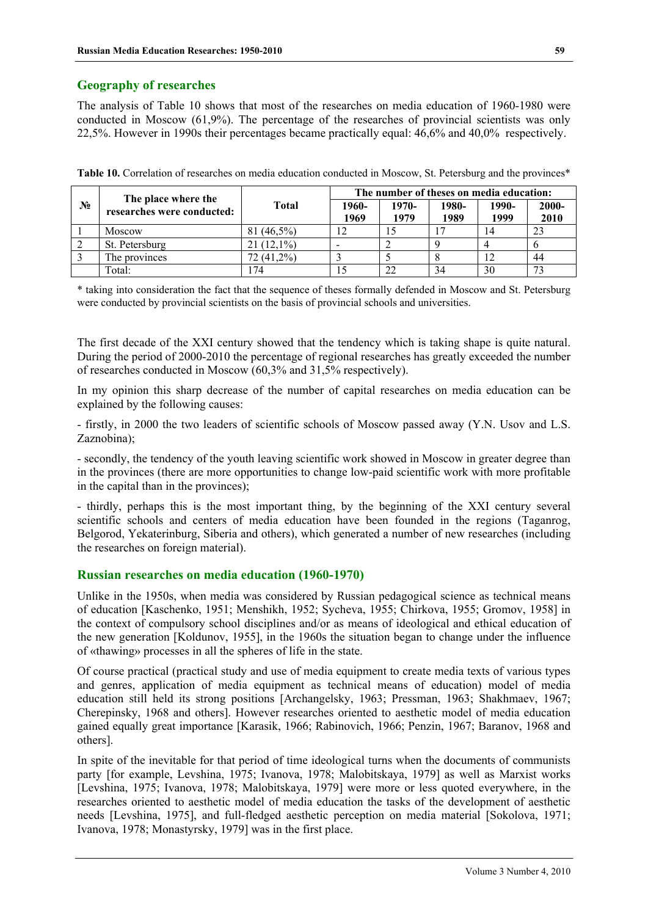## Geography of researches

The analysis of Table 10 shows that most of the researches on media education of 1960-1980 were conducted in Moscow (61,9%). The percentage of the researches of provincial scientists was only 22,5%. However in 1990s their percentages became practically equal: 46,6% and 40,0% respectively.

**Table 10.** Correlation of researches on media education conducted in Moscow, St. Petersburg and the provinces*

| № | The place where the researches were conducted: | Total | The number of theses on media education: | | | | |
|---|---|---|---|---|---|---|---|
| | | | 1960-1969 | 1970-1979 | 1980-1989 | 1990-1999 | 2000-2010 |
| 1 | Moscow | 81 (46,5%) | 12 | 15 | 17 | 14 | 23 |
| 2 | St. Petersburg | 21 (12,1%) | - | 2 | 9 | 4 | 6 |
| 3 | The provinces | 72 (41,2%) | 3 | 5 | 8 | 12 | 44 |
| | Total: | 174 | 15 | 22 | 34 | 30 | 73 |

* taking into consideration the fact that the sequence of theses formally defended in Moscow and St. Petersburg were conducted by provincial scientists on the basis of provincial schools and universities.

The first decade of the XXI century showed that the tendency which is taking shape is quite natural. During the period of 2000-2010 the percentage of regional researches has greatly exceeded the number of researches conducted in Moscow (60,3% and 31,5% respectively).

In my opinion this sharp decrease of the number of capital researches on media education can be explained by the following causes:

- firstly, in 2000 the two leaders of scientific schools of Moscow passed away (Y.N. Usov and L.S. Zaznobina);

- secondly, the tendency of the youth leaving scientific work showed in Moscow in greater degree than in the provinces (there are more opportunities to change low-paid scientific work with more profitable in the capital than in the provinces);

- thirdly, perhaps this is the most important thing, by the beginning of the XXI century several scientific schools and centers of media education have been founded in the regions (Taganrog, Belgorod, Yekaterinburg, Siberia and others), which generated a number of new researches (including the researches on foreign material).

## Russian researches on media education (1960-1970)

Unlike in the 1950s, when media was considered by Russian pedagogical science as technical means of education [Kaschenko, 1951; Menshikh, 1952; Sycheva, 1955; Chirkova, 1955; Gromov, 1958] in the context of compulsory school disciplines and/or as means of ideological and ethical education of the new generation [Koldunov, 1955], in the 1960s the situation began to change under the influence of «thawing» processes in all the spheres of life in the state.

Of course practical (practical study and use of media equipment to create media texts of various types and genres, application of media equipment as technical means of education) model of media education still held its strong positions [Archangelsky, 1963; Pressman, 1963; Shakhmaev, 1967; Cherepinsky, 1968 and others]. However researches oriented to aesthetic model of media education gained equally great importance [Karasik, 1966; Rabinovich, 1966; Penzin, 1967; Baranov, 1968 and others].

In spite of the inevitable for that period of time ideological turns when the documents of communists party [for example, Levshina, 1975; Ivanova, 1978; Malobitskaya, 1979] as well as Marxist works [Levshina, 1975; Ivanova, 1978; Malobitskaya, 1979] were more or less quoted everywhere, in the researches oriented to aesthetic model of media education the tasks of the development of aesthetic needs [Levshina, 1975], and full-fledged aesthetic perception on media material [Sokolova, 1971; Ivanova, 1978; Monastyrsky, 1979] was in the first place.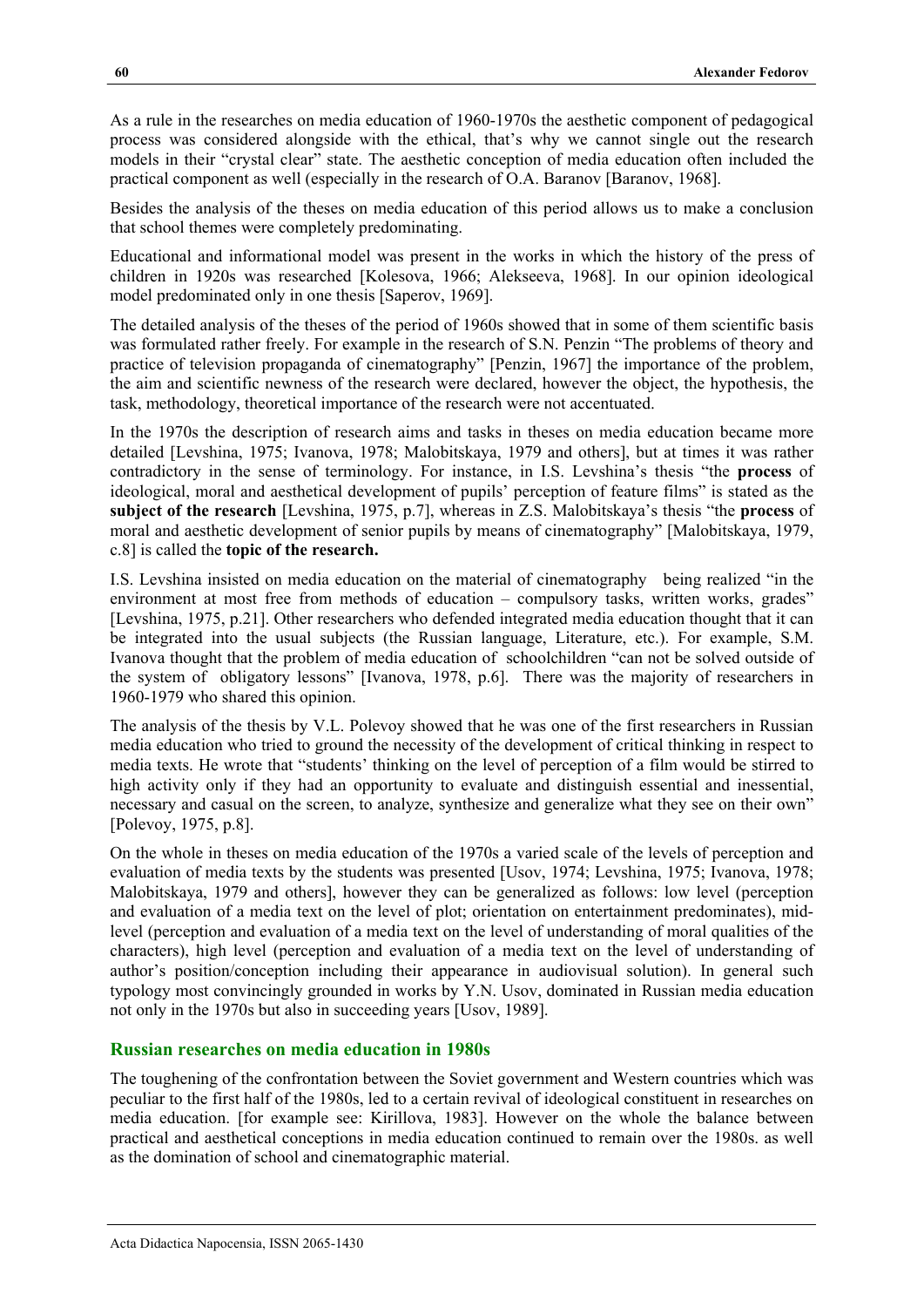As a rule in the researches on media education of 1960-1970s the aesthetic component of pedagogical process was considered alongside with the ethical, that's why we cannot single out the research models in their "crystal clear" state. The aesthetic conception of media education often included the practical component as well (especially in the research of O.A. Baranov [Baranov, 1968].

Besides the analysis of the theses on media education of this period allows us to make a conclusion that school themes were completely predominating.

Educational and informational model was present in the works in which the history of the press of children in 1920s was researched [Kolesova, 1966; Alekseeva, 1968]. In our opinion ideological model predominated only in one thesis [Saperov, 1969].

The detailed analysis of the theses of the period of 1960s showed that in some of them scientific basis was formulated rather freely. For example in the research of S.N. Penzin "The problems of theory and practice of television propaganda of cinematography" [Penzin, 1967] the importance of the problem, the aim and scientific newness of the research were declared, however the object, the hypothesis, the task, methodology, theoretical importance of the research were not accentuated.

In the 1970s the description of research aims and tasks in theses on media education became more detailed [Levshina, 1975; Ivanova, 1978; Malobitskaya, 1979 and others], but at times it was rather contradictory in the sense of terminology. For instance, in I.S. Levshina's thesis "the **process** of ideological, moral and aesthetical development of pupils' perception of feature films" is stated as the **subject of the research** [Levshina, 1975, p.7], whereas in Z.S. Malobitskaya's thesis "the **process** of moral and aesthetic development of senior pupils by means of cinematography" [Malobitskaya, 1979, c.8] is called the **topic of the research.**

I.S. Levshina insisted on media education on the material of cinematography being realized "in the environment at most free from methods of education – compulsory tasks, written works, grades" [Levshina, 1975, p.21]. Other researchers who defended integrated media education thought that it can be integrated into the usual subjects (the Russian language, Literature, etc.). For example, S.M. Ivanova thought that the problem of media education of schoolchildren "can not be solved outside of the system of obligatory lessons" [Ivanova, 1978, p.6]. There was the majority of researchers in 1960-1979 who shared this opinion.

The analysis of the thesis by V.L. Polevoy showed that he was one of the first researchers in Russian media education who tried to ground the necessity of the development of critical thinking in respect to media texts. He wrote that "students' thinking on the level of perception of a film would be stirred to high activity only if they had an opportunity to evaluate and distinguish essential and inessential, necessary and casual on the screen, to analyze, synthesize and generalize what they see on their own" [Polevoy, 1975, p.8].

On the whole in theses on media education of the 1970s a varied scale of the levels of perception and evaluation of media texts by the students was presented [Usov, 1974; Levshina, 1975; Ivanova, 1978; Malobitskaya, 1979 and others], however they can be generalized as follows: low level (perception and evaluation of a media text on the level of plot; orientation on entertainment predominates), mid-level (perception and evaluation of a media text on the level of understanding of moral qualities of the characters), high level (perception and evaluation of a media text on the level of understanding of author's position/conception including their appearance in audiovisual solution). In general such typology most convincingly grounded in works by Y.N. Usov, dominated in Russian media education not only in the 1970s but also in succeeding years [Usov, 1989].

## Russian researches on media education in 1980s

The toughening of the confrontation between the Soviet government and Western countries which was peculiar to the first half of the 1980s, led to a certain revival of ideological constituent in researches on media education. [for example see: Kirillova, 1983]. However on the whole the balance between practical and aesthetical conceptions in media education continued to remain over the 1980s. as well as the domination of school and cinematographic material.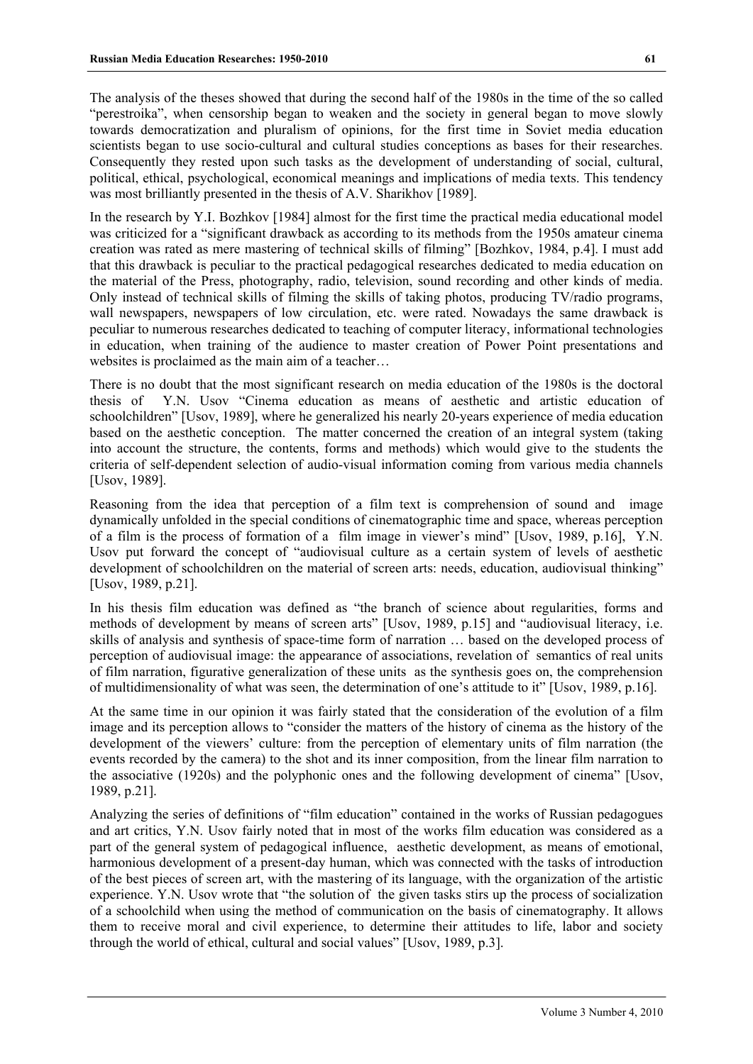The analysis of the theses showed that during the second half of the 1980s in the time of the so called "perestroika", when censorship began to weaken and the society in general began to move slowly towards democratization and pluralism of opinions, for the first time in Soviet media education scientists began to use socio-cultural and cultural studies conceptions as bases for their researches. Consequently they rested upon such tasks as the development of understanding of social, cultural, political, ethical, psychological, economical meanings and implications of media texts. This tendency was most brilliantly presented in the thesis of A.V. Sharikhov [1989].

In the research by Y.I. Bozhkov [1984] almost for the first time the practical media educational model was criticized for a "significant drawback as according to its methods from the 1950s amateur cinema creation was rated as mere mastering of technical skills of filming" [Bozhkov, 1984, p.4]. I must add that this drawback is peculiar to the practical pedagogical researches dedicated to media education on the material of the Press, photography, radio, television, sound recording and other kinds of media. Only instead of technical skills of filming the skills of taking photos, producing TV/radio programs, wall newspapers, newspapers of low circulation, etc. were rated. Nowadays the same drawback is peculiar to numerous researches dedicated to teaching of computer literacy, informational technologies in education, when training of the audience to master creation of Power Point presentations and websites is proclaimed as the main aim of a teacher…

There is no doubt that the most significant research on media education of the 1980s is the doctoral thesis of Y.N. Usov "Cinema education as means of aesthetic and artistic education of schoolchildren" [Usov, 1989], where he generalized his nearly 20-years experience of media education based on the aesthetic conception. The matter concerned the creation of an integral system (taking into account the structure, the contents, forms and methods) which would give to the students the criteria of self-dependent selection of audio-visual information coming from various media channels [Usov, 1989].

Reasoning from the idea that perception of a film text is comprehension of sound and image dynamically unfolded in the special conditions of cinematographic time and space, whereas perception of a film is the process of formation of a film image in viewer's mind" [Usov, 1989, p.16], Y.N. Usov put forward the concept of "audiovisual culture as a certain system of levels of aesthetic development of schoolchildren on the material of screen arts: needs, education, audiovisual thinking" [Usov, 1989, p.21].

In his thesis film education was defined as "the branch of science about regularities, forms and methods of development by means of screen arts" [Usov, 1989, p.15] and "audiovisual literacy, i.e. skills of analysis and synthesis of space-time form of narration … based on the developed process of perception of audiovisual image: the appearance of associations, revelation of semantics of real units of film narration, figurative generalization of these units as the synthesis goes on, the comprehension of multidimensionality of what was seen, the determination of one's attitude to it" [Usov, 1989, p.16].

At the same time in our opinion it was fairly stated that the consideration of the evolution of a film image and its perception allows to "consider the matters of the history of cinema as the history of the development of the viewers' culture: from the perception of elementary units of film narration (the events recorded by the camera) to the shot and its inner composition, from the linear film narration to the associative (1920s) and the polyphonic ones and the following development of cinema" [Usov, 1989, p.21].

Analyzing the series of definitions of "film education" contained in the works of Russian pedagogues and art critics, Y.N. Usov fairly noted that in most of the works film education was considered as a part of the general system of pedagogical influence, aesthetic development, as means of emotional, harmonious development of a present-day human, which was connected with the tasks of introduction of the best pieces of screen art, with the mastering of its language, with the organization of the artistic experience. Y.N. Usov wrote that "the solution of the given tasks stirs up the process of socialization of a schoolchild when using the method of communication on the basis of cinematography. It allows them to receive moral and civil experience, to determine their attitudes to life, labor and society through the world of ethical, cultural and social values" [Usov, 1989, p.3].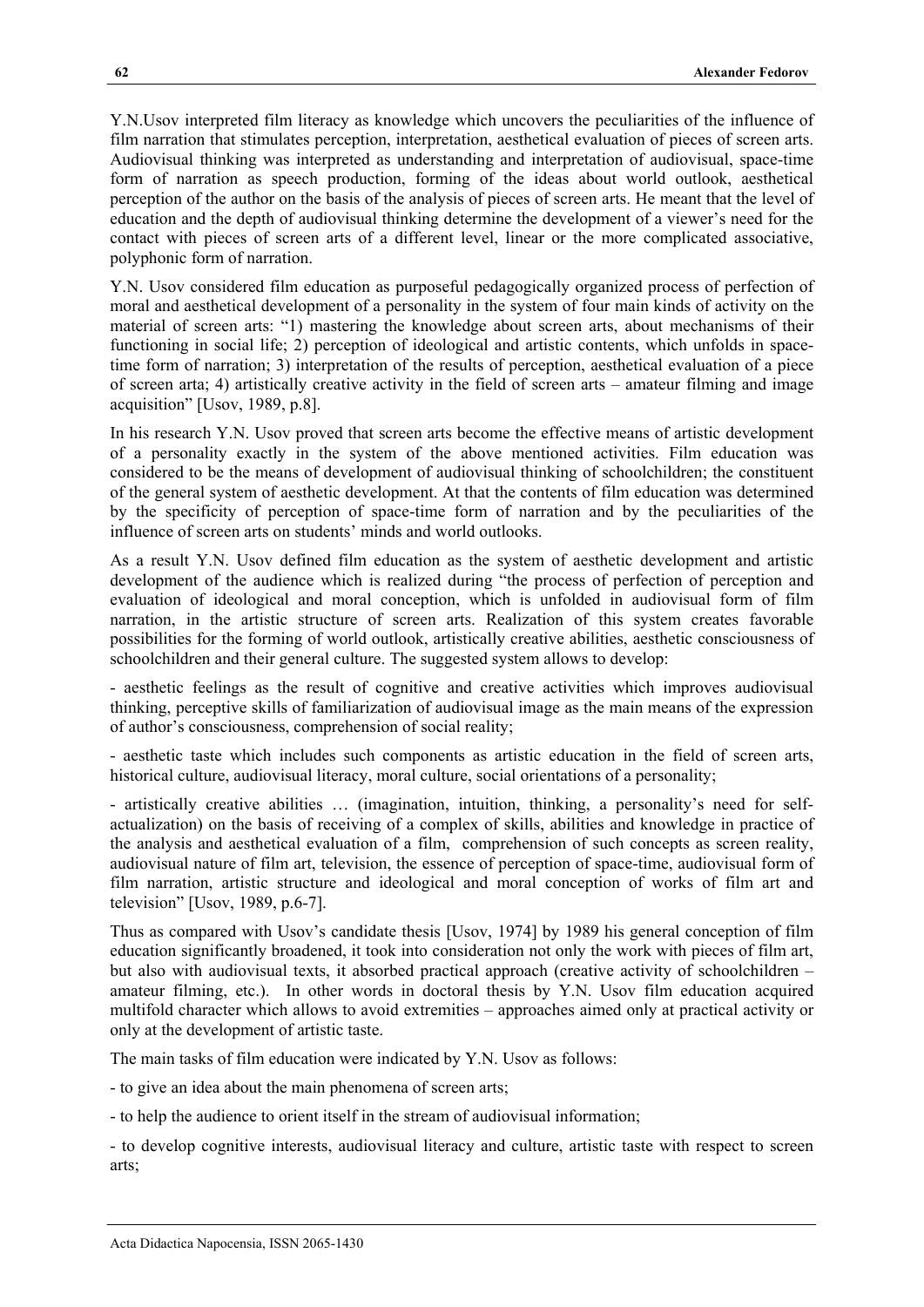Y.N.Usov interpreted film literacy as knowledge which uncovers the peculiarities of the influence of film narration that stimulates perception, interpretation, aesthetical evaluation of pieces of screen arts. Audiovisual thinking was interpreted as understanding and interpretation of audiovisual, space-time form of narration as speech production, forming of the ideas about world outlook, aesthetical perception of the author on the basis of the analysis of pieces of screen arts. He meant that the level of education and the depth of audiovisual thinking determine the development of a viewer's need for the contact with pieces of screen arts of a different level, linear or the more complicated associative, polyphonic form of narration.

Y.N. Usov considered film education as purposeful pedagogically organized process of perfection of moral and aesthetical development of a personality in the system of four main kinds of activity on the material of screen arts: "1) mastering the knowledge about screen arts, about mechanisms of their functioning in social life; 2) perception of ideological and artistic contents, which unfolds in space-time form of narration; 3) interpretation of the results of perception, aesthetical evaluation of a piece of screen arta; 4) artistically creative activity in the field of screen arts – amateur filming and image acquisition" [Usov, 1989, p.8].

In his research Y.N. Usov proved that screen arts become the effective means of artistic development of a personality exactly in the system of the above mentioned activities. Film education was considered to be the means of development of audiovisual thinking of schoolchildren; the constituent of the general system of aesthetic development. At that the contents of film education was determined by the specificity of perception of space-time form of narration and by the peculiarities of the influence of screen arts on students' minds and world outlooks.

As a result Y.N. Usov defined film education as the system of aesthetic development and artistic development of the audience which is realized during "the process of perfection of perception and evaluation of ideological and moral conception, which is unfolded in audiovisual form of film narration, in the artistic structure of screen arts. Realization of this system creates favorable possibilities for the forming of world outlook, artistically creative abilities, aesthetic consciousness of schoolchildren and their general culture. The suggested system allows to develop:

- aesthetic feelings as the result of cognitive and creative activities which improves audiovisual thinking, perceptive skills of familiarization of audiovisual image as the main means of the expression of author's consciousness, comprehension of social reality;

- aesthetic taste which includes such components as artistic education in the field of screen arts, historical culture, audiovisual literacy, moral culture, social orientations of a personality;

- artistically creative abilities … (imagination, intuition, thinking, a personality's need for self-actualization) on the basis of receiving of a complex of skills, abilities and knowledge in practice of the analysis and aesthetical evaluation of a film, comprehension of such concepts as screen reality, audiovisual nature of film art, television, the essence of perception of space-time, audiovisual form of film narration, artistic structure and ideological and moral conception of works of film art and television" [Usov, 1989, p.6-7].

Thus as compared with Usov's candidate thesis [Usov, 1974] by 1989 his general conception of film education significantly broadened, it took into consideration not only the work with pieces of film art, but also with audiovisual texts, it absorbed practical approach (creative activity of schoolchildren – amateur filming, etc.). In other words in doctoral thesis by Y.N. Usov film education acquired multifold character which allows to avoid extremities – approaches aimed only at practical activity or only at the development of artistic taste.

The main tasks of film education were indicated by Y.N. Usov as follows:

- to give an idea about the main phenomena of screen arts;

- to help the audience to orient itself in the stream of audiovisual information;

- to develop cognitive interests, audiovisual literacy and culture, artistic taste with respect to screen arts;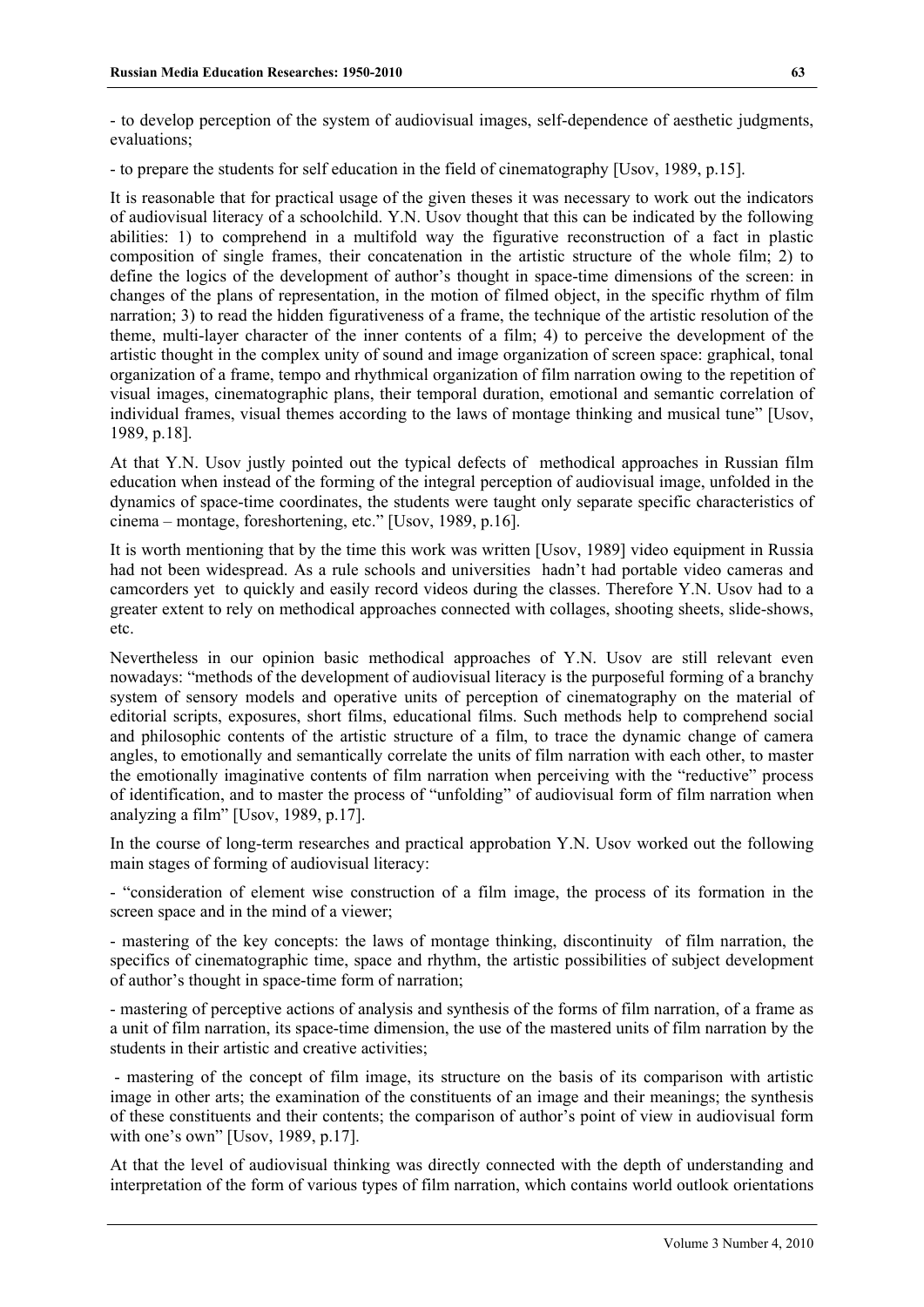- to develop perception of the system of audiovisual images, self-dependence of aesthetic judgments, evaluations;

- to prepare the students for self education in the field of cinematography [Usov, 1989, p.15].

It is reasonable that for practical usage of the given theses it was necessary to work out the indicators of audiovisual literacy of a schoolchild. Y.N. Usov thought that this can be indicated by the following abilities: 1) to comprehend in a multifold way the figurative reconstruction of a fact in plastic composition of single frames, their concatenation in the artistic structure of the whole film; 2) to define the logics of the development of author's thought in space-time dimensions of the screen: in changes of the plans of representation, in the motion of filmed object, in the specific rhythm of film narration; 3) to read the hidden figurativeness of a frame, the technique of the artistic resolution of the theme, multi-layer character of the inner contents of a film; 4) to perceive the development of the artistic thought in the complex unity of sound and image organization of screen space: graphical, tonal organization of a frame, tempo and rhythmical organization of film narration owing to the repetition of visual images, cinematographic plans, their temporal duration, emotional and semantic correlation of individual frames, visual themes according to the laws of montage thinking and musical tune" [Usov, 1989, p.18].

At that Y.N. Usov justly pointed out the typical defects of methodical approaches in Russian film education when instead of the forming of the integral perception of audiovisual image, unfolded in the dynamics of space-time coordinates, the students were taught only separate specific characteristics of cinema – montage, foreshortening, etc." [Usov, 1989, p.16].

It is worth mentioning that by the time this work was written [Usov, 1989] video equipment in Russia had not been widespread. As a rule schools and universities hadn't had portable video cameras and camcorders yet to quickly and easily record videos during the classes. Therefore Y.N. Usov had to a greater extent to rely on methodical approaches connected with collages, shooting sheets, slide-shows, etc.

Nevertheless in our opinion basic methodical approaches of Y.N. Usov are still relevant even nowadays: "methods of the development of audiovisual literacy is the purposeful forming of a branchy system of sensory models and operative units of perception of cinematography on the material of editorial scripts, exposures, short films, educational films. Such methods help to comprehend social and philosophic contents of the artistic structure of a film, to trace the dynamic change of camera angles, to emotionally and semantically correlate the units of film narration with each other, to master the emotionally imaginative contents of film narration when perceiving with the "reductive" process of identification, and to master the process of "unfolding" of audiovisual form of film narration when analyzing a film" [Usov, 1989, p.17].

In the course of long-term researches and practical approbation Y.N. Usov worked out the following main stages of forming of audiovisual literacy:

- "consideration of element wise construction of a film image, the process of its formation in the screen space and in the mind of a viewer;

- mastering of the key concepts: the laws of montage thinking, discontinuity of film narration, the specifics of cinematographic time, space and rhythm, the artistic possibilities of subject development of author's thought in space-time form of narration;

- mastering of perceptive actions of analysis and synthesis of the forms of film narration, of a frame as a unit of film narration, its space-time dimension, the use of the mastered units of film narration by the students in their artistic and creative activities;

- mastering of the concept of film image, its structure on the basis of its comparison with artistic image in other arts; the examination of the constituents of an image and their meanings; the synthesis of these constituents and their contents; the comparison of author's point of view in audiovisual form with one's own" [Usov, 1989, p.17].

At that the level of audiovisual thinking was directly connected with the depth of understanding and interpretation of the form of various types of film narration, which contains world outlook orientations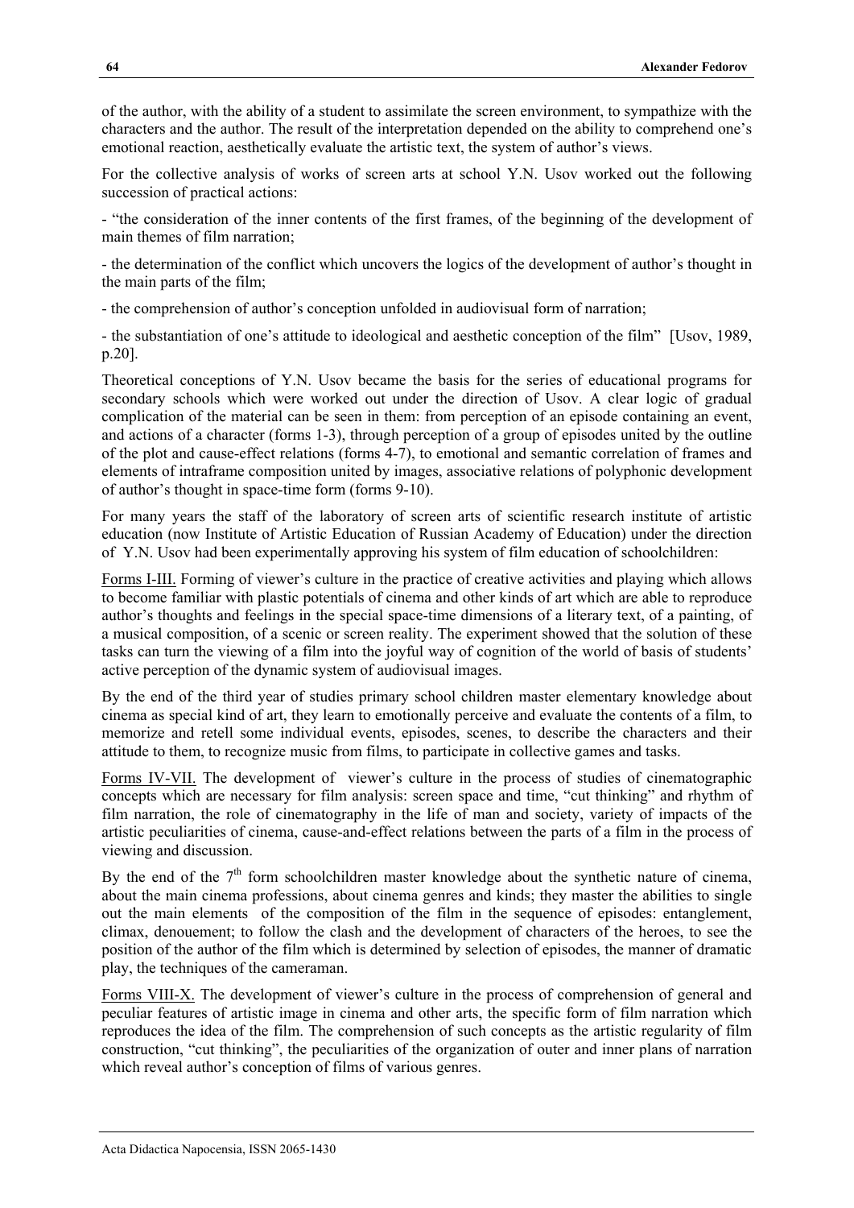of the author, with the ability of a student to assimilate the screen environment, to sympathize with the characters and the author. The result of the interpretation depended on the ability to comprehend one's emotional reaction, aesthetically evaluate the artistic text, the system of author's views.

For the collective analysis of works of screen arts at school Y.N. Usov worked out the following succession of practical actions:

- "the consideration of the inner contents of the first frames, of the beginning of the development of main themes of film narration;

- the determination of the conflict which uncovers the logics of the development of author's thought in the main parts of the film;

- the comprehension of author's conception unfolded in audiovisual form of narration;

- the substantiation of one's attitude to ideological and aesthetic conception of the film" [Usov, 1989, p.20].

Theoretical conceptions of Y.N. Usov became the basis for the series of educational programs for secondary schools which were worked out under the direction of Usov. A clear logic of gradual complication of the material can be seen in them: from perception of an episode containing an event, and actions of a character (forms 1-3), through perception of a group of episodes united by the outline of the plot and cause-effect relations (forms 4-7), to emotional and semantic correlation of frames and elements of intraframe composition united by images, associative relations of polyphonic development of author's thought in space-time form (forms 9-10).

For many years the staff of the laboratory of screen arts of scientific research institute of artistic education (now Institute of Artistic Education of Russian Academy of Education) under the direction of Y.N. Usov had been experimentally approving his system of film education of schoolchildren:

Forms I-III. Forming of viewer's culture in the practice of creative activities and playing which allows to become familiar with plastic potentials of cinema and other kinds of art which are able to reproduce author's thoughts and feelings in the special space-time dimensions of a literary text, of a painting, of a musical composition, of a scenic or screen reality. The experiment showed that the solution of these tasks can turn the viewing of a film into the joyful way of cognition of the world of basis of students' active perception of the dynamic system of audiovisual images.

By the end of the third year of studies primary school children master elementary knowledge about cinema as special kind of art, they learn to emotionally perceive and evaluate the contents of a film, to memorize and retell some individual events, episodes, scenes, to describe the characters and their attitude to them, to recognize music from films, to participate in collective games and tasks.

Forms IV-VII. The development of viewer's culture in the process of studies of cinematographic concepts which are necessary for film analysis: screen space and time, "cut thinking" and rhythm of film narration, the role of cinematography in the life of man and society, variety of impacts of the artistic peculiarities of cinema, cause-and-effect relations between the parts of a film in the process of viewing and discussion.

By the end of the 7th form schoolchildren master knowledge about the synthetic nature of cinema, about the main cinema professions, about cinema genres and kinds; they master the abilities to single out the main elements of the composition of the film in the sequence of episodes: entanglement, climax, denouement; to follow the clash and the development of characters of the heroes, to see the position of the author of the film which is determined by selection of episodes, the manner of dramatic play, the techniques of the cameraman.

Forms VIII-X. The development of viewer's culture in the process of comprehension of general and peculiar features of artistic image in cinema and other arts, the specific form of film narration which reproduces the idea of the film. The comprehension of such concepts as the artistic regularity of film construction, "cut thinking", the peculiarities of the organization of outer and inner plans of narration which reveal author's conception of films of various genres.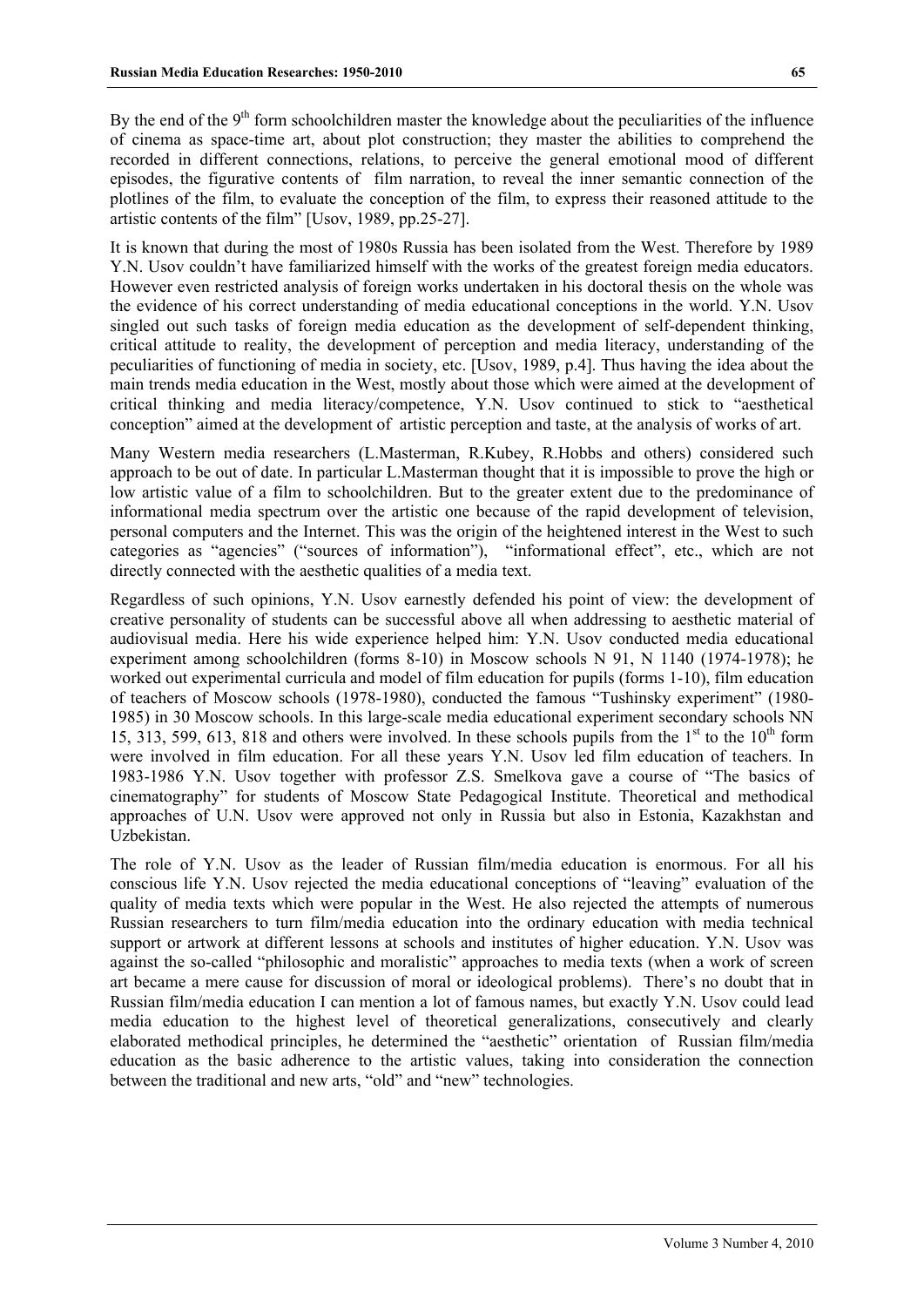By the end of the 9th form schoolchildren master the knowledge about the peculiarities of the influence of cinema as space-time art, about plot construction; they master the abilities to comprehend the recorded in different connections, relations, to perceive the general emotional mood of different episodes, the figurative contents of film narration, to reveal the inner semantic connection of the plotlines of the film, to evaluate the conception of the film, to express their reasoned attitude to the artistic contents of the film" [Usov, 1989, pp.25-27].

It is known that during the most of 1980s Russia has been isolated from the West. Therefore by 1989 Y.N. Usov couldn't have familiarized himself with the works of the greatest foreign media educators. However even restricted analysis of foreign works undertaken in his doctoral thesis on the whole was the evidence of his correct understanding of media educational conceptions in the world. Y.N. Usov singled out such tasks of foreign media education as the development of self-dependent thinking, critical attitude to reality, the development of perception and media literacy, understanding of the peculiarities of functioning of media in society, etc. [Usov, 1989, p.4]. Thus having the idea about the main trends media education in the West, mostly about those which were aimed at the development of critical thinking and media literacy/competence, Y.N. Usov continued to stick to "aesthetical conception" aimed at the development of artistic perception and taste, at the analysis of works of art.

Many Western media researchers (L.Masterman, R.Kubey, R.Hobbs and others) considered such approach to be out of date. In particular L.Masterman thought that it is impossible to prove the high or low artistic value of a film to schoolchildren. But to the greater extent due to the predominance of informational media spectrum over the artistic one because of the rapid development of television, personal computers and the Internet. This was the origin of the heightened interest in the West to such categories as "agencies" ("sources of information"), "informational effect", etc., which are not directly connected with the aesthetic qualities of a media text.

Regardless of such opinions, Y.N. Usov earnestly defended his point of view: the development of creative personality of students can be successful above all when addressing to aesthetic material of audiovisual media. Here his wide experience helped him: Y.N. Usov conducted media educational experiment among schoolchildren (forms 8-10) in Moscow schools N 91, N 1140 (1974-1978); he worked out experimental curricula and model of film education for pupils (forms 1-10), film education of teachers of Moscow schools (1978-1980), conducted the famous "Tushinsky experiment" (1980-1985) in 30 Moscow schools. In this large-scale media educational experiment secondary schools NN 15, 313, 599, 613, 818 and others were involved. In these schools pupils from the 1st to the 10th form were involved in film education. For all these years Y.N. Usov led film education of teachers. In 1983-1986 Y.N. Usov together with professor Z.S. Smelkova gave a course of "The basics of cinematography" for students of Moscow State Pedagogical Institute. Theoretical and methodical approaches of U.N. Usov were approved not only in Russia but also in Estonia, Kazakhstan and Uzbekistan.

The role of Y.N. Usov as the leader of Russian film/media education is enormous. For all his conscious life Y.N. Usov rejected the media educational conceptions of "leaving" evaluation of the quality of media texts which were popular in the West. He also rejected the attempts of numerous Russian researchers to turn film/media education into the ordinary education with media technical support or artwork at different lessons at schools and institutes of higher education. Y.N. Usov was against the so-called "philosophic and moralistic" approaches to media texts (when a work of screen art became a mere cause for discussion of moral or ideological problems). There's no doubt that in Russian film/media education I can mention a lot of famous names, but exactly Y.N. Usov could lead media education to the highest level of theoretical generalizations, consecutively and clearly elaborated methodical principles, he determined the "aesthetic" orientation of Russian film/media education as the basic adherence to the artistic values, taking into consideration the connection between the traditional and new arts, "old" and "new" technologies.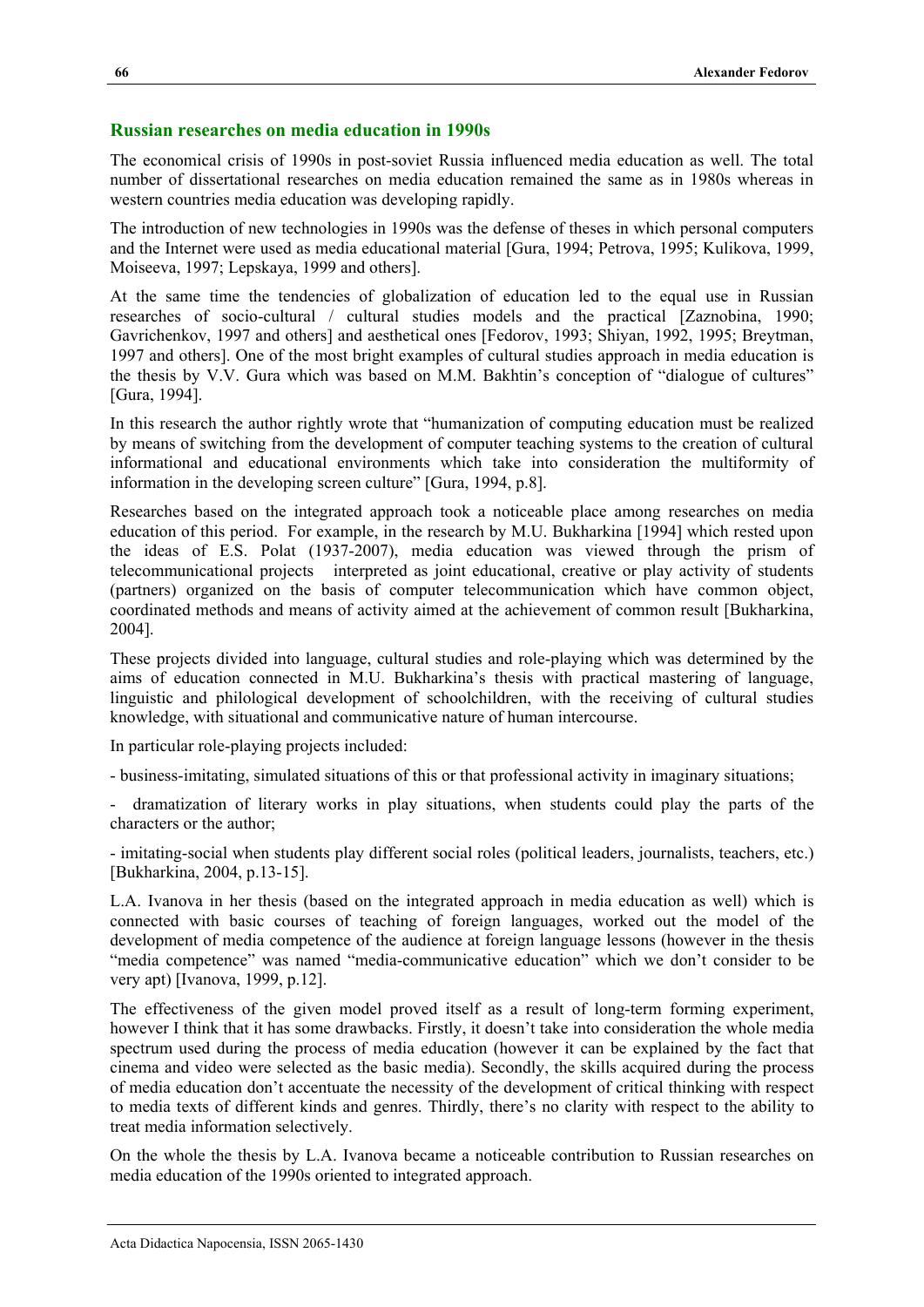## Russian researches on media education in 1990s

The economical crisis of 1990s in post-soviet Russia influenced media education as well. The total number of dissertational researches on media education remained the same as in 1980s whereas in western countries media education was developing rapidly.

The introduction of new technologies in 1990s was the defense of theses in which personal computers and the Internet were used as media educational material [Gura, 1994; Petrova, 1995; Kulikova, 1999, Moiseeva, 1997; Lepskaya, 1999 and others].

At the same time the tendencies of globalization of education led to the equal use in Russian researches of socio-cultural / cultural studies models and the practical [Zaznobina, 1990; Gavrichenkov, 1997 and others] and aesthetical ones [Fedorov, 1993; Shiyan, 1992, 1995; Breytman, 1997 and others]. One of the most bright examples of cultural studies approach in media education is the thesis by V.V. Gura which was based on M.M. Bakhtin's conception of "dialogue of cultures" [Gura, 1994].

In this research the author rightly wrote that "humanization of computing education must be realized by means of switching from the development of computer teaching systems to the creation of cultural informational and educational environments which take into consideration the multiformity of information in the developing screen culture" [Gura, 1994, p.8].

Researches based on the integrated approach took a noticeable place among researches on media education of this period. For example, in the research by M.U. Bukharkina [1994] which rested upon the ideas of E.S. Polat (1937-2007), media education was viewed through the prism of telecommunicational projects interpreted as joint educational, creative or play activity of students (partners) organized on the basis of computer telecommunication which have common object, coordinated methods and means of activity aimed at the achievement of common result [Bukharkina, 2004].

These projects divided into language, cultural studies and role-playing which was determined by the aims of education connected in M.U. Bukharkina's thesis with practical mastering of language, linguistic and philological development of schoolchildren, with the receiving of cultural studies knowledge, with situational and communicative nature of human intercourse.

In particular role-playing projects included:

- business-imitating, simulated situations of this or that professional activity in imaginary situations;

- dramatization of literary works in play situations, when students could play the parts of the characters or the author;

- imitating-social when students play different social roles (political leaders, journalists, teachers, etc.) [Bukharkina, 2004, p.13-15].

L.A. Ivanova in her thesis (based on the integrated approach in media education as well) which is connected with basic courses of teaching of foreign languages, worked out the model of the development of media competence of the audience at foreign language lessons (however in the thesis "media competence" was named "media-communicative education" which we don't consider to be very apt) [Ivanova, 1999, p.12].

The effectiveness of the given model proved itself as a result of long-term forming experiment, however I think that it has some drawbacks. Firstly, it doesn't take into consideration the whole media spectrum used during the process of media education (however it can be explained by the fact that cinema and video were selected as the basic media). Secondly, the skills acquired during the process of media education don't accentuate the necessity of the development of critical thinking with respect to media texts of different kinds and genres. Thirdly, there's no clarity with respect to the ability to treat media information selectively.

On the whole the thesis by L.A. Ivanova became a noticeable contribution to Russian researches on media education of the 1990s oriented to integrated approach.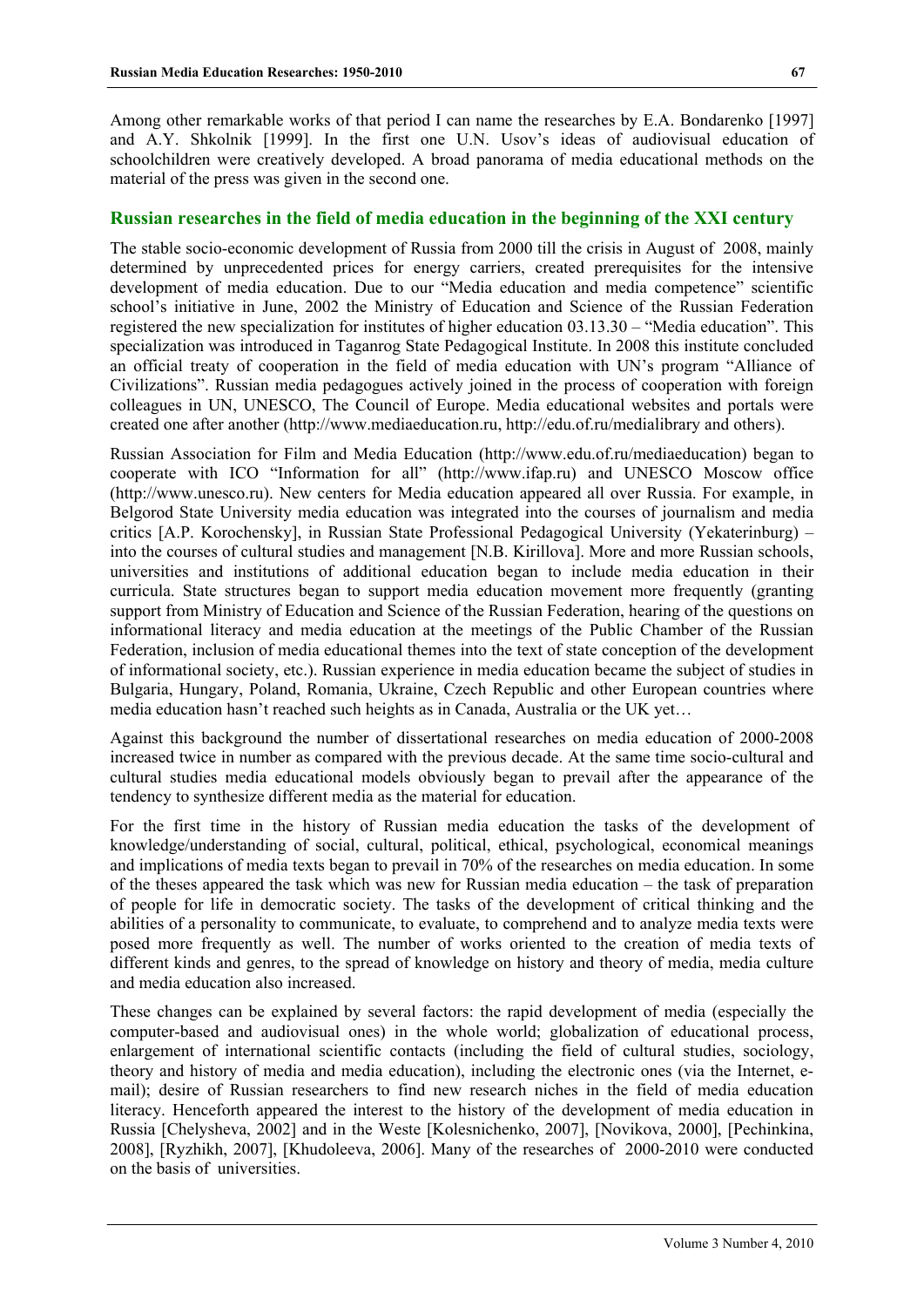Among other remarkable works of that period I can name the researches by E.A. Bondarenko [1997] and A.Y. Shkolnik [1999]. In the first one U.N. Usov's ideas of audiovisual education of schoolchildren were creatively developed. A broad panorama of media educational methods on the material of the press was given in the second one.

## Russian researches in the field of media education in the beginning of the XXI century

The stable socio-economic development of Russia from 2000 till the crisis in August of 2008, mainly determined by unprecedented prices for energy carriers, created prerequisites for the intensive development of media education. Due to our "Media education and media competence" scientific school's initiative in June, 2002 the Ministry of Education and Science of the Russian Federation registered the new specialization for institutes of higher education 03.13.30 – "Media education". This specialization was introduced in Taganrog State Pedagogical Institute. In 2008 this institute concluded an official treaty of cooperation in the field of media education with UN's program "Alliance of Civilizations". Russian media pedagogues actively joined in the process of cooperation with foreign colleagues in UN, UNESCO, The Council of Europe. Media educational websites and portals were created one after another (http://www.mediaeducation.ru, http://edu.of.ru/medialibrary and others).

Russian Association for Film and Media Education (http://www.edu.of.ru/mediaeducation) began to cooperate with ICO "Information for all" (http://www.ifap.ru) and UNESCO Moscow office (http://www.unesco.ru). New centers for Media education appeared all over Russia. For example, in Belgorod State University media education was integrated into the courses of journalism and media critics [A.P. Korochensky], in Russian State Professional Pedagogical University (Yekaterinburg) – into the courses of cultural studies and management [N.B. Kirillova]. More and more Russian schools, universities and institutions of additional education began to include media education in their curricula. State structures began to support media education movement more frequently (granting support from Ministry of Education and Science of the Russian Federation, hearing of the questions on informational literacy and media education at the meetings of the Public Chamber of the Russian Federation, inclusion of media educational themes into the text of state conception of the development of informational society, etc.). Russian experience in media education became the subject of studies in Bulgaria, Hungary, Poland, Romania, Ukraine, Czech Republic and other European countries where media education hasn't reached such heights as in Canada, Australia or the UK yet…

Against this background the number of dissertational researches on media education of 2000-2008 increased twice in number as compared with the previous decade. At the same time socio-cultural and cultural studies media educational models obviously began to prevail after the appearance of the tendency to synthesize different media as the material for education.

For the first time in the history of Russian media education the tasks of the development of knowledge/understanding of social, cultural, political, ethical, psychological, economical meanings and implications of media texts began to prevail in 70% of the researches on media education. In some of the theses appeared the task which was new for Russian media education – the task of preparation of people for life in democratic society. The tasks of the development of critical thinking and the abilities of a personality to communicate, to evaluate, to comprehend and to analyze media texts were posed more frequently as well. The number of works oriented to the creation of media texts of different kinds and genres, to the spread of knowledge on history and theory of media, media culture and media education also increased.

These changes can be explained by several factors: the rapid development of media (especially the computer-based and audiovisual ones) in the whole world; globalization of educational process, enlargement of international scientific contacts (including the field of cultural studies, sociology, theory and history of media and media education), including the electronic ones (via the Internet, e-mail); desire of Russian researchers to find new research niches in the field of media education literacy. Henceforth appeared the interest to the history of the development of media education in Russia [Chelysheva, 2002] and in the Weste [Kolesnichenko, 2007], [Novikova, 2000], [Pechinkina, 2008], [Ryzhikh, 2007], [Khudoleeva, 2006]. Many of the researches of 2000-2010 were conducted on the basis of universities.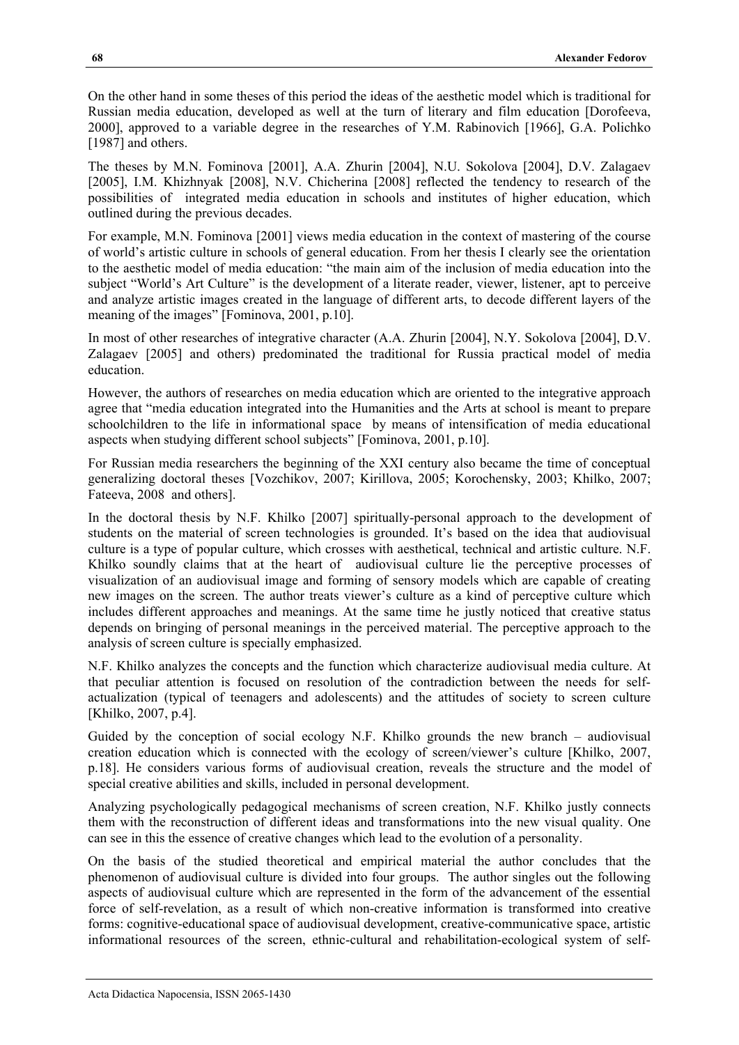On the other hand in some theses of this period the ideas of the aesthetic model which is traditional for Russian media education, developed as well at the turn of literary and film education [Dorofeeva, 2000], approved to a variable degree in the researches of Y.M. Rabinovich [1966], G.A. Polichko [1987] and others.

The theses by M.N. Fominova [2001], A.A. Zhurin [2004], N.U. Sokolova [2004], D.V. Zalagaev [2005], I.M. Khizhnyak [2008], N.V. Chicherina [2008] reflected the tendency to research of the possibilities of integrated media education in schools and institutes of higher education, which outlined during the previous decades.

For example, M.N. Fominova [2001] views media education in the context of mastering of the course of world's artistic culture in schools of general education. From her thesis I clearly see the orientation to the aesthetic model of media education: "the main aim of the inclusion of media education into the subject "World's Art Culture" is the development of a literate reader, viewer, listener, apt to perceive and analyze artistic images created in the language of different arts, to decode different layers of the meaning of the images" [Fominova, 2001, p.10].

In most of other researches of integrative character (A.A. Zhurin [2004], N.Y. Sokolova [2004], D.V. Zalagaev [2005] and others) predominated the traditional for Russia practical model of media education.

However, the authors of researches on media education which are oriented to the integrative approach agree that "media education integrated into the Humanities and the Arts at school is meant to prepare schoolchildren to the life in informational space by means of intensification of media educational aspects when studying different school subjects" [Fominova, 2001, p.10].

For Russian media researchers the beginning of the XXI century also became the time of conceptual generalizing doctoral theses [Vozchikov, 2007; Kirillova, 2005; Korochensky, 2003; Khilko, 2007; Fateeva, 2008 and others].

In the doctoral thesis by N.F. Khilko [2007] spiritually-personal approach to the development of students on the material of screen technologies is grounded. It's based on the idea that audiovisual culture is a type of popular culture, which crosses with aesthetical, technical and artistic culture. N.F. Khilko soundly claims that at the heart of audiovisual culture lie the perceptive processes of visualization of an audiovisual image and forming of sensory models which are capable of creating new images on the screen. The author treats viewer's culture as a kind of perceptive culture which includes different approaches and meanings. At the same time he justly noticed that creative status depends on bringing of personal meanings in the perceived material. The perceptive approach to the analysis of screen culture is specially emphasized.

N.F. Khilko analyzes the concepts and the function which characterize audiovisual media culture. At that peculiar attention is focused on resolution of the contradiction between the needs for self-actualization (typical of teenagers and adolescents) and the attitudes of society to screen culture [Khilko, 2007, p.4].

Guided by the conception of social ecology N.F. Khilko grounds the new branch – audiovisual creation education which is connected with the ecology of screen/viewer's culture [Khilko, 2007, p.18]. He considers various forms of audiovisual creation, reveals the structure and the model of special creative abilities and skills, included in personal development.

Analyzing psychologically pedagogical mechanisms of screen creation, N.F. Khilko justly connects them with the reconstruction of different ideas and transformations into the new visual quality. One can see in this the essence of creative changes which lead to the evolution of a personality.

On the basis of the studied theoretical and empirical material the author concludes that the phenomenon of audiovisual culture is divided into four groups. The author singles out the following aspects of audiovisual culture which are represented in the form of the advancement of the essential force of self-revelation, as a result of which non-creative information is transformed into creative forms: cognitive-educational space of audiovisual development, creative-communicative space, artistic informational resources of the screen, ethnic-cultural and rehabilitation-ecological system of self-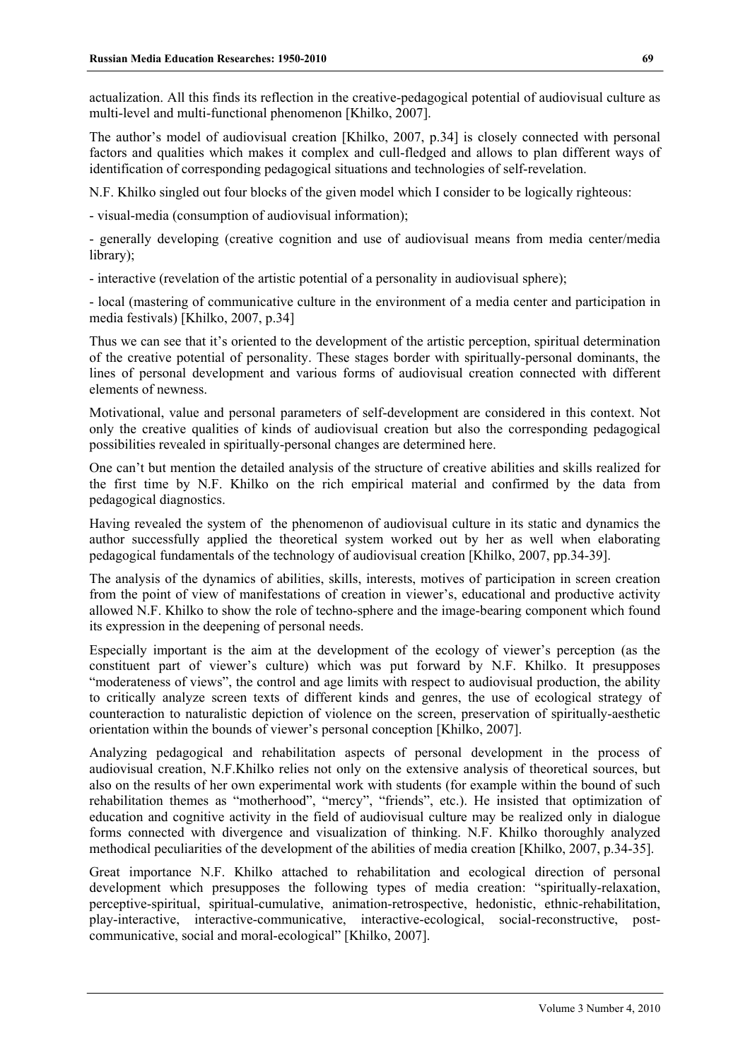actualization. All this finds its reflection in the creative-pedagogical potential of audiovisual culture as multi-level and multi-functional phenomenon [Khilko, 2007].

The author's model of audiovisual creation [Khilko, 2007, p.34] is closely connected with personal factors and qualities which makes it complex and cull-fledged and allows to plan different ways of identification of corresponding pedagogical situations and technologies of self-revelation.

N.F. Khilko singled out four blocks of the given model which I consider to be logically righteous:

- visual-media (consumption of audiovisual information);

- generally developing (creative cognition and use of audiovisual means from media center/media library);

- interactive (revelation of the artistic potential of a personality in audiovisual sphere);

- local (mastering of communicative culture in the environment of a media center and participation in media festivals) [Khilko, 2007, p.34]

Thus we can see that it's oriented to the development of the artistic perception, spiritual determination of the creative potential of personality. These stages border with spiritually-personal dominants, the lines of personal development and various forms of audiovisual creation connected with different elements of newness.

Motivational, value and personal parameters of self-development are considered in this context. Not only the creative qualities of kinds of audiovisual creation but also the corresponding pedagogical possibilities revealed in spiritually-personal changes are determined here.

One can't but mention the detailed analysis of the structure of creative abilities and skills realized for the first time by N.F. Khilko on the rich empirical material and confirmed by the data from pedagogical diagnostics.

Having revealed the system of the phenomenon of audiovisual culture in its static and dynamics the author successfully applied the theoretical system worked out by her as well when elaborating pedagogical fundamentals of the technology of audiovisual creation [Khilko, 2007, pp.34-39].

The analysis of the dynamics of abilities, skills, interests, motives of participation in screen creation from the point of view of manifestations of creation in viewer's, educational and productive activity allowed N.F. Khilko to show the role of techno-sphere and the image-bearing component which found its expression in the deepening of personal needs.

Especially important is the aim at the development of the ecology of viewer's perception (as the constituent part of viewer's culture) which was put forward by N.F. Khilko. It presupposes "moderateness of views", the control and age limits with respect to audiovisual production, the ability to critically analyze screen texts of different kinds and genres, the use of ecological strategy of counteraction to naturalistic depiction of violence on the screen, preservation of spiritually-aesthetic orientation within the bounds of viewer's personal conception [Khilko, 2007].

Analyzing pedagogical and rehabilitation aspects of personal development in the process of audiovisual creation, N.F.Khilko relies not only on the extensive analysis of theoretical sources, but also on the results of her own experimental work with students (for example within the bound of such rehabilitation themes as "motherhood", "mercy", "friends", etc.). He insisted that optimization of education and cognitive activity in the field of audiovisual culture may be realized only in dialogue forms connected with divergence and visualization of thinking. N.F. Khilko thoroughly analyzed methodical peculiarities of the development of the abilities of media creation [Khilko, 2007, p.34-35].

Great importance N.F. Khilko attached to rehabilitation and ecological direction of personal development which presupposes the following types of media creation: "spiritually-relaxation, perceptive-spiritual, spiritual-cumulative, animation-retrospective, hedonistic, ethnic-rehabilitation, play-interactive, interactive-communicative, interactive-ecological, social-reconstructive, post-communicative, social and moral-ecological" [Khilko, 2007].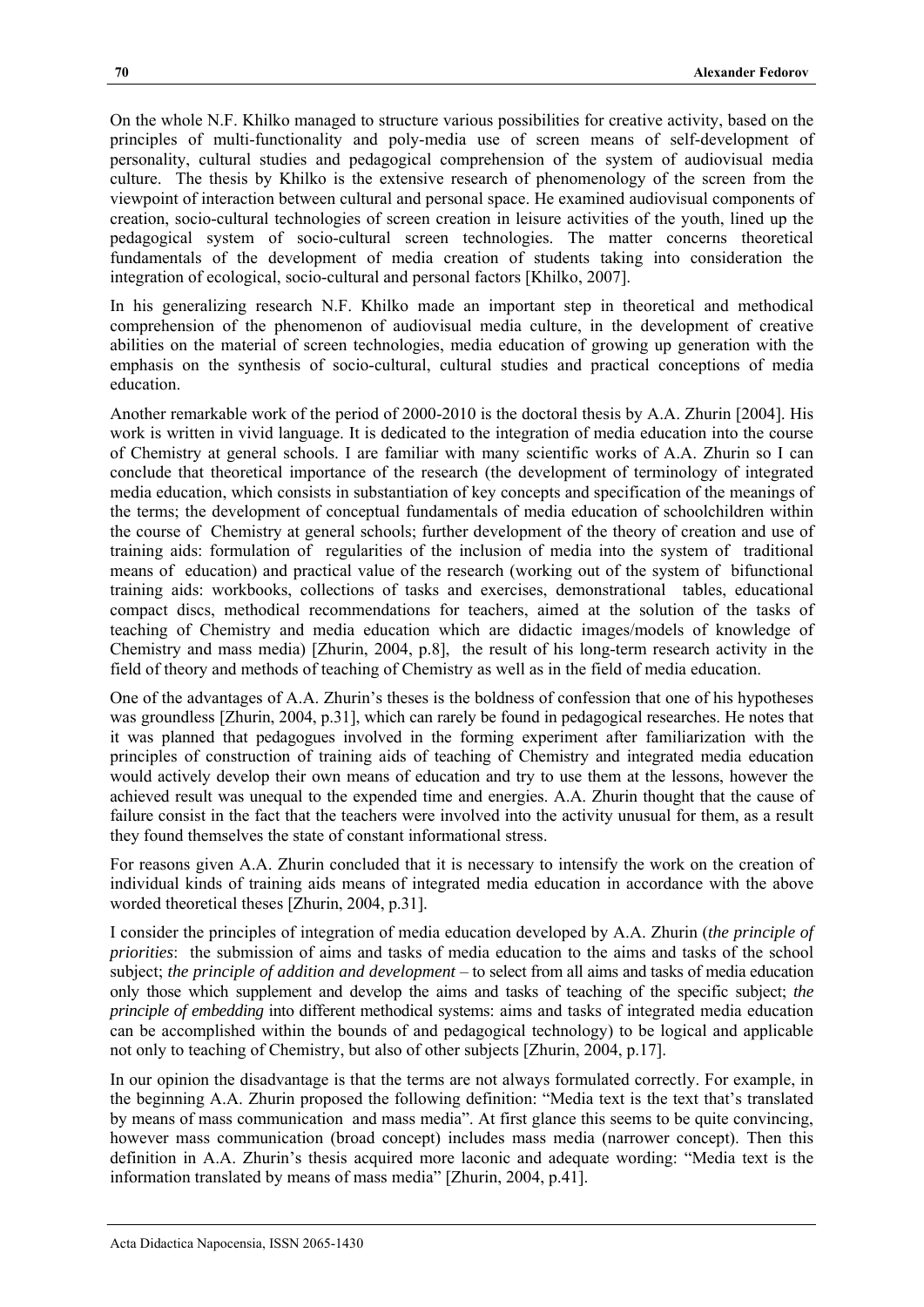On the whole N.F. Khilko managed to structure various possibilities for creative activity, based on the principles of multi-functionality and poly-media use of screen means of self-development of personality, cultural studies and pedagogical comprehension of the system of audiovisual media culture. The thesis by Khilko is the extensive research of phenomenology of the screen from the viewpoint of interaction between cultural and personal space. He examined audiovisual components of creation, socio-cultural technologies of screen creation in leisure activities of the youth, lined up the pedagogical system of socio-cultural screen technologies. The matter concerns theoretical fundamentals of the development of media creation of students taking into consideration the integration of ecological, socio-cultural and personal factors [Khilko, 2007].

In his generalizing research N.F. Khilko made an important step in theoretical and methodical comprehension of the phenomenon of audiovisual media culture, in the development of creative abilities on the material of screen technologies, media education of growing up generation with the emphasis on the synthesis of socio-cultural, cultural studies and practical conceptions of media education.

Another remarkable work of the period of 2000-2010 is the doctoral thesis by A.A. Zhurin [2004]. His work is written in vivid language. It is dedicated to the integration of media education into the course of Chemistry at general schools. I are familiar with many scientific works of A.A. Zhurin so I can conclude that theoretical importance of the research (the development of terminology of integrated media education, which consists in substantiation of key concepts and specification of the meanings of the terms; the development of conceptual fundamentals of media education of schoolchildren within the course of Chemistry at general schools; further development of the theory of creation and use of training aids: formulation of regularities of the inclusion of media into the system of traditional means of education) and practical value of the research (working out of the system of bifunctional training aids: workbooks, collections of tasks and exercises, demonstrational tables, educational compact discs, methodical recommendations for teachers, aimed at the solution of the tasks of teaching of Chemistry and media education which are didactic images/models of knowledge of Chemistry and mass media) [Zhurin, 2004, p.8], the result of his long-term research activity in the field of theory and methods of teaching of Chemistry as well as in the field of media education.

One of the advantages of A.A. Zhurin's theses is the boldness of confession that one of his hypotheses was groundless [Zhurin, 2004, p.31], which can rarely be found in pedagogical researches. He notes that it was planned that pedagogues involved in the forming experiment after familiarization with the principles of construction of training aids of teaching of Chemistry and integrated media education would actively develop their own means of education and try to use them at the lessons, however the achieved result was unequal to the expended time and energies. A.A. Zhurin thought that the cause of failure consist in the fact that the teachers were involved into the activity unusual for them, as a result they found themselves the state of constant informational stress.

For reasons given A.A. Zhurin concluded that it is necessary to intensify the work on the creation of individual kinds of training aids means of integrated media education in accordance with the above worded theoretical theses [Zhurin, 2004, p.31].

I consider the principles of integration of media education developed by A.A. Zhurin (*the principle of priorities*: the submission of aims and tasks of media education to the aims and tasks of the school subject; *the principle of addition and development* – to select from all aims and tasks of media education only those which supplement and develop the aims and tasks of teaching of the specific subject; *the principle of embedding* into different methodical systems: aims and tasks of integrated media education can be accomplished within the bounds of and pedagogical technology) to be logical and applicable not only to teaching of Chemistry, but also of other subjects [Zhurin, 2004, p.17].

In our opinion the disadvantage is that the terms are not always formulated correctly. For example, in the beginning A.A. Zhurin proposed the following definition: "Media text is the text that's translated by means of mass communication and mass media". At first glance this seems to be quite convincing, however mass communication (broad concept) includes mass media (narrower concept). Then this definition in A.A. Zhurin's thesis acquired more laconic and adequate wording: "Media text is the information translated by means of mass media" [Zhurin, 2004, p.41].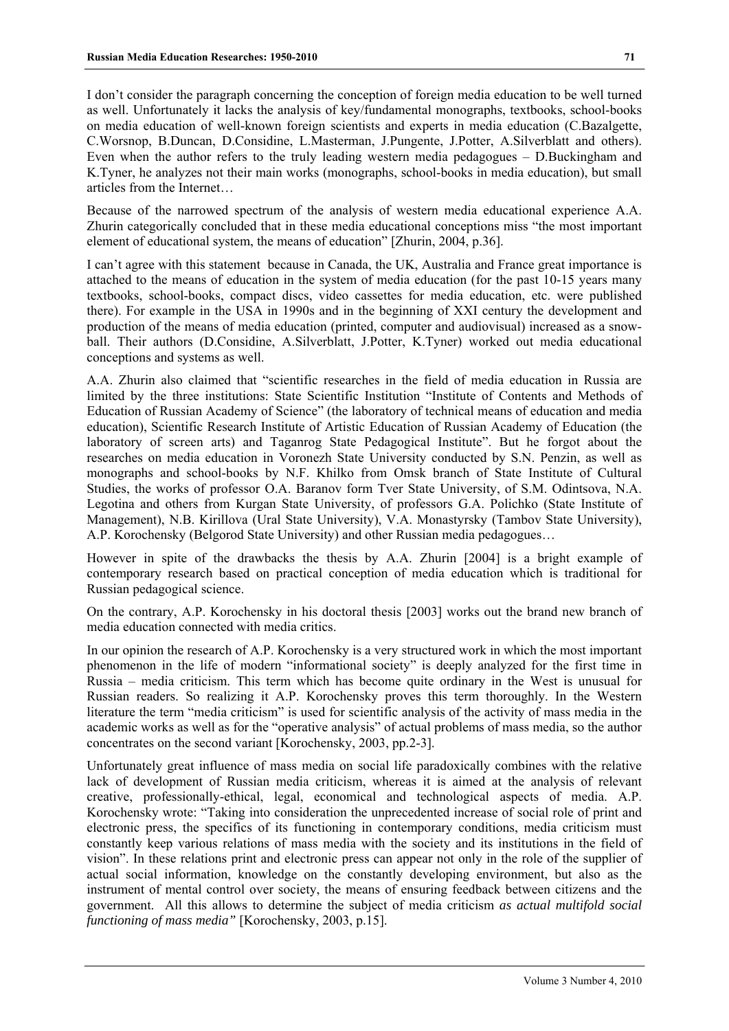I don't consider the paragraph concerning the conception of foreign media education to be well turned as well. Unfortunately it lacks the analysis of key/fundamental monographs, textbooks, school-books on media education of well-known foreign scientists and experts in media education (C.Bazalgette, C.Worsnop, B.Duncan, D.Considine, L.Masterman, J.Pungente, J.Potter, A.Silverblatt and others). Even when the author refers to the truly leading western media pedagogues – D.Buckingham and K.Tyner, he analyzes not their main works (monographs, school-books in media education), but small articles from the Internet…

Because of the narrowed spectrum of the analysis of western media educational experience A.A. Zhurin categorically concluded that in these media educational conceptions miss "the most important element of educational system, the means of education" [Zhurin, 2004, p.36].

I can't agree with this statement because in Canada, the UK, Australia and France great importance is attached to the means of education in the system of media education (for the past 10-15 years many textbooks, school-books, compact discs, video cassettes for media education, etc. were published there). For example in the USA in 1990s and in the beginning of XXI century the development and production of the means of media education (printed, computer and audiovisual) increased as a snow-ball. Their authors (D.Considine, A.Silverblatt, J.Potter, K.Tyner) worked out media educational conceptions and systems as well.

A.A. Zhurin also claimed that "scientific researches in the field of media education in Russia are limited by the three institutions: State Scientific Institution "Institute of Contents and Methods of Education of Russian Academy of Science" (the laboratory of technical means of education and media education), Scientific Research Institute of Artistic Education of Russian Academy of Education (the laboratory of screen arts) and Taganrog State Pedagogical Institute". But he forgot about the researches on media education in Voronezh State University conducted by S.N. Penzin, as well as monographs and school-books by N.F. Khilko from Omsk branch of State Institute of Cultural Studies, the works of professor O.A. Baranov form Tver State University, of S.M. Odintsova, N.A. Legotina and others from Kurgan State University, of professors G.A. Polichko (State Institute of Management), N.B. Kirillova (Ural State University), V.A. Monastyrsky (Tambov State University), A.P. Korochensky (Belgorod State University) and other Russian media pedagogues…

However in spite of the drawbacks the thesis by A.A. Zhurin [2004] is a bright example of contemporary research based on practical conception of media education which is traditional for Russian pedagogical science.

On the contrary, A.P. Korochensky in his doctoral thesis [2003] works out the brand new branch of media education connected with media critics.

In our opinion the research of A.P. Korochensky is a very structured work in which the most important phenomenon in the life of modern "informational society" is deeply analyzed for the first time in Russia – media criticism. This term which has become quite ordinary in the West is unusual for Russian readers. So realizing it A.P. Korochensky proves this term thoroughly. In the Western literature the term "media criticism" is used for scientific analysis of the activity of mass media in the academic works as well as for the "operative analysis" of actual problems of mass media, so the author concentrates on the second variant [Korochensky, 2003, pp.2-3].

Unfortunately great influence of mass media on social life paradoxically combines with the relative lack of development of Russian media criticism, whereas it is aimed at the analysis of relevant creative, professionally-ethical, legal, economical and technological aspects of media. A.P. Korochensky wrote: "Taking into consideration the unprecedented increase of social role of print and electronic press, the specifics of its functioning in contemporary conditions, media criticism must constantly keep various relations of mass media with the society and its institutions in the field of vision". In these relations print and electronic press can appear not only in the role of the supplier of actual social information, knowledge on the constantly developing environment, but also as the instrument of mental control over society, the means of ensuring feedback between citizens and the government. All this allows to determine the subject of media criticism *as actual multifold social functioning of mass media"* [Korochensky, 2003, p.15].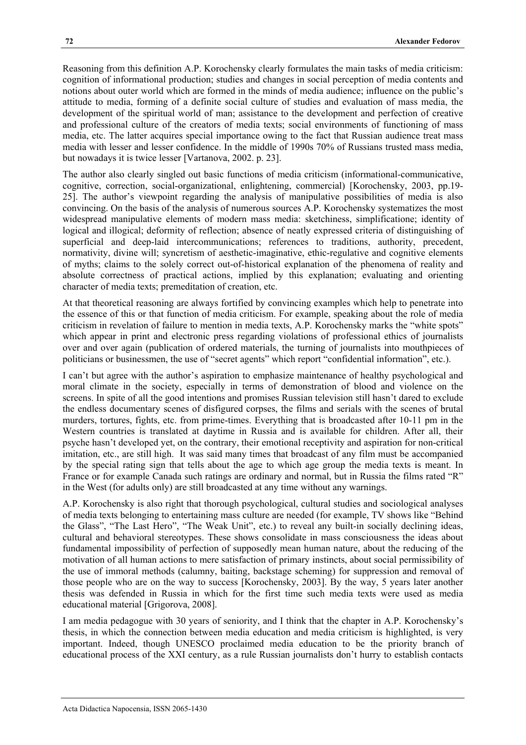Reasoning from this definition A.P. Korochensky clearly formulates the main tasks of media criticism: cognition of informational production; studies and changes in social perception of media contents and notions about outer world which are formed in the minds of media audience; influence on the public's attitude to media, forming of a definite social culture of studies and evaluation of mass media, the development of the spiritual world of man; assistance to the development and perfection of creative and professional culture of the creators of media texts; social environments of functioning of mass media, etc. The latter acquires special importance owing to the fact that Russian audience treat mass media with lesser and lesser confidence. In the middle of 1990s 70% of Russians trusted mass media, but nowadays it is twice lesser [Vartanova, 2002. p. 23].

The author also clearly singled out basic functions of media criticism (informational-communicative, cognitive, correction, social-organizational, enlightening, commercial) [Korochensky, 2003, pp.19-25]. The author's viewpoint regarding the analysis of manipulative possibilities of media is also convincing. On the basis of the analysis of numerous sources A.P. Korochensky systematizes the most widespread manipulative elements of modern mass media: sketchiness, simplificatione; identity of logical and illogical; deformity of reflection; absence of neatly expressed criteria of distinguishing of superficial and deep-laid intercommunications; references to traditions, authority, precedent, normativity, divine will; syncretism of aesthetic-imaginative, ethic-regulative and cognitive elements of myths; claims to the solely correct out-of-historical explanation of the phenomena of reality and absolute correctness of practical actions, implied by this explanation; evaluating and orienting character of media texts; premeditation of creation, etc.

At that theoretical reasoning are always fortified by convincing examples which help to penetrate into the essence of this or that function of media criticism. For example, speaking about the role of media criticism in revelation of failure to mention in media texts, A.P. Korochensky marks the "white spots" which appear in print and electronic press regarding violations of professional ethics of journalists over and over again (publication of ordered materials, the turning of journalists into mouthpieces of politicians or businessmen, the use of "secret agents" which report "confidential information", etc.).

I can't but agree with the author's aspiration to emphasize maintenance of healthy psychological and moral climate in the society, especially in terms of demonstration of blood and violence on the screens. In spite of all the good intentions and promises Russian television still hasn't dared to exclude the endless documentary scenes of disfigured corpses, the films and serials with the scenes of brutal murders, tortures, fights, etc. from prime-times. Everything that is broadcasted after 10-11 pm in the Western countries is translated at daytime in Russia and is available for children. After all, their psyche hasn't developed yet, on the contrary, their emotional receptivity and aspiration for non-critical imitation, etc., are still high. It was said many times that broadcast of any film must be accompanied by the special rating sign that tells about the age to which age group the media texts is meant. In France or for example Canada such ratings are ordinary and normal, but in Russia the films rated "R" in the West (for adults only) are still broadcasted at any time without any warnings.

A.P. Korochensky is also right that thorough psychological, cultural studies and sociological analyses of media texts belonging to entertaining mass culture are needed (for example, TV shows like "Behind the Glass", "The Last Hero", "The Weak Unit", etc.) to reveal any built-in socially declining ideas, cultural and behavioral stereotypes. These shows consolidate in mass consciousness the ideas about fundamental impossibility of perfection of supposedly mean human nature, about the reducing of the motivation of all human actions to mere satisfaction of primary instincts, about social permissibility of the use of immoral methods (calumny, baiting, backstage scheming) for suppression and removal of those people who are on the way to success [Korochensky, 2003]. By the way, 5 years later another thesis was defended in Russia in which for the first time such media texts were used as media educational material [Grigorova, 2008].

I am media pedagogue with 30 years of seniority, and I think that the chapter in A.P. Korochensky's thesis, in which the connection between media education and media criticism is highlighted, is very important. Indeed, though UNESCO proclaimed media education to be the priority branch of educational process of the XXI century, as a rule Russian journalists don't hurry to establish contacts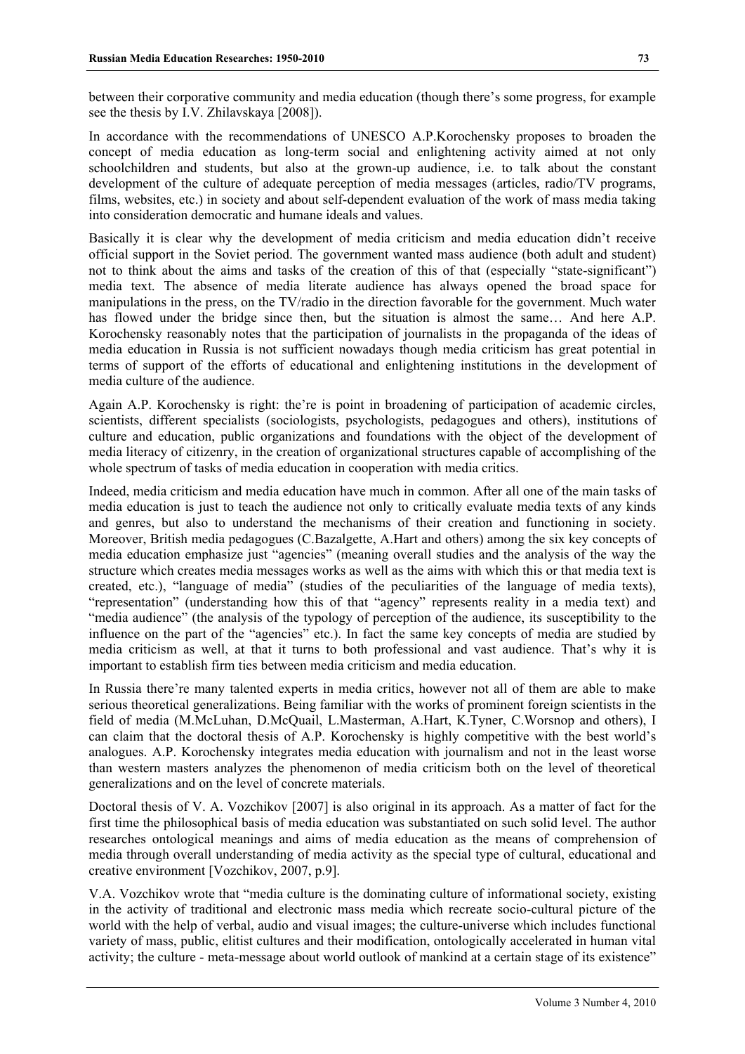between their corporative community and media education (though there's some progress, for example see the thesis by I.V. Zhilavskaya [2008]).

In accordance with the recommendations of UNESCO A.P.Korochensky proposes to broaden the concept of media education as long-term social and enlightening activity aimed at not only schoolchildren and students, but also at the grown-up audience, i.e. to talk about the constant development of the culture of adequate perception of media messages (articles, radio/TV programs, films, websites, etc.) in society and about self-dependent evaluation of the work of mass media taking into consideration democratic and humane ideals and values.

Basically it is clear why the development of media criticism and media education didn't receive official support in the Soviet period. The government wanted mass audience (both adult and student) not to think about the aims and tasks of the creation of this of that (especially "state-significant") media text. The absence of media literate audience has always opened the broad space for manipulations in the press, on the TV/radio in the direction favorable for the government. Much water has flowed under the bridge since then, but the situation is almost the same… And here A.P. Korochensky reasonably notes that the participation of journalists in the propaganda of the ideas of media education in Russia is not sufficient nowadays though media criticism has great potential in terms of support of the efforts of educational and enlightening institutions in the development of media culture of the audience.

Again A.P. Korochensky is right: the're is point in broadening of participation of academic circles, scientists, different specialists (sociologists, psychologists, pedagogues and others), institutions of culture and education, public organizations and foundations with the object of the development of media literacy of citizenry, in the creation of organizational structures capable of accomplishing of the whole spectrum of tasks of media education in cooperation with media critics.

Indeed, media criticism and media education have much in common. After all one of the main tasks of media education is just to teach the audience not only to critically evaluate media texts of any kinds and genres, but also to understand the mechanisms of their creation and functioning in society. Moreover, British media pedagogues (C.Bazalgette, A.Hart and others) among the six key concepts of media education emphasize just "agencies" (meaning overall studies and the analysis of the way the structure which creates media messages works as well as the aims with which this or that media text is created, etc.), "language of media" (studies of the peculiarities of the language of media texts), "representation" (understanding how this of that "agency" represents reality in a media text) and "media audience" (the analysis of the typology of perception of the audience, its susceptibility to the influence on the part of the "agencies" etc.). In fact the same key concepts of media are studied by media criticism as well, at that it turns to both professional and vast audience. That's why it is important to establish firm ties between media criticism and media education.

In Russia there're many talented experts in media critics, however not all of them are able to make serious theoretical generalizations. Being familiar with the works of prominent foreign scientists in the field of media (M.McLuhan, D.McQuail, L.Masterman, A.Hart, K.Tyner, C.Worsnop and others), I can claim that the doctoral thesis of A.P. Korochensky is highly competitive with the best world's analogues. A.P. Korochensky integrates media education with journalism and not in the least worse than western masters analyzes the phenomenon of media criticism both on the level of theoretical generalizations and on the level of concrete materials.

Doctoral thesis of V. A. Vozchikov [2007] is also original in its approach. As a matter of fact for the first time the philosophical basis of media education was substantiated on such solid level. The author researches ontological meanings and aims of media education as the means of comprehension of media through overall understanding of media activity as the special type of cultural, educational and creative environment [Vozchikov, 2007, p.9].

V.A. Vozchikov wrote that "media culture is the dominating culture of informational society, existing in the activity of traditional and electronic mass media which recreate socio-cultural picture of the world with the help of verbal, audio and visual images; the culture-universe which includes functional variety of mass, public, elitist cultures and their modification, ontologically accelerated in human vital activity; the culture - meta-message about world outlook of mankind at a certain stage of its existence"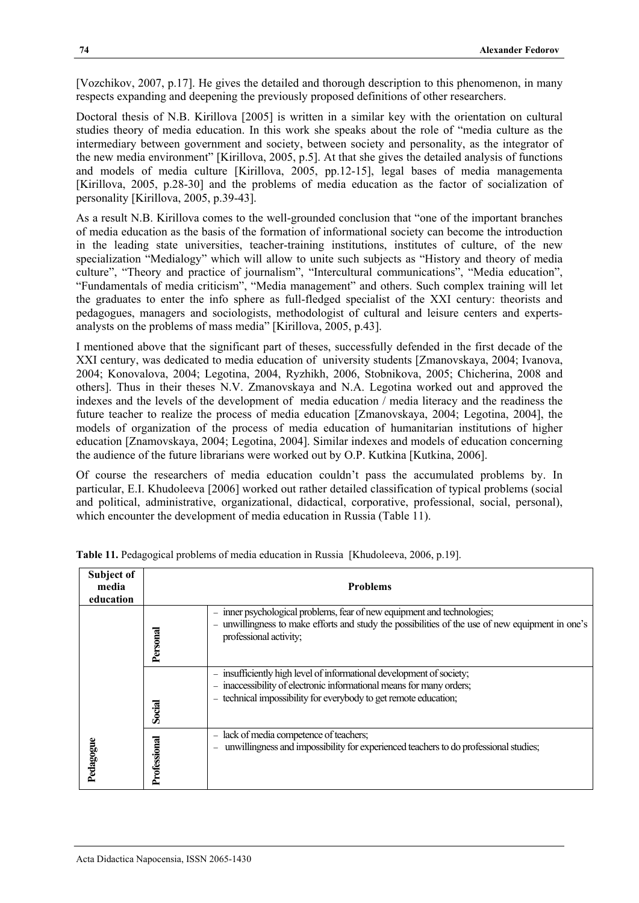[Vozchikov, 2007, p.17]. He gives the detailed and thorough description to this phenomenon, in many respects expanding and deepening the previously proposed definitions of other researchers.

Doctoral thesis of N.B. Kirillova [2005] is written in a similar key with the orientation on cultural studies theory of media education. In this work she speaks about the role of "media culture as the intermediary between government and society, between society and personality, as the integrator of the new media environment" [Kirillova, 2005, p.5]. At that she gives the detailed analysis of functions and models of media culture [Kirillova, 2005, pp.12-15], legal bases of media managementa [Kirillova, 2005, p.28-30] and the problems of media education as the factor of socialization of personality [Kirillova, 2005, p.39-43].

As a result N.B. Kirillova comes to the well-grounded conclusion that "one of the important branches of media education as the basis of the formation of informational society can become the introduction in the leading state universities, teacher-training institutions, institutes of culture, of the new specialization "Medialogy" which will allow to unite such subjects as "History and theory of media culture", "Theory and practice of journalism", "Intercultural communications", "Media education", "Fundamentals of media criticism", "Media management" and others. Such complex training will let the graduates to enter the info sphere as full-fledged specialist of the XXI century: theorists and pedagogues, managers and sociologists, methodologist of cultural and leisure centers and experts-analysts on the problems of mass media" [Kirillova, 2005, p.43].

I mentioned above that the significant part of theses, successfully defended in the first decade of the XXI century, was dedicated to media education of university students [Zmanovskaya, 2004; Ivanova, 2004; Konovalova, 2004; Legotina, 2004, Ryzhikh, 2006, Stobnikova, 2005; Chicherina, 2008 and others]. Thus in their theses N.V. Zmanovskaya and N.A. Legotina worked out and approved the indexes and the levels of the development of media education / media literacy and the readiness the future teacher to realize the process of media education [Zmanovskaya, 2004; Legotina, 2004], the models of organization of the process of media education of humanitarian institutions of higher education [Znamovskaya, 2004; Legotina, 2004]. Similar indexes and models of education concerning the audience of the future librarians were worked out by O.P. Kutkina [Kutkina, 2006].

Of course the researchers of media education couldn't pass the accumulated problems by. In particular, E.I. Khudoleeva [2006] worked out rather detailed classification of typical problems (social and political, administrative, organizational, didactical, corporative, professional, social, personal), which encounter the development of media education in Russia (Table 11).

**Table 11.** Pedagogical problems of media education in Russia [Khudoleeva, 2006, p.19].

| Subject of media education | | Problems |
|---|---|---|
| Pedagogue | Personal | – inner psychological problems, fear of new equipment and technologies;<br>– unwillingness to make efforts and study the possibilities of the use of new equipment in one's professional activity; |
| | Social | – insufficiently high level of informational development of society;<br>– inaccessibility of electronic informational means for many orders;<br>– technical impossibility for everybody to get remote education; |
| | Professional | – lack of media competence of teachers;<br>– unwillingness and impossibility for experienced teachers to do professional studies; |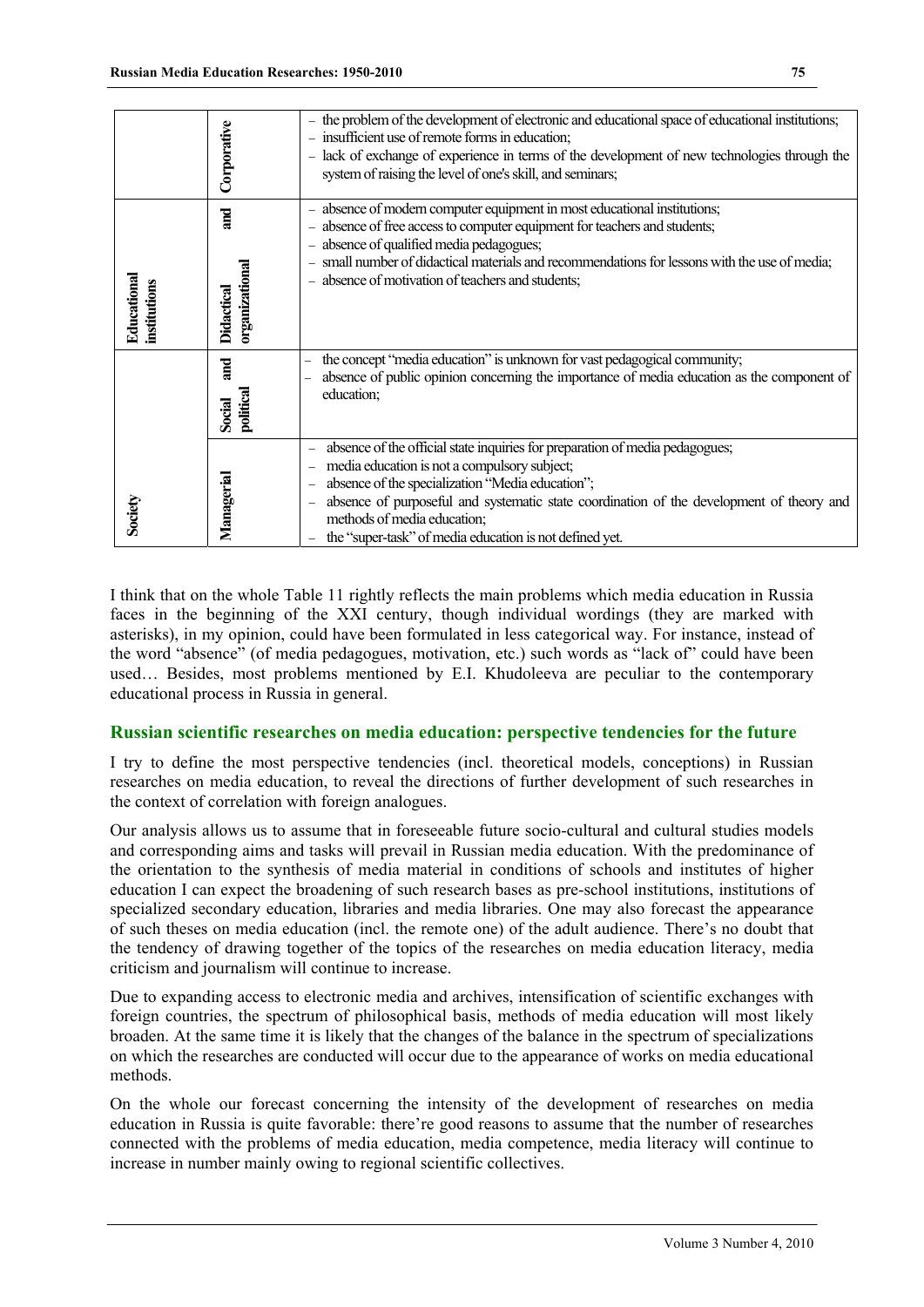| | | |
|---|---|---|
| | Corporative | – the problem of the development of electronic and educational space of educational institutions;<br>– insufficient use of remote forms in education;<br>– lack of exchange of experience in terms of the development of new technologies through the system of raising the level of one's skill, and seminars; |
| Educational institutions | Didactical and organizational | – absence of modern computer equipment in most educational institutions;<br>– absence of free access to computer equipment for teachers and students;<br>– absence of qualified media pedagogues;<br>– small number of didactical materials and recommendations for lessons with the use of media;<br>– absence of motivation of teachers and students; |
| | Social and political | – the concept "media education" is unknown for vast pedagogical community;<br>– absence of public opinion concerning the importance of media education as the component of education; |
| Society | Managerial | – absence of the official state inquiries for preparation of media pedagogues;<br>– media education is not a compulsory subject;<br>– absence of the specialization "Media education";<br>– absence of purposeful and systematic state coordination of the development of theory and methods of media education;<br>– the "super-task" of media education is not defined yet. |

I think that on the whole Table 11 rightly reflects the main problems which media education in Russia faces in the beginning of the XXI century, though individual wordings (they are marked with asterisks), in my opinion, could have been formulated in less categorical way. For instance, instead of the word "absence" (of media pedagogues, motivation, etc.) such words as "lack of" could have been used… Besides, most problems mentioned by E.I. Khudoleeva are peculiar to the contemporary educational process in Russia in general.

## Russian scientific researches on media education: perspective tendencies for the future

I try to define the most perspective tendencies (incl. theoretical models, conceptions) in Russian researches on media education, to reveal the directions of further development of such researches in the context of correlation with foreign analogues.

Our analysis allows us to assume that in foreseeable future socio-cultural and cultural studies models and corresponding aims and tasks will prevail in Russian media education. With the predominance of the orientation to the synthesis of media material in conditions of schools and institutes of higher education I can expect the broadening of such research bases as pre-school institutions, institutions of specialized secondary education, libraries and media libraries. One may also forecast the appearance of such theses on media education (incl. the remote one) of the adult audience. There's no doubt that the tendency of drawing together of the topics of the researches on media education literacy, media criticism and journalism will continue to increase.

Due to expanding access to electronic media and archives, intensification of scientific exchanges with foreign countries, the spectrum of philosophical basis, methods of media education will most likely broaden. At the same time it is likely that the changes of the balance in the spectrum of specializations on which the researches are conducted will occur due to the appearance of works on media educational methods.

On the whole our forecast concerning the intensity of the development of researches on media education in Russia is quite favorable: there're good reasons to assume that the number of researches connected with the problems of media education, media competence, media literacy will continue to increase in number mainly owing to regional scientific collectives.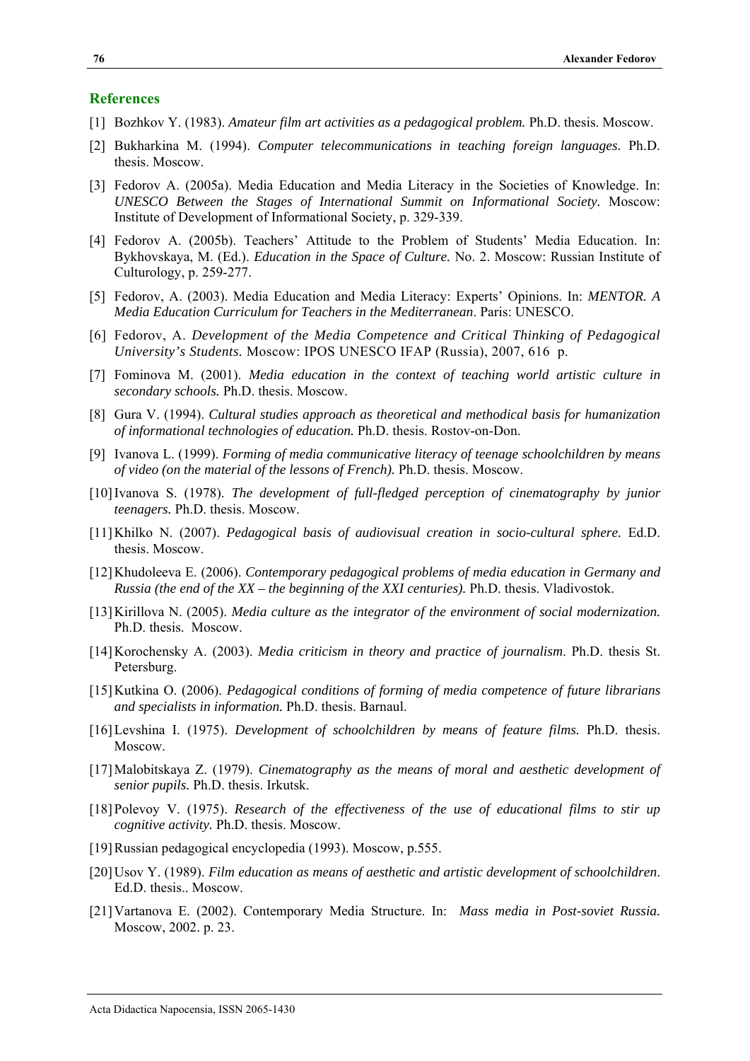## References

[1] Bozhkov Y. (1983). *Amateur film art activities as a pedagogical problem.* Ph.D. thesis. Moscow.

[2] Bukharkina M. (1994). *Computer telecommunications in teaching foreign languages.* Ph.D. thesis. Moscow.

[3] Fedorov A. (2005a). Media Education and Media Literacy in the Societies of Knowledge. In: *UNESCO Between the Stages of International Summit on Informational Society.* Moscow: Institute of Development of Informational Society, p. 329-339.

[4] Fedorov A. (2005b). Teachers' Attitude to the Problem of Students' Media Education. In: Bykhovskaya, M. (Ed.). *Education in the Space of Culture.* No. 2. Moscow: Russian Institute of Culturology, p. 259-277.

[5] Fedorov, A. (2003). Media Education and Media Literacy: Experts' Opinions. In: *MENTOR. A Media Education Curriculum for Teachers in the Mediterranean*. Paris: UNESCO.

[6] Fedorov, A. *Development of the Media Competence and Critical Thinking of Pedagogical University's Students.* Moscow: IPOS UNESCO IFAP (Russia), 2007, 616 p.

[7] Fominova M. (2001). *Media education in the context of teaching world artistic culture in secondary schools.* Ph.D. thesis. Moscow.

[8] Gura V. (1994). *Cultural studies approach as theoretical and methodical basis for humanization of informational technologies of education.* Ph.D. thesis. Rostov-on-Don.

[9] Ivanova L. (1999). *Forming of media communicative literacy of teenage schoolchildren by means of video (on the material of the lessons of French).* Ph.D. thesis. Moscow.

[10] Ivanova S. (1978). *The development of full-fledged perception of cinematography by junior teenagers.* Ph.D. thesis. Moscow.

[11] Khilko N. (2007). *Pedagogical basis of audiovisual creation in socio-cultural sphere.* Ed.D. thesis. Moscow.

[12] Khudoleeva E. (2006). *Contemporary pedagogical problems of media education in Germany and Russia (the end of the XX – the beginning of the XXI centuries).* Ph.D. thesis. Vladivostok.

[13] Kirillova N. (2005). *Media culture as the integrator of the environment of social modernization.* Ph.D. thesis. Moscow.

[14] Korochensky A. (2003). *Media criticism in theory and practice of journalism*. Ph.D. thesis St. Petersburg.

[15] Kutkina O. (2006). *Pedagogical conditions of forming of media competence of future librarians and specialists in information.* Ph.D. thesis. Barnaul.

[16] Levshina I. (1975). *Development of schoolchildren by means of feature films.* Ph.D. thesis. Moscow.

[17] Malobitskaya Z. (1979). *Cinematography as the means of moral and aesthetic development of senior pupils.* Ph.D. thesis. Irkutsk.

[18] Polevoy V. (1975). *Research of the effectiveness of the use of educational films to stir up cognitive activity.* Ph.D. thesis. Moscow.

[19] Russian pedagogical encyclopedia (1993). Moscow, p.555.

[20] Usov Y. (1989). *Film education as means of aesthetic and artistic development of schoolchildren*. Ed.D. thesis.. Moscow.

[21] Vartanova E. (2002). Contemporary Media Structure. In: *Mass media in Post-soviet Russia.* Moscow, 2002. p. 23.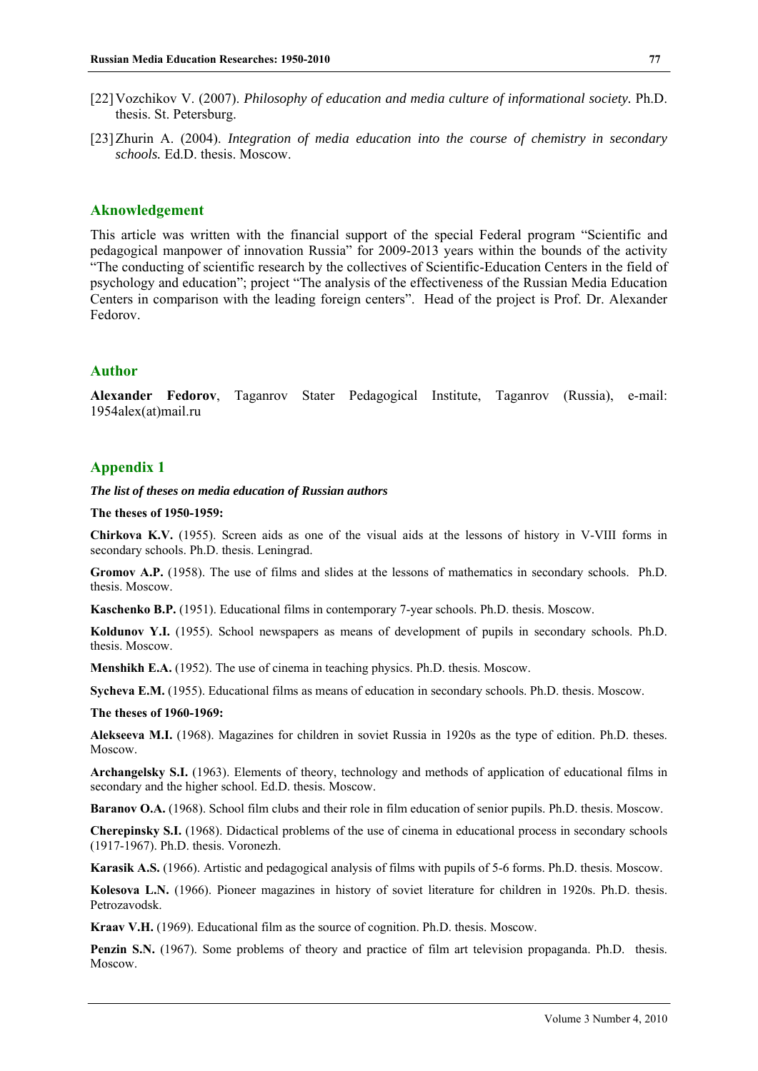[22] Vozchikov V. (2007). *Philosophy of education and media culture of informational society.* Ph.D. thesis. St. Petersburg.

[23] Zhurin A. (2004). *Integration of media education into the course of chemistry in secondary schools.* Ed.D. thesis. Moscow.

## Aknowledgement

This article was written with the financial support of the special Federal program "Scientific and pedagogical manpower of innovation Russia" for 2009-2013 years within the bounds of the activity "The conducting of scientific research by the collectives of Scientific-Education Centers in the field of psychology and education"; project "The analysis of the effectiveness of the Russian Media Education Centers in comparison with the leading foreign centers". Head of the project is Prof. Dr. Alexander Fedorov.

## Author

**Alexander Fedorov**, Taganrov Stater Pedagogical Institute, Taganrov (Russia), e-mail: 1954alex(at)mail.ru

## Appendix 1

***The list of theses on media education of Russian authors***

**The theses of 1950-1959:**

**Chirkova K.V.** (1955). Screen aids as one of the visual aids at the lessons of history in V-VIII forms in secondary schools. Ph.D. thesis. Leningrad.

**Gromov A.P.** (1958). The use of films and slides at the lessons of mathematics in secondary schools. Ph.D. thesis. Moscow.

**Kaschenko B.P.** (1951). Educational films in contemporary 7-year schools. Ph.D. thesis. Moscow.

**Koldunov Y.I.** (1955). School newspapers as means of development of pupils in secondary schools. Ph.D. thesis. Moscow.

**Menshikh E.A.** (1952). The use of cinema in teaching physics. Ph.D. thesis. Moscow.

**Sycheva E.M.** (1955). Educational films as means of education in secondary schools. Ph.D. thesis. Moscow.

**The theses of 1960-1969:**

**Alekseeva M.I.** (1968). Magazines for children in soviet Russia in 1920s as the type of edition. Ph.D. theses. Moscow.

**Archangelsky S.I.** (1963). Elements of theory, technology and methods of application of educational films in secondary and the higher school. Ed.D. thesis. Moscow.

**Baranov O.A.** (1968). School film clubs and their role in film education of senior pupils. Ph.D. thesis. Moscow.

**Cherepinsky S.I.** (1968). Didactical problems of the use of cinema in educational process in secondary schools (1917-1967). Ph.D. thesis. Voronezh.

**Karasik A.S.** (1966). Artistic and pedagogical analysis of films with pupils of 5-6 forms. Ph.D. thesis. Moscow.

**Kolesova L.N.** (1966). Pioneer magazines in history of soviet literature for children in 1920s. Ph.D. thesis. Petrozavodsk.

**Kraav V.H.** (1969). Educational film as the source of cognition. Ph.D. thesis. Moscow.

**Penzin S.N.** (1967). Some problems of theory and practice of film art television propaganda. Ph.D. thesis. Moscow.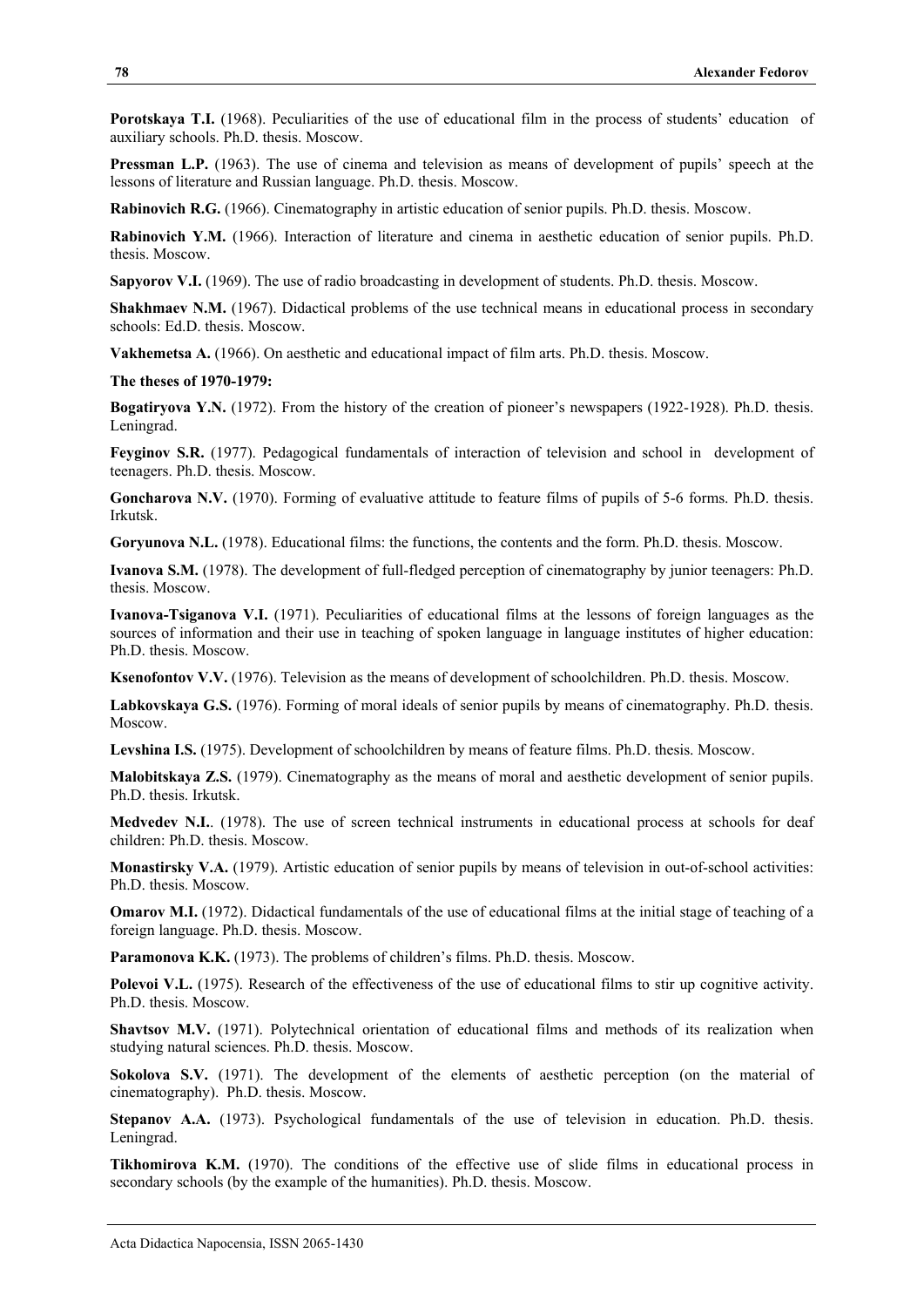**Porotskaya T.I.** (1968). Peculiarities of the use of educational film in the process of students' education of auxiliary schools. Ph.D. thesis. Moscow.

**Pressman L.P.** (1963). The use of cinema and television as means of development of pupils' speech at the lessons of literature and Russian language. Ph.D. thesis. Moscow.

**Rabinovich R.G.** (1966). Cinematography in artistic education of senior pupils. Ph.D. thesis. Moscow.

**Rabinovich Y.M.** (1966). Interaction of literature and cinema in aesthetic education of senior pupils. Ph.D. thesis. Moscow.

**Sapyorov V.I.** (1969). The use of radio broadcasting in development of students. Ph.D. thesis. Moscow.

**Shakhmaev N.M.** (1967). Didactical problems of the use technical means in educational process in secondary schools: Ed.D. thesis. Moscow.

**Vakhemetsa A.** (1966). On aesthetic and educational impact of film arts. Ph.D. thesis. Moscow.

**The theses of 1970-1979:**

**Bogatiryova Y.N.** (1972). From the history of the creation of pioneer's newspapers (1922-1928). Ph.D. thesis. Leningrad.

**Feyginov S.R.** (1977). Pedagogical fundamentals of interaction of television and school in development of teenagers. Ph.D. thesis. Moscow.

**Goncharova N.V.** (1970). Forming of evaluative attitude to feature films of pupils of 5-6 forms. Ph.D. thesis. Irkutsk.

**Goryunova N.L.** (1978). Educational films: the functions, the contents and the form. Ph.D. thesis. Moscow.

**Ivanova S.M.** (1978). The development of full-fledged perception of cinematography by junior teenagers: Ph.D. thesis. Moscow.

**Ivanova-Tsiganova V.I.** (1971). Peculiarities of educational films at the lessons of foreign languages as the sources of information and their use in teaching of spoken language in language institutes of higher education: Ph.D. thesis. Moscow.

**Ksenofontov V.V.** (1976). Television as the means of development of schoolchildren. Ph.D. thesis. Moscow.

**Labkovskaya G.S.** (1976). Forming of moral ideals of senior pupils by means of cinematography. Ph.D. thesis. Moscow.

**Levshina I.S.** (1975). Development of schoolchildren by means of feature films. Ph.D. thesis. Moscow.

**Malobitskaya Z.S.** (1979). Cinematography as the means of moral and aesthetic development of senior pupils. Ph.D. thesis. Irkutsk.

**Medvedev N.I.**. (1978). The use of screen technical instruments in educational process at schools for deaf children: Ph.D. thesis. Moscow.

**Monastirsky V.A.** (1979). Artistic education of senior pupils by means of television in out-of-school activities: Ph.D. thesis. Moscow.

**Omarov M.I.** (1972). Didactical fundamentals of the use of educational films at the initial stage of teaching of a foreign language. Ph.D. thesis. Moscow.

**Paramonova K.K.** (1973). The problems of children's films. Ph.D. thesis. Moscow.

**Polevoi V.L.** (1975). Research of the effectiveness of the use of educational films to stir up cognitive activity. Ph.D. thesis. Moscow.

**Shavtsov M.V.** (1971). Polytechnical orientation of educational films and methods of its realization when studying natural sciences. Ph.D. thesis. Moscow.

**Sokolova S.V.** (1971). The development of the elements of aesthetic perception (on the material of cinematography). Ph.D. thesis. Moscow.

**Stepanov A.A.** (1973). Psychological fundamentals of the use of television in education. Ph.D. thesis. Leningrad.

**Tikhomirova K.M.** (1970). The conditions of the effective use of slide films in educational process in secondary schools (by the example of the humanities). Ph.D. thesis. Moscow.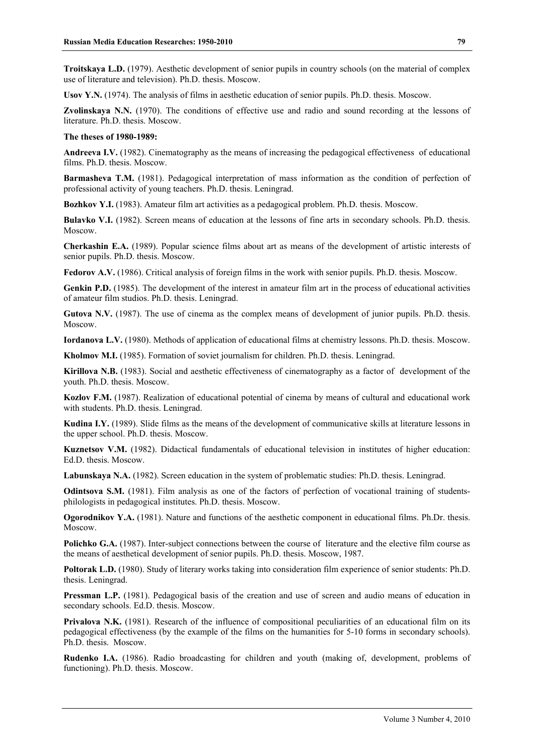**Troitskaya L.D.** (1979). Aesthetic development of senior pupils in country schools (on the material of complex use of literature and television). Ph.D. thesis. Moscow.

**Usov Y.N.** (1974). The analysis of films in aesthetic education of senior pupils. Ph.D. thesis. Moscow.

**Zvolinskaya N.N.** (1970). The conditions of effective use and radio and sound recording at the lessons of literature. Ph.D. thesis. Moscow.

**The theses of 1980-1989:**

**Andreeva I.V.** (1982). Cinematography as the means of increasing the pedagogical effectiveness of educational films. Ph.D. thesis. Moscow.

**Barmasheva T.M.** (1981). Pedagogical interpretation of mass information as the condition of perfection of professional activity of young teachers. Ph.D. thesis. Leningrad.

**Bozhkov Y.I.** (1983). Amateur film art activities as a pedagogical problem. Ph.D. thesis. Moscow.

**Bulavko V.I.** (1982). Screen means of education at the lessons of fine arts in secondary schools. Ph.D. thesis. Moscow.

**Cherkashin E.A.** (1989). Popular science films about art as means of the development of artistic interests of senior pupils. Ph.D. thesis. Moscow.

**Fedorov A.V.** (1986). Critical analysis of foreign films in the work with senior pupils. Ph.D. thesis. Moscow.

**Genkin P.D.** (1985). The development of the interest in amateur film art in the process of educational activities of amateur film studios. Ph.D. thesis. Leningrad.

**Gutova N.V.** (1987). The use of cinema as the complex means of development of junior pupils. Ph.D. thesis. Moscow.

**Iordanova L.V.** (1980). Methods of application of educational films at chemistry lessons. Ph.D. thesis. Moscow.

**Kholmov M.I.** (1985). Formation of soviet journalism for children. Ph.D. thesis. Leningrad.

**Kirillova N.B.** (1983). Social and aesthetic effectiveness of cinematography as a factor of development of the youth. Ph.D. thesis. Moscow.

**Kozlov F.M.** (1987). Realization of educational potential of cinema by means of cultural and educational work with students. Ph.D. thesis. Leningrad.

**Kudina I.Y.** (1989). Slide films as the means of the development of communicative skills at literature lessons in the upper school. Ph.D. thesis. Moscow.

**Kuznetsov V.M.** (1982). Didactical fundamentals of educational television in institutes of higher education: Ed.D. thesis. Moscow.

**Labunskaya N.A.** (1982). Screen education in the system of problematic studies: Ph.D. thesis. Leningrad.

**Odintsova S.M.** (1981). Film analysis as one of the factors of perfection of vocational training of students-philologists in pedagogical institutes. Ph.D. thesis. Moscow.

**Ogorodnikov Y.A.** (1981). Nature and functions of the aesthetic component in educational films. Ph.Dr. thesis. Moscow.

**Polichko G.A.** (1987). Inter-subject connections between the course of literature and the elective film course as the means of aesthetical development of senior pupils. Ph.D. thesis. Moscow, 1987.

**Poltorak L.D.** (1980). Study of literary works taking into consideration film experience of senior students: Ph.D. thesis. Leningrad.

**Pressman L.P.** (1981). Pedagogical basis of the creation and use of screen and audio means of education in secondary schools. Ed.D. thesis. Moscow.

**Privalova N.K.** (1981). Research of the influence of compositional peculiarities of an educational film on its pedagogical effectiveness (by the example of the films on the humanities for 5-10 forms in secondary schools). Ph.D. thesis. Moscow.

**Rudenko I.A.** (1986). Radio broadcasting for children and youth (making of, development, problems of functioning). Ph.D. thesis. Moscow.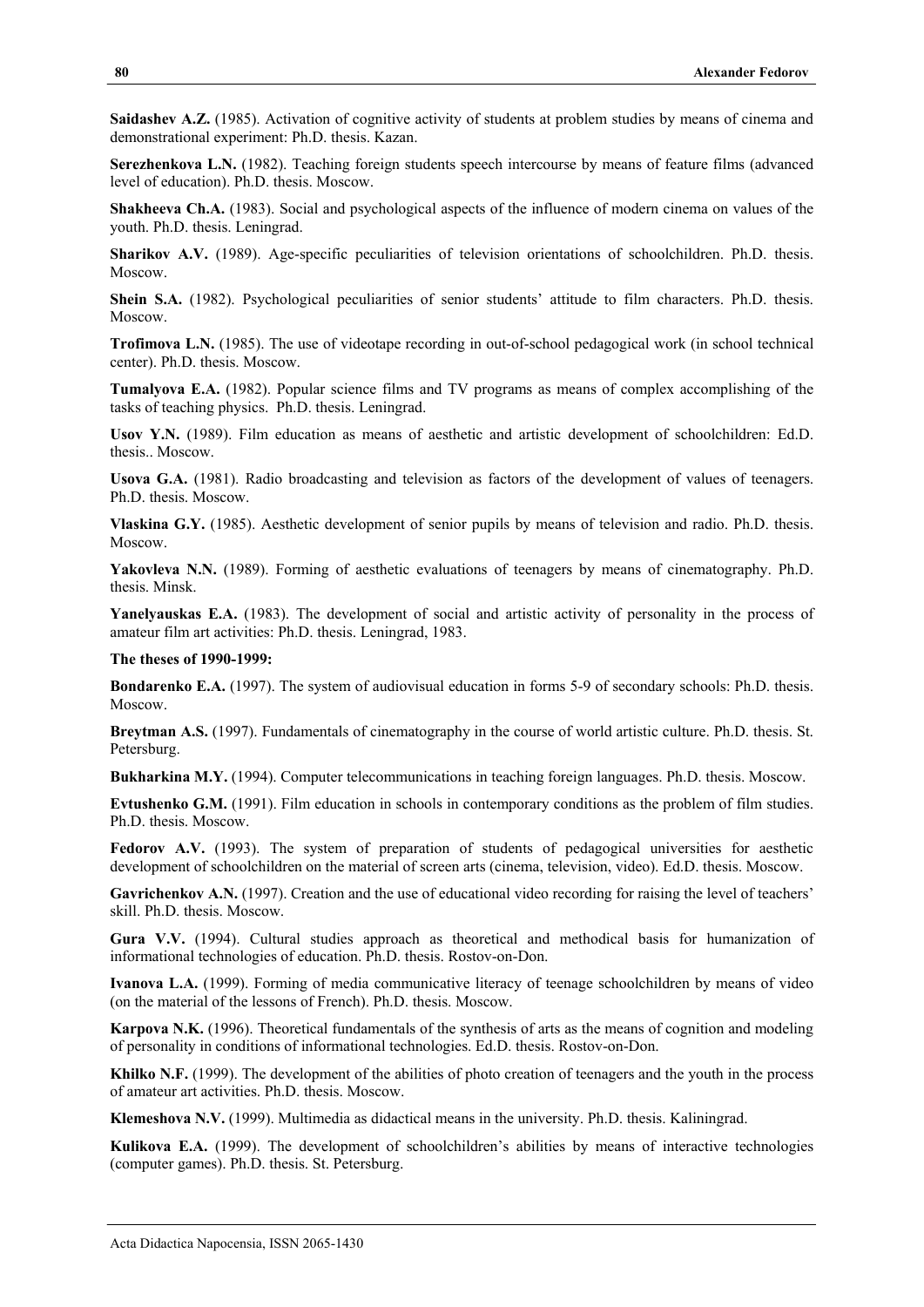**Saidashev A.Z.** (1985). Activation of cognitive activity of students at problem studies by means of cinema and demonstrational experiment: Ph.D. thesis. Kazan.

**Serezhenkova L.N.** (1982). Teaching foreign students speech intercourse by means of feature films (advanced level of education). Ph.D. thesis. Moscow.

**Shakheeva Ch.A.** (1983). Social and psychological aspects of the influence of modern cinema on values of the youth. Ph.D. thesis. Leningrad.

**Sharikov A.V.** (1989). Age-specific peculiarities of television orientations of schoolchildren. Ph.D. thesis. Moscow.

**Shein S.A.** (1982). Psychological peculiarities of senior students' attitude to film characters. Ph.D. thesis. Moscow.

**Trofimova L.N.** (1985). The use of videotape recording in out-of-school pedagogical work (in school technical center). Ph.D. thesis. Moscow.

**Tumalyova E.A.** (1982). Popular science films and TV programs as means of complex accomplishing of the tasks of teaching physics. Ph.D. thesis. Leningrad.

**Usov Y.N.** (1989). Film education as means of aesthetic and artistic development of schoolchildren: Ed.D. thesis.. Moscow.

**Usova G.A.** (1981). Radio broadcasting and television as factors of the development of values of teenagers. Ph.D. thesis. Moscow.

**Vlaskina G.Y.** (1985). Aesthetic development of senior pupils by means of television and radio. Ph.D. thesis. Moscow.

**Yakovleva N.N.** (1989). Forming of aesthetic evaluations of teenagers by means of cinematography. Ph.D. thesis. Minsk.

**Yanelyauskas E.A.** (1983). The development of social and artistic activity of personality in the process of amateur film art activities: Ph.D. thesis. Leningrad, 1983.

**The theses of 1990-1999:**

**Bondarenko E.A.** (1997). The system of audiovisual education in forms 5-9 of secondary schools: Ph.D. thesis. Moscow.

**Breytman A.S.** (1997). Fundamentals of cinematography in the course of world artistic culture. Ph.D. thesis. St. Petersburg.

**Bukharkina M.Y.** (1994). Computer telecommunications in teaching foreign languages. Ph.D. thesis. Moscow.

**Evtushenko G.M.** (1991). Film education in schools in contemporary conditions as the problem of film studies. Ph.D. thesis. Moscow.

**Fedorov A.V.** (1993). The system of preparation of students of pedagogical universities for aesthetic development of schoolchildren on the material of screen arts (cinema, television, video). Ed.D. thesis. Moscow.

**Gavrichenkov A.N.** (1997). Creation and the use of educational video recording for raising the level of teachers' skill. Ph.D. thesis. Moscow.

**Gura V.V.** (1994). Cultural studies approach as theoretical and methodical basis for humanization of informational technologies of education. Ph.D. thesis. Rostov-on-Don.

**Ivanova L.A.** (1999). Forming of media communicative literacy of teenage schoolchildren by means of video (on the material of the lessons of French). Ph.D. thesis. Moscow.

**Karpova N.K.** (1996). Theoretical fundamentals of the synthesis of arts as the means of cognition and modeling of personality in conditions of informational technologies. Ed.D. thesis. Rostov-on-Don.

**Khilko N.F.** (1999). The development of the abilities of photo creation of teenagers and the youth in the process of amateur art activities. Ph.D. thesis. Moscow.

**Klemeshova N.V.** (1999). Multimedia as didactical means in the university. Ph.D. thesis. Kaliningrad.

**Kulikova E.A.** (1999). The development of schoolchildren's abilities by means of interactive technologies (computer games). Ph.D. thesis. St. Petersburg.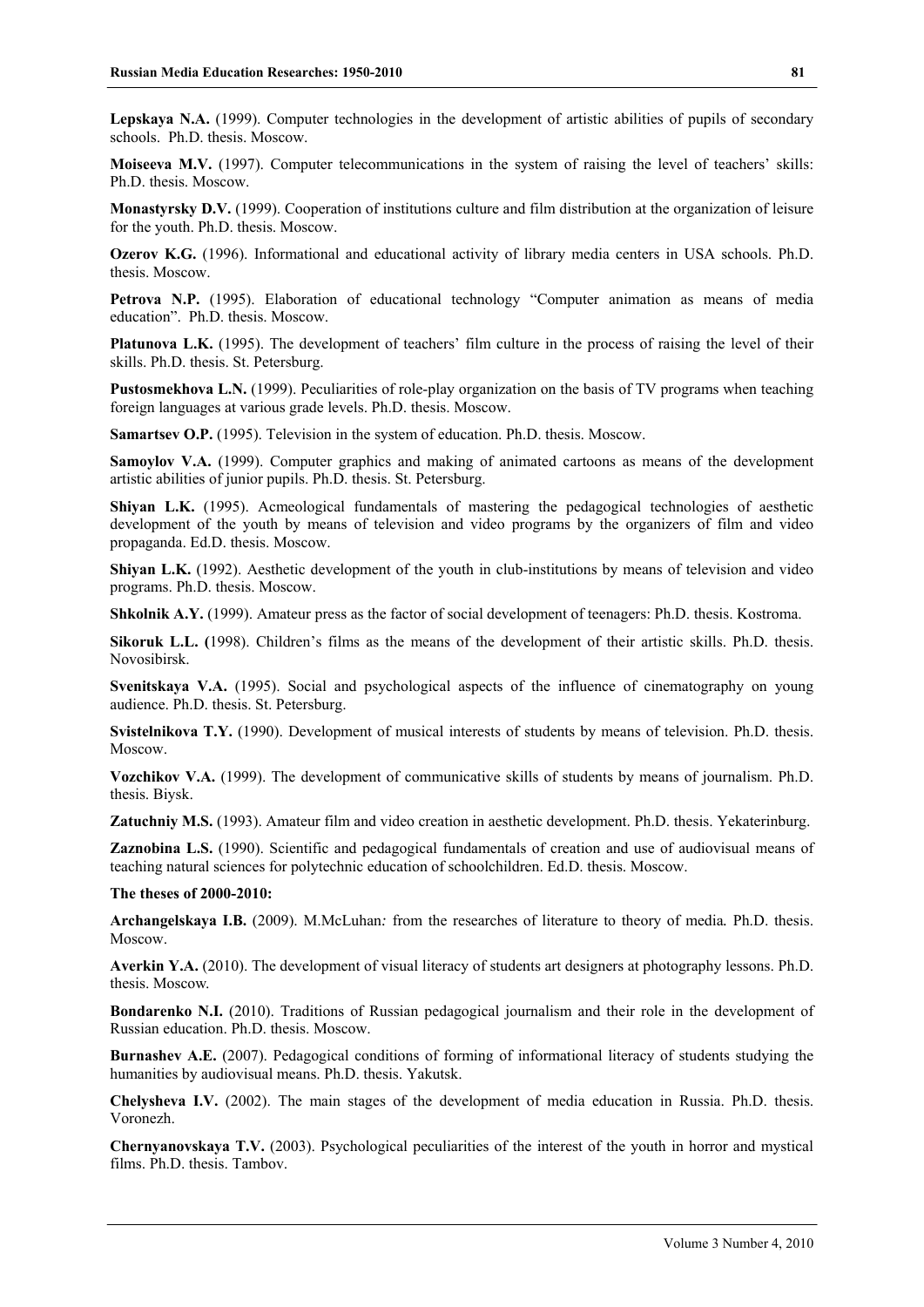**Lepskaya N.A.** (1999). Computer technologies in the development of artistic abilities of pupils of secondary schools. Ph.D. thesis. Moscow.

**Moiseeva M.V.** (1997). Computer telecommunications in the system of raising the level of teachers' skills: Ph.D. thesis. Moscow.

**Monastyrsky D.V.** (1999). Cooperation of institutions culture and film distribution at the organization of leisure for the youth. Ph.D. thesis. Moscow.

**Ozerov K.G.** (1996). Informational and educational activity of library media centers in USA schools. Ph.D. thesis. Moscow.

**Petrova N.P.** (1995). Elaboration of educational technology "Computer animation as means of media education". Ph.D. thesis. Moscow.

**Platunova L.K.** (1995). The development of teachers' film culture in the process of raising the level of their skills. Ph.D. thesis. St. Petersburg.

**Pustosmekhova L.N.** (1999). Peculiarities of role-play organization on the basis of TV programs when teaching foreign languages at various grade levels. Ph.D. thesis. Moscow.

**Samartsev O.P.** (1995). Television in the system of education. Ph.D. thesis. Moscow.

**Samoylov V.A.** (1999). Computer graphics and making of animated cartoons as means of the development artistic abilities of junior pupils. Ph.D. thesis. St. Petersburg.

**Shiyan L.K.** (1995). Acmeological fundamentals of mastering the pedagogical technologies of aesthetic development of the youth by means of television and video programs by the organizers of film and video propaganda. Ed.D. thesis. Moscow.

**Shiyan L.K.** (1992). Aesthetic development of the youth in club-institutions by means of television and video programs. Ph.D. thesis. Moscow.

**Shkolnik A.Y.** (1999). Amateur press as the factor of social development of teenagers: Ph.D. thesis. Kostroma.

**Sikoruk L.L. (**1998). Children's films as the means of the development of their artistic skills. Ph.D. thesis. Novosibirsk.

**Svenitskaya V.A.** (1995). Social and psychological aspects of the influence of cinematography on young audience. Ph.D. thesis. St. Petersburg.

**Svistelnikova T.Y.** (1990). Development of musical interests of students by means of television. Ph.D. thesis. Moscow.

**Vozchikov V.A.** (1999). The development of communicative skills of students by means of journalism. Ph.D. thesis. Biysk.

**Zatuchniy M.S.** (1993). Amateur film and video creation in aesthetic development. Ph.D. thesis. Yekaterinburg.

**Zaznobina L.S.** (1990). Scientific and pedagogical fundamentals of creation and use of audiovisual means of teaching natural sciences for polytechnic education of schoolchildren. Ed.D. thesis. Moscow.

**The theses of 2000-2010:**

**Archangelskaya I.B.** (2009). M.McLuhan*: from the researches of literature to theory of media.* Ph.D. thesis. Moscow.

**Averkin Y.A.** (2010). The development of visual literacy of students art designers at photography lessons. Ph.D. thesis. Moscow.

**Bondarenko N.I.** (2010). Traditions of Russian pedagogical journalism and their role in the development of Russian education. Ph.D. thesis. Moscow.

**Burnashev A.E.** (2007). Pedagogical conditions of forming of informational literacy of students studying the humanities by audiovisual means. Ph.D. thesis. Yakutsk.

**Chelysheva I.V.** (2002). The main stages of the development of media education in Russia. Ph.D. thesis. Voronezh.

**Chernyanovskaya T.V.** (2003). Psychological peculiarities of the interest of the youth in horror and mystical films. Ph.D. thesis. Tambov.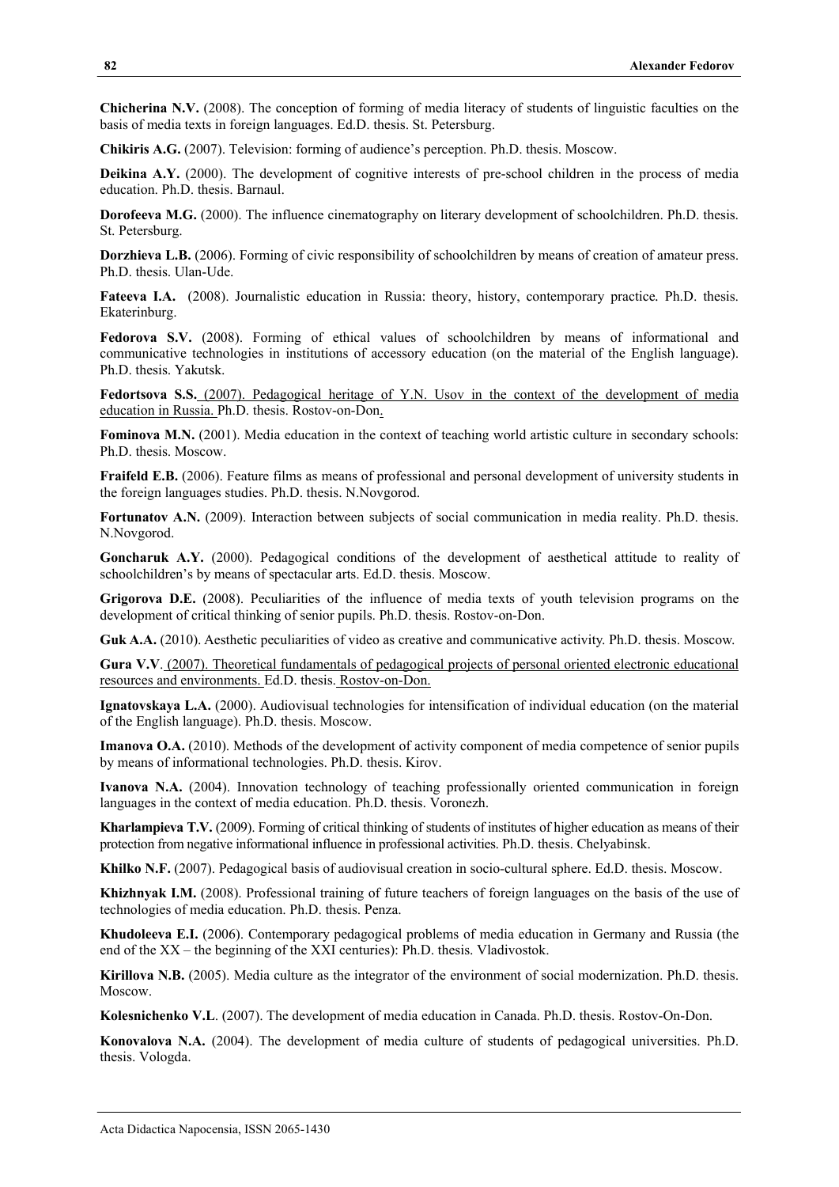**Chicherina N.V.** (2008). The conception of forming of media literacy of students of linguistic faculties on the basis of media texts in foreign languages. Ed.D. thesis. St. Petersburg.

**Chikiris A.G.** (2007). Television: forming of audience's perception. Ph.D. thesis. Moscow.

**Deikina A.Y.** (2000). The development of cognitive interests of pre-school children in the process of media education. Ph.D. thesis. Barnaul.

**Dorofeeva M.G.** (2000). The influence cinematography on literary development of schoolchildren. Ph.D. thesis. St. Petersburg.

**Dorzhieva L.B.** (2006). Forming of civic responsibility of schoolchildren by means of creation of amateur press. Ph.D. thesis. Ulan-Ude.

**Fateeva I.A.** (2008). Journalistic education in Russia: theory, history, contemporary practice. Ph.D. thesis. Ekaterinburg.

**Fedorova S.V.** (2008). Forming of ethical values of schoolchildren by means of informational and communicative technologies in institutions of accessory education (on the material of the English language). Ph.D. thesis. Yakutsk.

**Fedortsova S.S.** (2007). Pedagogical heritage of Y.N. Usov in the context of the development of media education in Russia. Ph.D. thesis. Rostov-on-Don.

**Fominova M.N.** (2001). Media education in the context of teaching world artistic culture in secondary schools: Ph.D. thesis. Moscow.

**Fraifeld E.B.** (2006). Feature films as means of professional and personal development of university students in the foreign languages studies. Ph.D. thesis. N.Novgorod.

**Fortunatov A.N.** (2009). Interaction between subjects of social communication in media reality. Ph.D. thesis. N.Novgorod.

**Goncharuk A.Y.** (2000). Pedagogical conditions of the development of aesthetical attitude to reality of schoolchildren's by means of spectacular arts. Ed.D. thesis. Moscow.

**Grigorova D.E.** (2008). Peculiarities of the influence of media texts of youth television programs on the development of critical thinking of senior pupils. Ph.D. thesis. Rostov-on-Don.

**Guk A.A.** (2010). Aesthetic peculiarities of video as creative and communicative activity. Ph.D. thesis. Moscow.

**Gura V.V**. (2007). Theoretical fundamentals of pedagogical projects of personal oriented electronic educational resources and environments. Ed.D. thesis. Rostov-on-Don.

**Ignatovskaya L.A.** (2000). Audiovisual technologies for intensification of individual education (on the material of the English language). Ph.D. thesis. Moscow.

**Imanova O.A.** (2010). Methods of the development of activity component of media competence of senior pupils by means of informational technologies. Ph.D. thesis. Kirov.

**Ivanova N.A.** (2004). Innovation technology of teaching professionally oriented communication in foreign languages in the context of media education. Ph.D. thesis. Voronezh.

**Kharlampieva T.V.** (2009). Forming of critical thinking of students of institutes of higher education as means of their protection from negative informational influence in professional activities. Ph.D. thesis. Chelyabinsk.

**Khilko N.F.** (2007). Pedagogical basis of audiovisual creation in socio-cultural sphere. Ed.D. thesis. Moscow.

**Khizhnyak I.M.** (2008). Professional training of future teachers of foreign languages on the basis of the use of technologies of media education. Ph.D. thesis. Penza.

**Khudoleeva E.I.** (2006). Contemporary pedagogical problems of media education in Germany and Russia (the end of the XX – the beginning of the XXI centuries): Ph.D. thesis. Vladivostok.

**Kirillova N.B.** (2005). Media culture as the integrator of the environment of social modernization. Ph.D. thesis. Moscow.

**Kolesnichenko V.L**. (2007). The development of media education in Canada. Ph.D. thesis. Rostov-On-Don.

**Konovalova N.A.** (2004). The development of media culture of students of pedagogical universities. Ph.D. thesis. Vologda.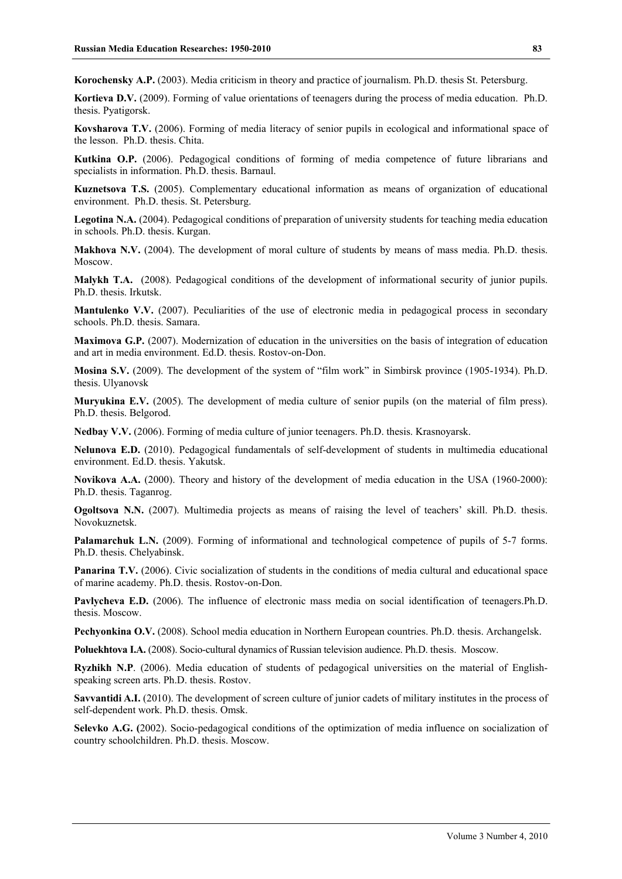**Korochensky A.P.** (2003). Media criticism in theory and practice of journalism. Ph.D. thesis St. Petersburg.

**Kortieva D.V.** (2009). Forming of value orientations of teenagers during the process of media education. Ph.D. thesis. Pyatigorsk.

**Kovsharova T.V.** (2006). Forming of media literacy of senior pupils in ecological and informational space of the lesson. Ph.D. thesis. Chita.

**Kutkina O.P.** (2006). Pedagogical conditions of forming of media competence of future librarians and specialists in information. Ph.D. thesis. Barnaul.

**Kuznetsova T.S.** (2005). Complementary educational information as means of organization of educational environment. Ph.D. thesis. St. Petersburg.

**Legotina N.A.** (2004). Pedagogical conditions of preparation of university students for teaching media education in schools. Ph.D. thesis. Kurgan.

**Makhova N.V.** (2004). The development of moral culture of students by means of mass media. Ph.D. thesis. Moscow.

**Malykh T.A.** (2008). Pedagogical conditions of the development of informational security of junior pupils. Ph.D. thesis. Irkutsk.

**Mantulenko V.V.** (2007). Peculiarities of the use of electronic media in pedagogical process in secondary schools. Ph.D. thesis. Samara.

**Maximova G.P.** (2007). Modernization of education in the universities on the basis of integration of education and art in media environment. Ed.D. thesis. Rostov-on-Don.

**Mosina S.V.** (2009). The development of the system of "film work" in Simbirsk province (1905-1934). Ph.D. thesis. Ulyanovsk

**Muryukina E.V.** (2005). The development of media culture of senior pupils (on the material of film press). Ph.D. thesis. Belgorod.

**Nedbay V.V.** (2006). Forming of media culture of junior teenagers. Ph.D. thesis. Krasnoyarsk.

**Nelunova E.D.** (2010). Pedagogical fundamentals of self-development of students in multimedia educational environment. Ed.D. thesis. Yakutsk.

**Novikova A.A.** (2000). Theory and history of the development of media education in the USA (1960-2000): Ph.D. thesis. Taganrog.

**Ogoltsova N.N.** (2007). Multimedia projects as means of raising the level of teachers' skill. Ph.D. thesis. Novokuznetsk.

**Palamarchuk L.N.** (2009). Forming of informational and technological competence of pupils of 5-7 forms. Ph.D. thesis. Chelyabinsk.

**Panarina T.V.** (2006). Civic socialization of students in the conditions of media cultural and educational space of marine academy. Ph.D. thesis. Rostov-on-Don.

**Pavlycheva E.D.** (2006). The influence of electronic mass media on social identification of teenagers.Ph.D. thesis. Moscow.

**Pechyonkina O.V.** (2008). School media education in Northern European countries. Ph.D. thesis. Archangelsk.

**Poluekhtova I.A.** (2008). Socio-cultural dynamics of Russian television audience. Ph.D. thesis. Moscow.

**Ryzhikh N.P**. (2006). Media education of students of pedagogical universities on the material of English-speaking screen arts. Ph.D. thesis. Rostov.

**Savvantidi A.I.** (2010). The development of screen culture of junior cadets of military institutes in the process of self-dependent work. Ph.D. thesis. Omsk.

**Selevko A.G. (**2002). Socio-pedagogical conditions of the optimization of media influence on socialization of country schoolchildren. Ph.D. thesis. Moscow.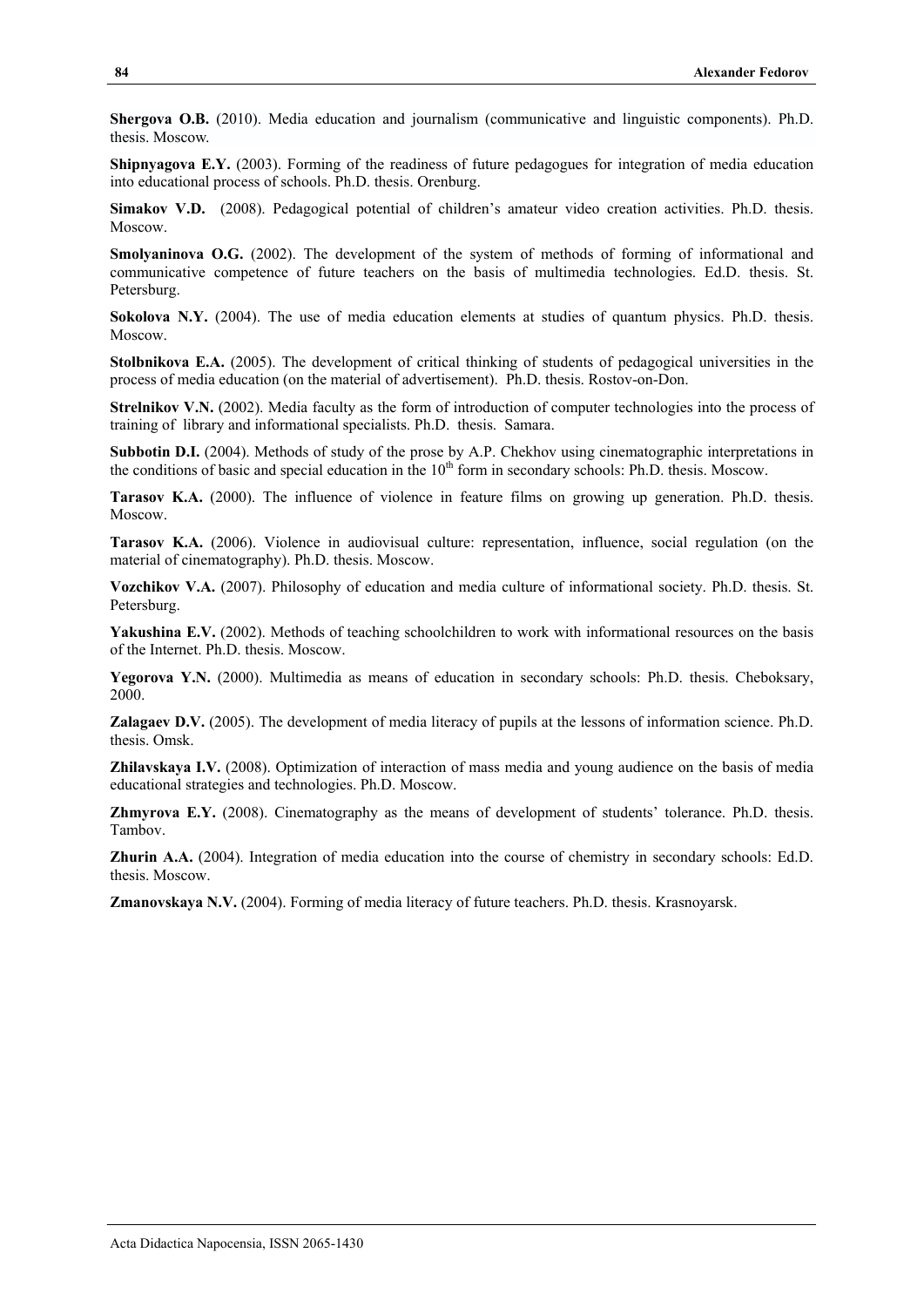**Shergova O.B.** (2010). Media education and journalism (communicative and linguistic components). Ph.D. thesis. Moscow.

**Shipnyagova E.Y.** (2003). Forming of the readiness of future pedagogues for integration of media education into educational process of schools. Ph.D. thesis. Orenburg.

**Simakov V.D.** (2008). Pedagogical potential of children's amateur video creation activities. Ph.D. thesis. Moscow.

**Smolyaninova O.G.** (2002). The development of the system of methods of forming of informational and communicative competence of future teachers on the basis of multimedia technologies. Ed.D. thesis. St. Petersburg.

**Sokolova N.Y.** (2004). The use of media education elements at studies of quantum physics. Ph.D. thesis. Moscow.

**Stolbnikova E.A.** (2005). The development of critical thinking of students of pedagogical universities in the process of media education (on the material of advertisement). Ph.D. thesis. Rostov-on-Don.

**Strelnikov V.N.** (2002). Media faculty as the form of introduction of computer technologies into the process of training of library and informational specialists. Ph.D. thesis. Samara.

**Subbotin D.I.** (2004). Methods of study of the prose by A.P. Chekhov using cinematographic interpretations in the conditions of basic and special education in the 10th form in secondary schools: Ph.D. thesis. Moscow.

**Tarasov K.A.** (2000). The influence of violence in feature films on growing up generation. Ph.D. thesis. Moscow.

**Tarasov K.A.** (2006). Violence in audiovisual culture: representation, influence, social regulation (on the material of cinematography). Ph.D. thesis. Moscow.

**Vozchikov V.A.** (2007). Philosophy of education and media culture of informational society. Ph.D. thesis. St. Petersburg.

**Yakushina E.V.** (2002). Methods of teaching schoolchildren to work with informational resources on the basis of the Internet. Ph.D. thesis. Moscow.

**Yegorova Y.N.** (2000). Multimedia as means of education in secondary schools: Ph.D. thesis. Cheboksary, 2000.

**Zalagaev D.V.** (2005). The development of media literacy of pupils at the lessons of information science. Ph.D. thesis. Omsk.

**Zhilavskaya I.V.** (2008). Optimization of interaction of mass media and young audience on the basis of media educational strategies and technologies. Ph.D. Moscow.

**Zhmyrova E.Y.** (2008). Cinematography as the means of development of students' tolerance. Ph.D. thesis. Tambov.

**Zhurin A.A.** (2004). Integration of media education into the course of chemistry in secondary schools: Ed.D. thesis. Moscow.

**Zmanovskaya N.V.** (2004). Forming of media literacy of future teachers. Ph.D. thesis. Krasnoyarsk.